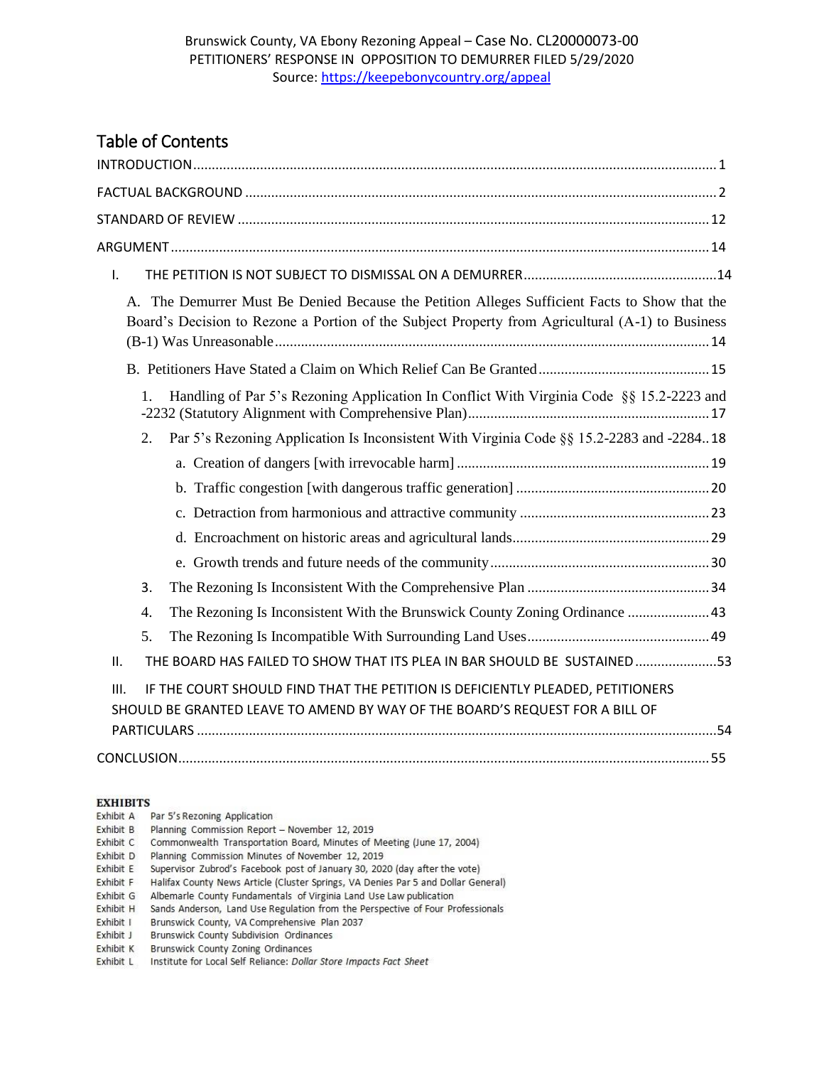Brunswick County, VA Ebony Rezoning Appeal – Case No. CL20000073-00
PETITIONERS' RESPONSE IN OPPOSITION TO DEMURRER FILED 5/29/2020
Source: https://keepebonycountry.org/appeal

## Table of Contents

INTRODUCTION ........................................................................ 1

FACTUAL BACKGROUND ........................................................................ 2

STANDARD OF REVIEW ........................................................................ 12

ARGUMENT ........................................................................ 14

- I. THE PETITION IS NOT SUBJECT TO DISMISSAL ON A DEMURRER ........................................ 14
  - A. The Demurrer Must Be Denied Because the Petition Alleges Sufficient Facts to Show that the Board's Decision to Rezone a Portion of the Subject Property from Agricultural (A-1) to Business (B-1) Was Unreasonable ........................................ 14
  - B. Petitioners Have Stated a Claim on Which Relief Can Be Granted ........................................ 15
    1. Handling of Par 5's Rezoning Application In Conflict With Virginia Code §§ 15.2-2223 and -2232 (Statutory Alignment with Comprehensive Plan) ........................................ 17
    2. Par 5's Rezoning Application Is Inconsistent With Virginia Code §§ 15.2-2283 and -2284 .. 18
       - a. Creation of dangers [with irrevocable harm] ........................................ 19
       - b. Traffic congestion [with dangerous traffic generation] ........................................ 20
       - c. Detraction from harmonious and attractive community ........................................ 23
       - d. Encroachment on historic areas and agricultural lands ........................................ 29
       - e. Growth trends and future needs of the community ........................................ 30
    3. The Rezoning Is Inconsistent With the Comprehensive Plan ........................................ 34
    4. The Rezoning Is Inconsistent With the Brunswick County Zoning Ordinance ........................................ 43
    5. The Rezoning Is Incompatible With Surrounding Land Uses ........................................ 49
- II. THE BOARD HAS FAILED TO SHOW THAT ITS PLEA IN BAR SHOULD BE SUSTAINED ........................................ 53
- III. IF THE COURT SHOULD FIND THAT THE PETITION IS DEFICIENTLY PLEADED, PETITIONERS SHOULD BE GRANTED LEAVE TO AMEND BY WAY OF THE BOARD'S REQUEST FOR A BILL OF PARTICULARS ........................................ 54

CONCLUSION ........................................................................ 55

**EXHIBITS**

| | |
|---|---|
| Exhibit A | Par 5's Rezoning Application |
| Exhibit B | Planning Commission Report – November 12, 2019 |
| Exhibit C | Commonwealth Transportation Board, Minutes of Meeting (June 17, 2004) |
| Exhibit D | Planning Commission Minutes of November 12, 2019 |
| Exhibit E | Supervisor Zubrod's Facebook post of January 30, 2020 (day after the vote) |
| Exhibit F | Halifax County News Article (Cluster Springs, VA Denies Par 5 and Dollar General) |
| Exhibit G | Albemarle County Fundamentals of Virginia Land Use Law publication |
| Exhibit H | Sands Anderson, Land Use Regulation from the Perspective of Four Professionals |
| Exhibit I | Brunswick County, VA Comprehensive Plan 2037 |
| Exhibit J | Brunswick County Subdivision Ordinances |
| Exhibit K | Brunswick County Zoning Ordinances |
| Exhibit L | Institute for Local Self Reliance: *Dollar Store Impacts Fact Sheet* |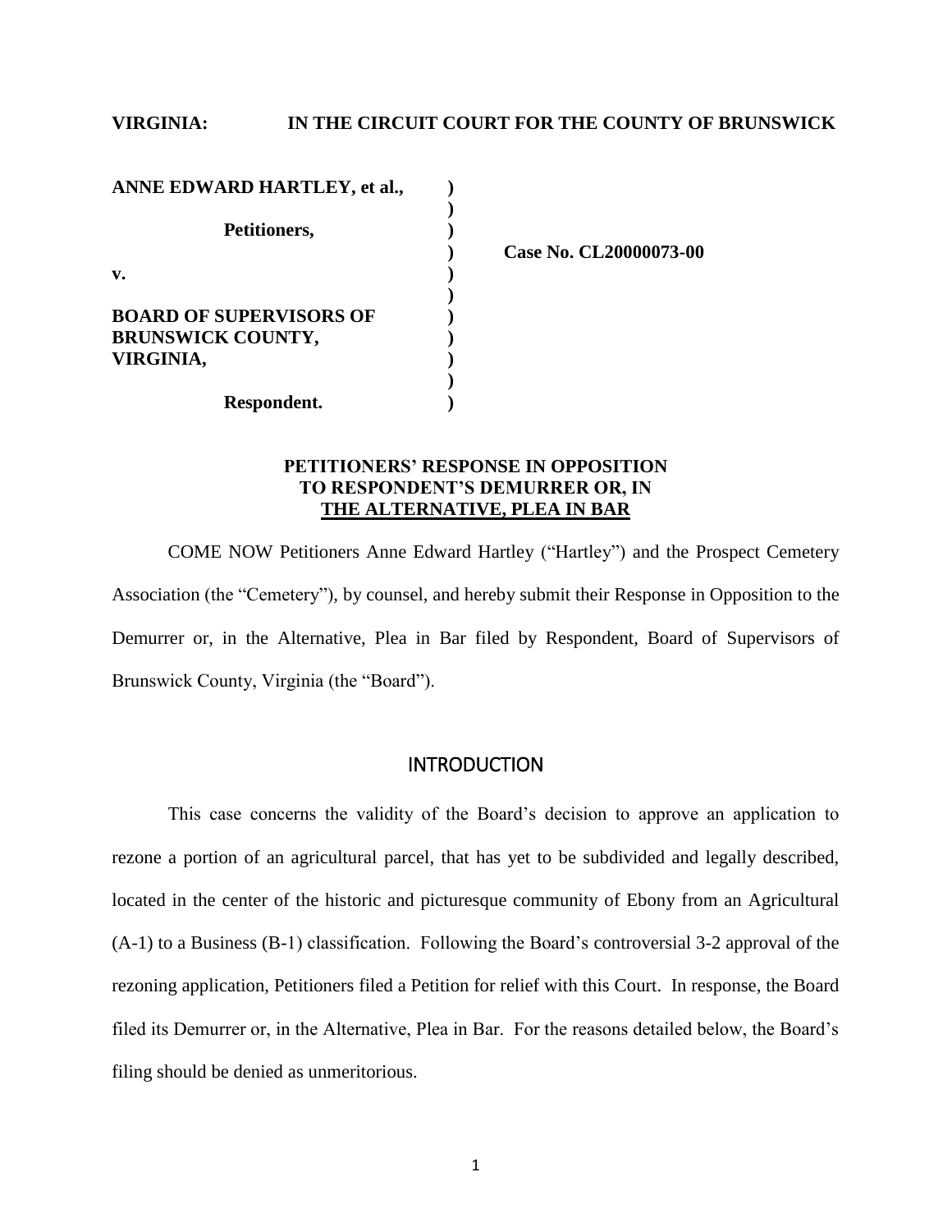**VIRGINIA: IN THE CIRCUIT COURT FOR THE COUNTY OF BRUNSWICK**

| | | |
|---|---|---|
| **ANNE EDWARD HARTLEY, et al.,** | **)** | |
| | **)** | |
| **Petitioners,** | **)** | |
| | **)** | **Case No. CL20000073-00** |
| **v.** | **)** | |
| | **)** | |
| **BOARD OF SUPERVISORS OF BRUNSWICK COUNTY, VIRGINIA,** | **)** | |
| | **)** | |
| **Respondent.** | **)** | |

**PETITIONERS' RESPONSE IN OPPOSITION TO RESPONDENT'S DEMURRER OR, IN THE ALTERNATIVE, PLEA IN BAR**

COME NOW Petitioners Anne Edward Hartley ("Hartley") and the Prospect Cemetery Association (the "Cemetery"), by counsel, and hereby submit their Response in Opposition to the Demurrer or, in the Alternative, Plea in Bar filed by Respondent, Board of Supervisors of Brunswick County, Virginia (the "Board").

## INTRODUCTION

This case concerns the validity of the Board's decision to approve an application to rezone a portion of an agricultural parcel, that has yet to be subdivided and legally described, located in the center of the historic and picturesque community of Ebony from an Agricultural (A-1) to a Business (B-1) classification. Following the Board's controversial 3-2 approval of the rezoning application, Petitioners filed a Petition for relief with this Court. In response, the Board filed its Demurrer or, in the Alternative, Plea in Bar. For the reasons detailed below, the Board's filing should be denied as unmeritorious.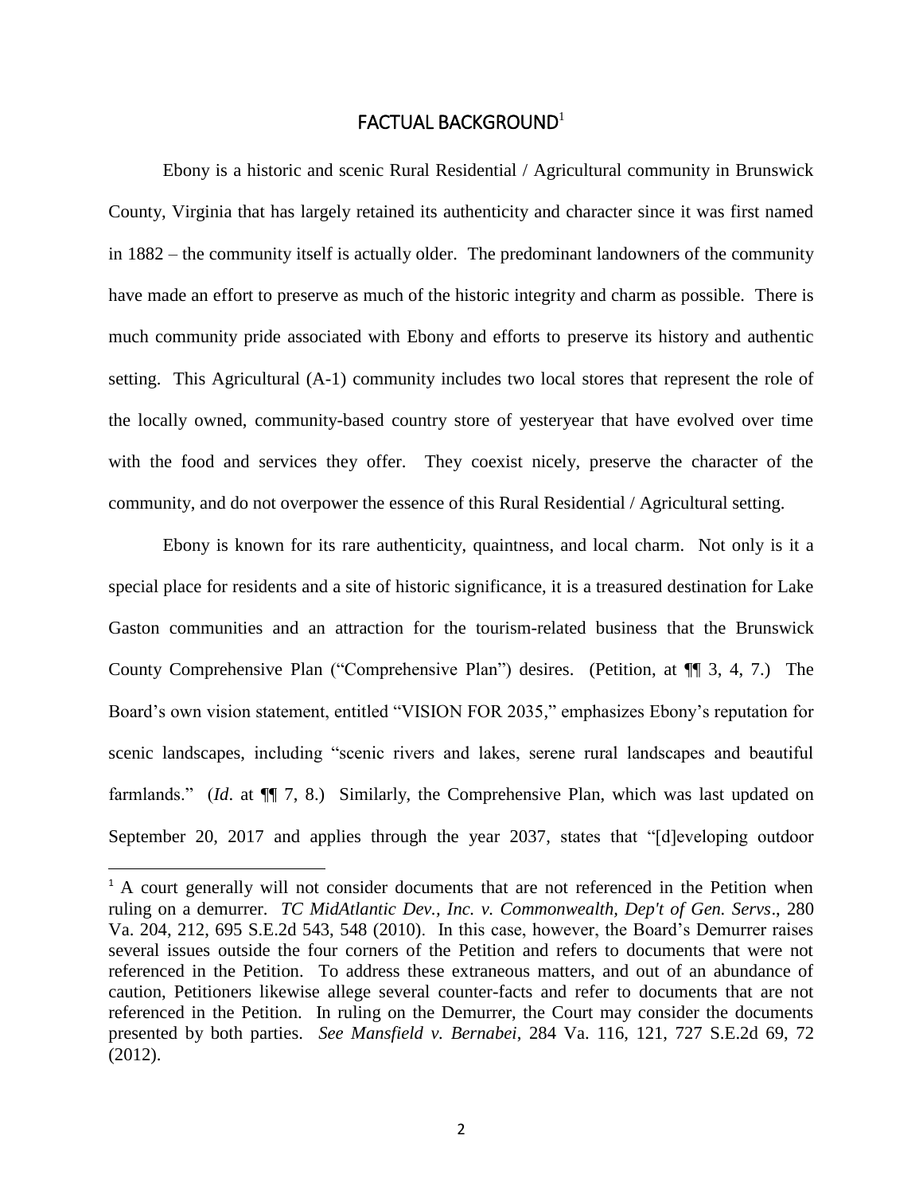## FACTUAL BACKGROUND[1]

Ebony is a historic and scenic Rural Residential / Agricultural community in Brunswick County, Virginia that has largely retained its authenticity and character since it was first named in 1882 – the community itself is actually older. The predominant landowners of the community have made an effort to preserve as much of the historic integrity and charm as possible. There is much community pride associated with Ebony and efforts to preserve its history and authentic setting. This Agricultural (A-1) community includes two local stores that represent the role of the locally owned, community-based country store of yesteryear that have evolved over time with the food and services they offer. They coexist nicely, preserve the character of the community, and do not overpower the essence of this Rural Residential / Agricultural setting.

Ebony is known for its rare authenticity, quaintness, and local charm. Not only is it a special place for residents and a site of historic significance, it is a treasured destination for Lake Gaston communities and an attraction for the tourism-related business that the Brunswick County Comprehensive Plan ("Comprehensive Plan") desires. (Petition, at ¶¶ 3, 4, 7.) The Board's own vision statement, entitled "VISION FOR 2035," emphasizes Ebony's reputation for scenic landscapes, including "scenic rivers and lakes, serene rural landscapes and beautiful farmlands." (*Id*. at ¶¶ 7, 8.) Similarly, the Comprehensive Plan, which was last updated on September 20, 2017 and applies through the year 2037, states that "[d]eveloping outdoor

---

[1] A court generally will not consider documents that are not referenced in the Petition when ruling on a demurrer. *TC MidAtlantic Dev., Inc. v. Commonwealth, Dep't of Gen. Servs*., 280 Va. 204, 212, 695 S.E.2d 543, 548 (2010). In this case, however, the Board's Demurrer raises several issues outside the four corners of the Petition and refers to documents that were not referenced in the Petition. To address these extraneous matters, and out of an abundance of caution, Petitioners likewise allege several counter-facts and refer to documents that are not referenced in the Petition. In ruling on the Demurrer, the Court may consider the documents presented by both parties. *See Mansfield v. Bernabei*, 284 Va. 116, 121, 727 S.E.2d 69, 72 (2012).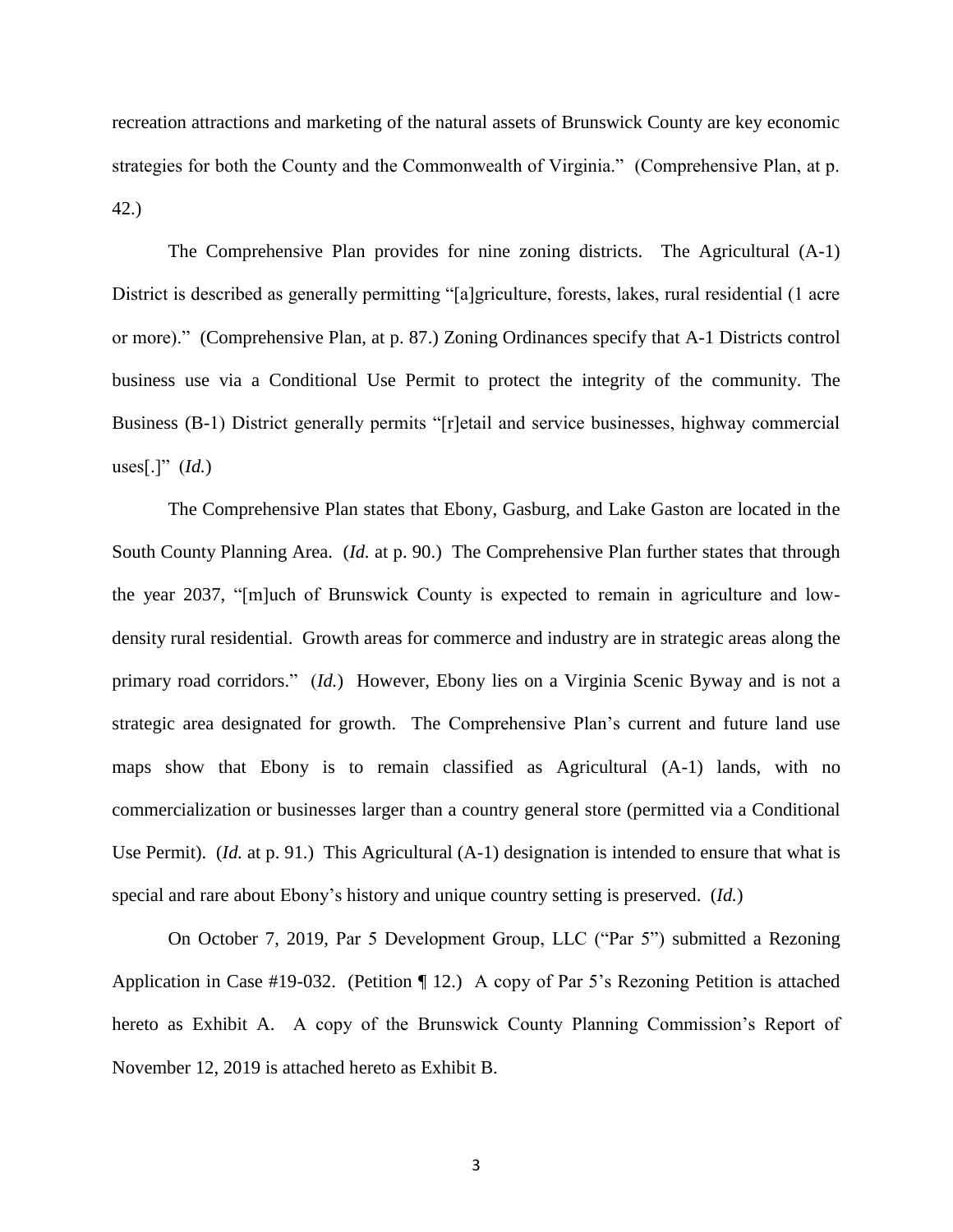recreation attractions and marketing of the natural assets of Brunswick County are key economic strategies for both the County and the Commonwealth of Virginia." (Comprehensive Plan, at p. 42.)

The Comprehensive Plan provides for nine zoning districts. The Agricultural (A-1) District is described as generally permitting "[a]griculture, forests, lakes, rural residential (1 acre or more)." (Comprehensive Plan, at p. 87.) Zoning Ordinances specify that A-1 Districts control business use via a Conditional Use Permit to protect the integrity of the community. The Business (B-1) District generally permits "[r]etail and service businesses, highway commercial uses[.]" (*Id.*)

The Comprehensive Plan states that Ebony, Gasburg, and Lake Gaston are located in the South County Planning Area. (*Id.* at p. 90.) The Comprehensive Plan further states that through the year 2037, "[m]uch of Brunswick County is expected to remain in agriculture and low-density rural residential. Growth areas for commerce and industry are in strategic areas along the primary road corridors." (*Id.*) However, Ebony lies on a Virginia Scenic Byway and is not a strategic area designated for growth. The Comprehensive Plan's current and future land use maps show that Ebony is to remain classified as Agricultural (A-1) lands, with no commercialization or businesses larger than a country general store (permitted via a Conditional Use Permit). (*Id.* at p. 91.) This Agricultural (A-1) designation is intended to ensure that what is special and rare about Ebony's history and unique country setting is preserved. (*Id.*)

On October 7, 2019, Par 5 Development Group, LLC ("Par 5") submitted a Rezoning Application in Case #19-032. (Petition ¶ 12.) A copy of Par 5's Rezoning Petition is attached hereto as Exhibit A. A copy of the Brunswick County Planning Commission's Report of November 12, 2019 is attached hereto as Exhibit B.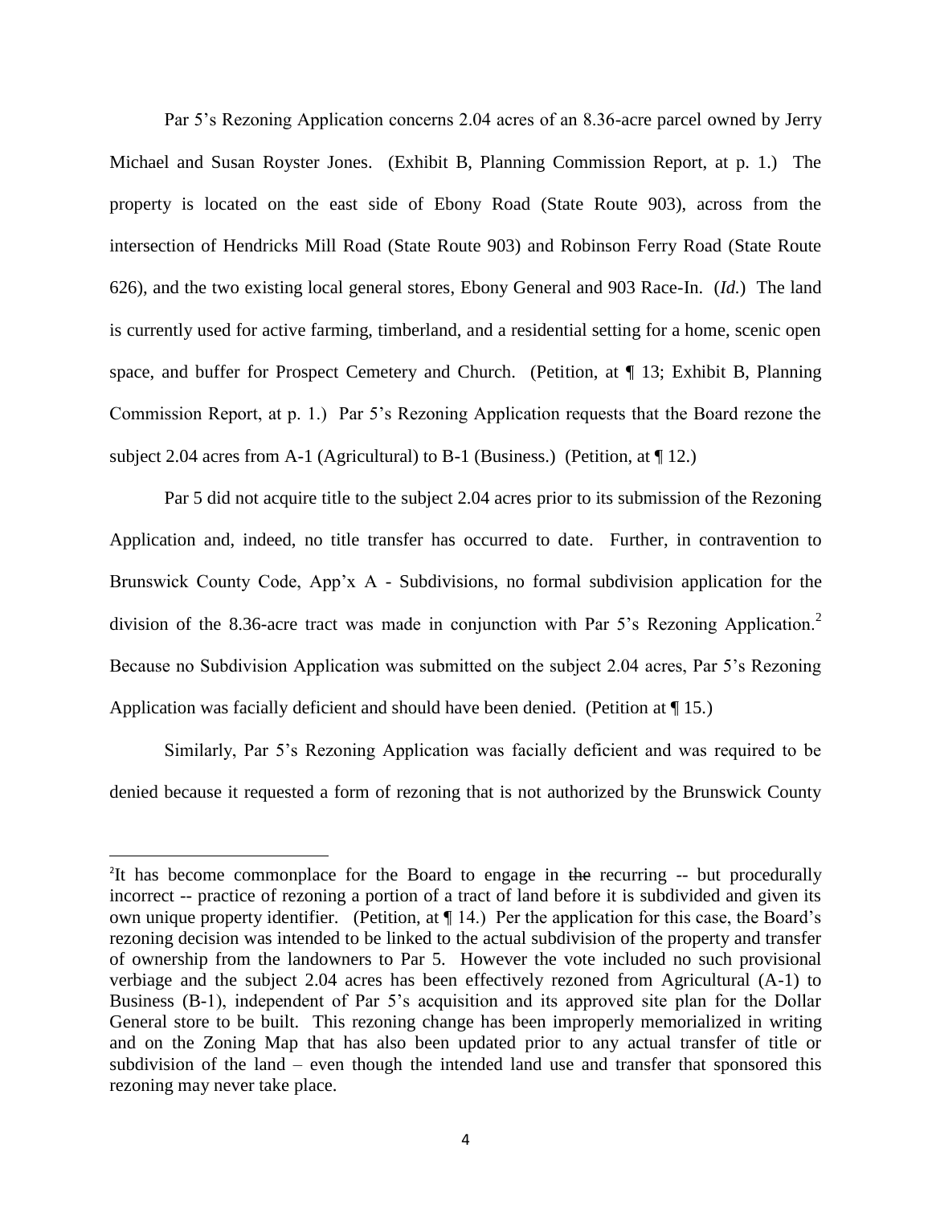Par 5's Rezoning Application concerns 2.04 acres of an 8.36-acre parcel owned by Jerry Michael and Susan Royster Jones. (Exhibit B, Planning Commission Report, at p. 1.) The property is located on the east side of Ebony Road (State Route 903), across from the intersection of Hendricks Mill Road (State Route 903) and Robinson Ferry Road (State Route 626), and the two existing local general stores, Ebony General and 903 Race-In. (*Id.*) The land is currently used for active farming, timberland, and a residential setting for a home, scenic open space, and buffer for Prospect Cemetery and Church. (Petition, at ¶ 13; Exhibit B, Planning Commission Report, at p. 1.) Par 5's Rezoning Application requests that the Board rezone the subject 2.04 acres from A-1 (Agricultural) to B-1 (Business.) (Petition, at ¶ 12.)

Par 5 did not acquire title to the subject 2.04 acres prior to its submission of the Rezoning Application and, indeed, no title transfer has occurred to date. Further, in contravention to Brunswick County Code, App'x A - Subdivisions, no formal subdivision application for the division of the 8.36-acre tract was made in conjunction with Par 5's Rezoning Application.[2] Because no Subdivision Application was submitted on the subject 2.04 acres, Par 5's Rezoning Application was facially deficient and should have been denied. (Petition at ¶ 15.)

Similarly, Par 5's Rezoning Application was facially deficient and was required to be denied because it requested a form of rezoning that is not authorized by the Brunswick County

---

[2] It has become commonplace for the Board to engage in ~~the~~ recurring -- but procedurally incorrect -- practice of rezoning a portion of a tract of land before it is subdivided and given its own unique property identifier. (Petition, at ¶ 14.) Per the application for this case, the Board's rezoning decision was intended to be linked to the actual subdivision of the property and transfer of ownership from the landowners to Par 5. However the vote included no such provisional verbiage and the subject 2.04 acres has been effectively rezoned from Agricultural (A-1) to Business (B-1), independent of Par 5's acquisition and its approved site plan for the Dollar General store to be built. This rezoning change has been improperly memorialized in writing and on the Zoning Map that has also been updated prior to any actual transfer of title or subdivision of the land – even though the intended land use and transfer that sponsored this rezoning may never take place.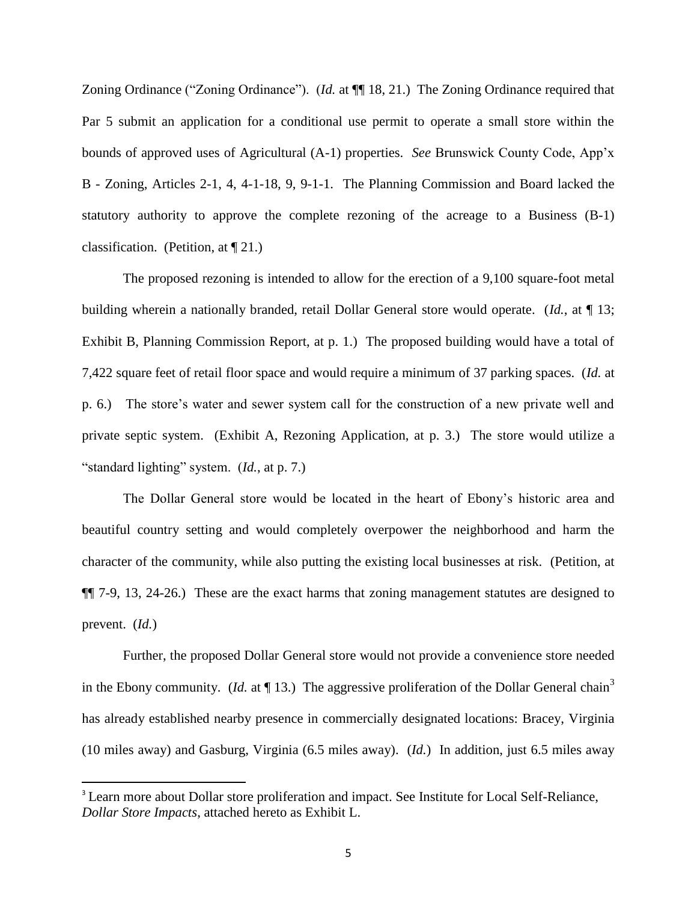Zoning Ordinance ("Zoning Ordinance"). (*Id.* at ¶¶ 18, 21.) The Zoning Ordinance required that Par 5 submit an application for a conditional use permit to operate a small store within the bounds of approved uses of Agricultural (A-1) properties. *See* Brunswick County Code, App'x B - Zoning, Articles 2-1, 4, 4-1-18, 9, 9-1-1. The Planning Commission and Board lacked the statutory authority to approve the complete rezoning of the acreage to a Business (B-1) classification. (Petition, at ¶ 21.)

The proposed rezoning is intended to allow for the erection of a 9,100 square-foot metal building wherein a nationally branded, retail Dollar General store would operate. (*Id.*, at ¶ 13; Exhibit B, Planning Commission Report, at p. 1.) The proposed building would have a total of 7,422 square feet of retail floor space and would require a minimum of 37 parking spaces. (*Id.* at p. 6.) The store's water and sewer system call for the construction of a new private well and private septic system. (Exhibit A, Rezoning Application, at p. 3.) The store would utilize a "standard lighting" system. (*Id.*, at p. 7.)

The Dollar General store would be located in the heart of Ebony's historic area and beautiful country setting and would completely overpower the neighborhood and harm the character of the community, while also putting the existing local businesses at risk. (Petition, at ¶¶ 7-9, 13, 24-26.) These are the exact harms that zoning management statutes are designed to prevent. (*Id.*)

Further, the proposed Dollar General store would not provide a convenience store needed in the Ebony community. (*Id.* at ¶ 13.) The aggressive proliferation of the Dollar General chain[3] has already established nearby presence in commercially designated locations: Bracey, Virginia (10 miles away) and Gasburg, Virginia (6.5 miles away). (*Id.*) In addition, just 6.5 miles away

[3] Learn more about Dollar store proliferation and impact. See Institute for Local Self-Reliance, *Dollar Store Impacts*, attached hereto as Exhibit L.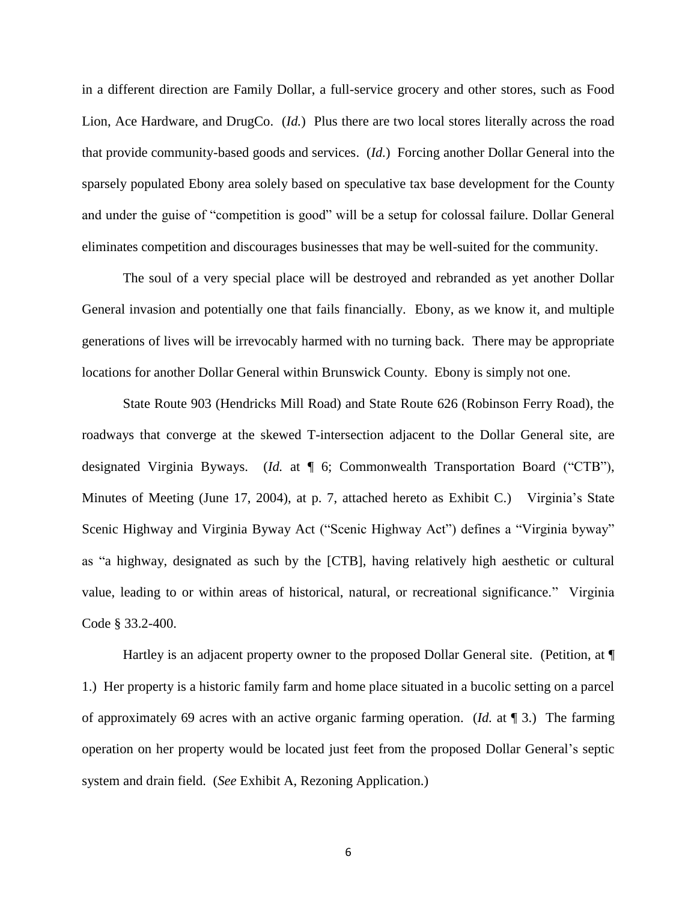in a different direction are Family Dollar, a full-service grocery and other stores, such as Food Lion, Ace Hardware, and DrugCo. (*Id.*) Plus there are two local stores literally across the road that provide community-based goods and services. (*Id.*) Forcing another Dollar General into the sparsely populated Ebony area solely based on speculative tax base development for the County and under the guise of "competition is good" will be a setup for colossal failure. Dollar General eliminates competition and discourages businesses that may be well-suited for the community.

The soul of a very special place will be destroyed and rebranded as yet another Dollar General invasion and potentially one that fails financially. Ebony, as we know it, and multiple generations of lives will be irrevocably harmed with no turning back. There may be appropriate locations for another Dollar General within Brunswick County. Ebony is simply not one.

State Route 903 (Hendricks Mill Road) and State Route 626 (Robinson Ferry Road), the roadways that converge at the skewed T-intersection adjacent to the Dollar General site, are designated Virginia Byways. (*Id.* at ¶ 6; Commonwealth Transportation Board ("CTB"), Minutes of Meeting (June 17, 2004), at p. 7, attached hereto as Exhibit C.) Virginia's State Scenic Highway and Virginia Byway Act ("Scenic Highway Act") defines a "Virginia byway" as "a highway, designated as such by the [CTB], having relatively high aesthetic or cultural value, leading to or within areas of historical, natural, or recreational significance." Virginia Code § 33.2-400.

Hartley is an adjacent property owner to the proposed Dollar General site. (Petition, at ¶ 1.) Her property is a historic family farm and home place situated in a bucolic setting on a parcel of approximately 69 acres with an active organic farming operation. (*Id.* at ¶ 3.) The farming operation on her property would be located just feet from the proposed Dollar General's septic system and drain field. (*See* Exhibit A, Rezoning Application.)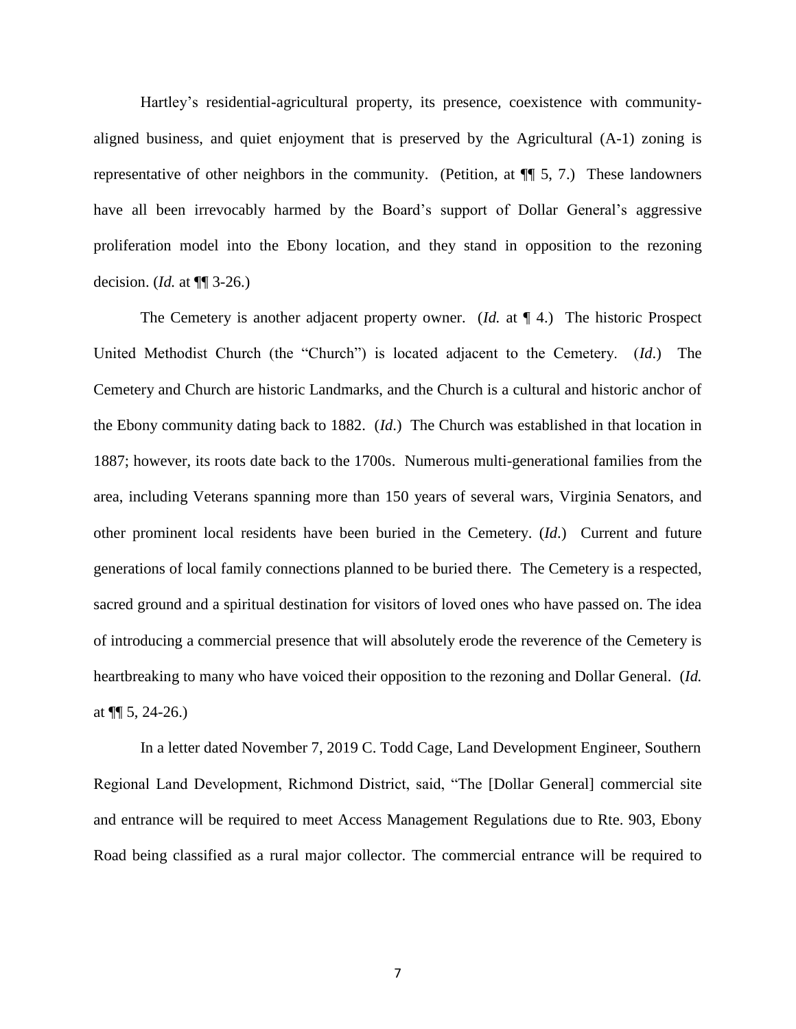Hartley's residential-agricultural property, its presence, coexistence with community-aligned business, and quiet enjoyment that is preserved by the Agricultural (A-1) zoning is representative of other neighbors in the community. (Petition, at ¶¶ 5, 7.) These landowners have all been irrevocably harmed by the Board's support of Dollar General's aggressive proliferation model into the Ebony location, and they stand in opposition to the rezoning decision. (*Id.* at ¶¶ 3-26.)

The Cemetery is another adjacent property owner. (*Id.* at ¶ 4.) The historic Prospect United Methodist Church (the "Church") is located adjacent to the Cemetery. (*Id*.) The Cemetery and Church are historic Landmarks, and the Church is a cultural and historic anchor of the Ebony community dating back to 1882. (*Id*.) The Church was established in that location in 1887; however, its roots date back to the 1700s. Numerous multi-generational families from the area, including Veterans spanning more than 150 years of several wars, Virginia Senators, and other prominent local residents have been buried in the Cemetery. (*Id*.) Current and future generations of local family connections planned to be buried there. The Cemetery is a respected, sacred ground and a spiritual destination for visitors of loved ones who have passed on. The idea of introducing a commercial presence that will absolutely erode the reverence of the Cemetery is heartbreaking to many who have voiced their opposition to the rezoning and Dollar General. (*Id.* at ¶¶ 5, 24-26.)

In a letter dated November 7, 2019 C. Todd Cage, Land Development Engineer, Southern Regional Land Development, Richmond District, said, "The [Dollar General] commercial site and entrance will be required to meet Access Management Regulations due to Rte. 903, Ebony Road being classified as a rural major collector. The commercial entrance will be required to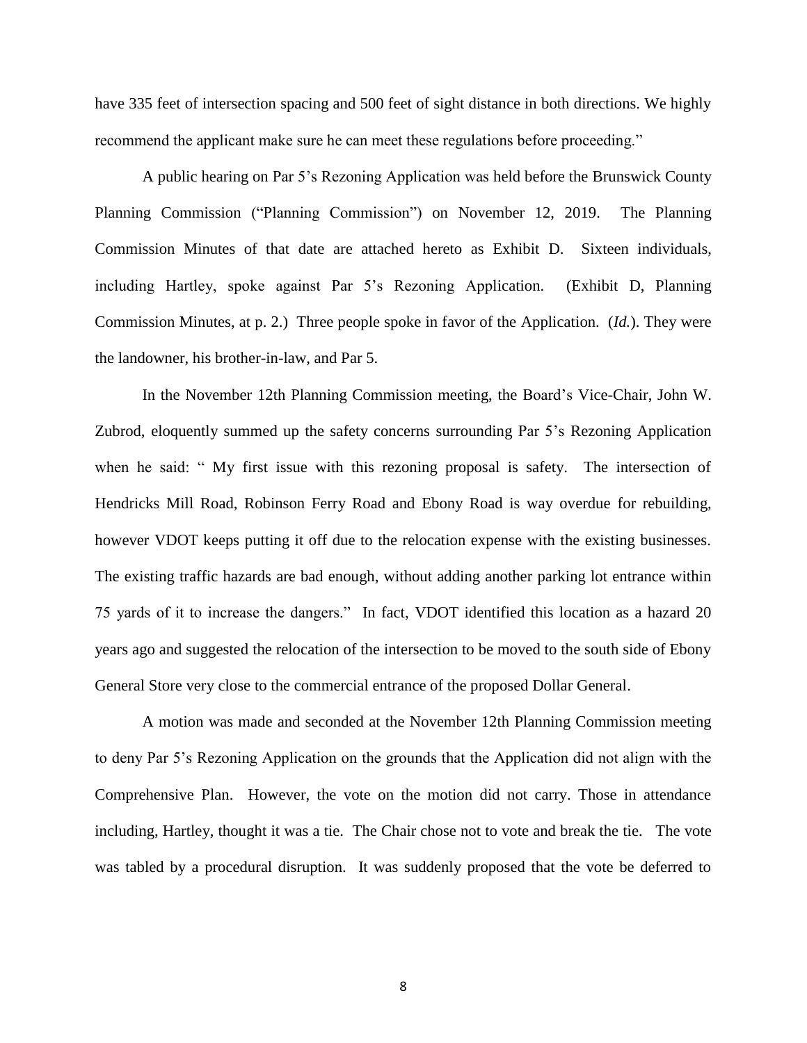have 335 feet of intersection spacing and 500 feet of sight distance in both directions. We highly recommend the applicant make sure he can meet these regulations before proceeding."

A public hearing on Par 5's Rezoning Application was held before the Brunswick County Planning Commission ("Planning Commission") on November 12, 2019. The Planning Commission Minutes of that date are attached hereto as Exhibit D. Sixteen individuals, including Hartley, spoke against Par 5's Rezoning Application. (Exhibit D, Planning Commission Minutes, at p. 2.) Three people spoke in favor of the Application. (*Id.*). They were the landowner, his brother-in-law, and Par 5.

In the November 12th Planning Commission meeting, the Board's Vice-Chair, John W. Zubrod, eloquently summed up the safety concerns surrounding Par 5's Rezoning Application when he said: " My first issue with this rezoning proposal is safety. The intersection of Hendricks Mill Road, Robinson Ferry Road and Ebony Road is way overdue for rebuilding, however VDOT keeps putting it off due to the relocation expense with the existing businesses. The existing traffic hazards are bad enough, without adding another parking lot entrance within 75 yards of it to increase the dangers." In fact, VDOT identified this location as a hazard 20 years ago and suggested the relocation of the intersection to be moved to the south side of Ebony General Store very close to the commercial entrance of the proposed Dollar General.

A motion was made and seconded at the November 12th Planning Commission meeting to deny Par 5's Rezoning Application on the grounds that the Application did not align with the Comprehensive Plan. However, the vote on the motion did not carry. Those in attendance including, Hartley, thought it was a tie. The Chair chose not to vote and break the tie. The vote was tabled by a procedural disruption. It was suddenly proposed that the vote be deferred to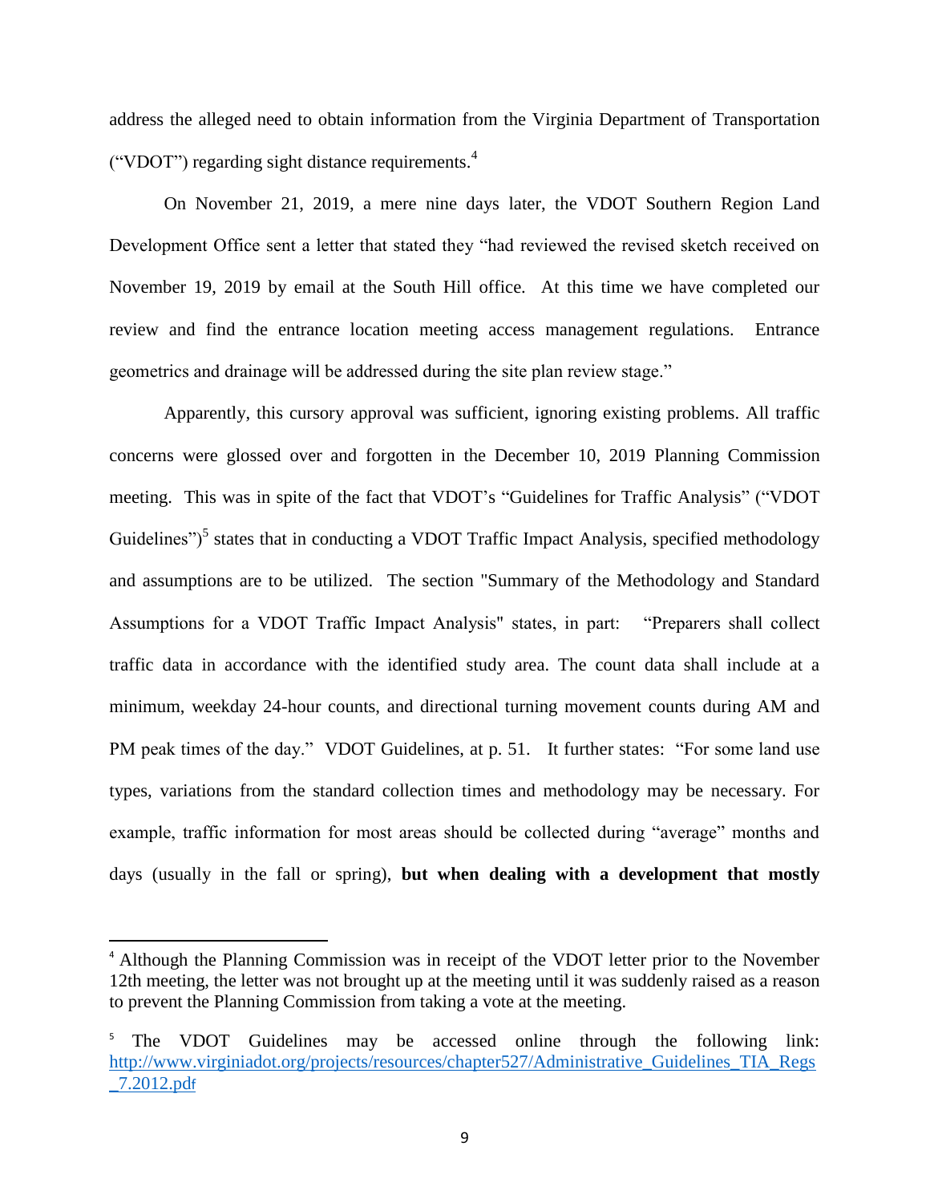address the alleged need to obtain information from the Virginia Department of Transportation ("VDOT") regarding sight distance requirements.[4]

On November 21, 2019, a mere nine days later, the VDOT Southern Region Land Development Office sent a letter that stated they "had reviewed the revised sketch received on November 19, 2019 by email at the South Hill office. At this time we have completed our review and find the entrance location meeting access management regulations. Entrance geometrics and drainage will be addressed during the site plan review stage."

Apparently, this cursory approval was sufficient, ignoring existing problems. All traffic concerns were glossed over and forgotten in the December 10, 2019 Planning Commission meeting. This was in spite of the fact that VDOT's "Guidelines for Traffic Analysis" ("VDOT Guidelines")[5] states that in conducting a VDOT Traffic Impact Analysis, specified methodology and assumptions are to be utilized. The section "Summary of the Methodology and Standard Assumptions for a VDOT Traffic Impact Analysis" states, in part: "Preparers shall collect traffic data in accordance with the identified study area. The count data shall include at a minimum, weekday 24-hour counts, and directional turning movement counts during AM and PM peak times of the day." VDOT Guidelines, at p. 51. It further states: "For some land use types, variations from the standard collection times and methodology may be necessary. For example, traffic information for most areas should be collected during "average" months and days (usually in the fall or spring), **but when dealing with a development that mostly**

---

[4] Although the Planning Commission was in receipt of the VDOT letter prior to the November 12th meeting, the letter was not brought up at the meeting until it was suddenly raised as a reason to prevent the Planning Commission from taking a vote at the meeting.

[5] The VDOT Guidelines may be accessed online through the following link: http://www.virginiadot.org/projects/resources/chapter527/Administrative_Guidelines_TIA_Regs_7.2012.pdf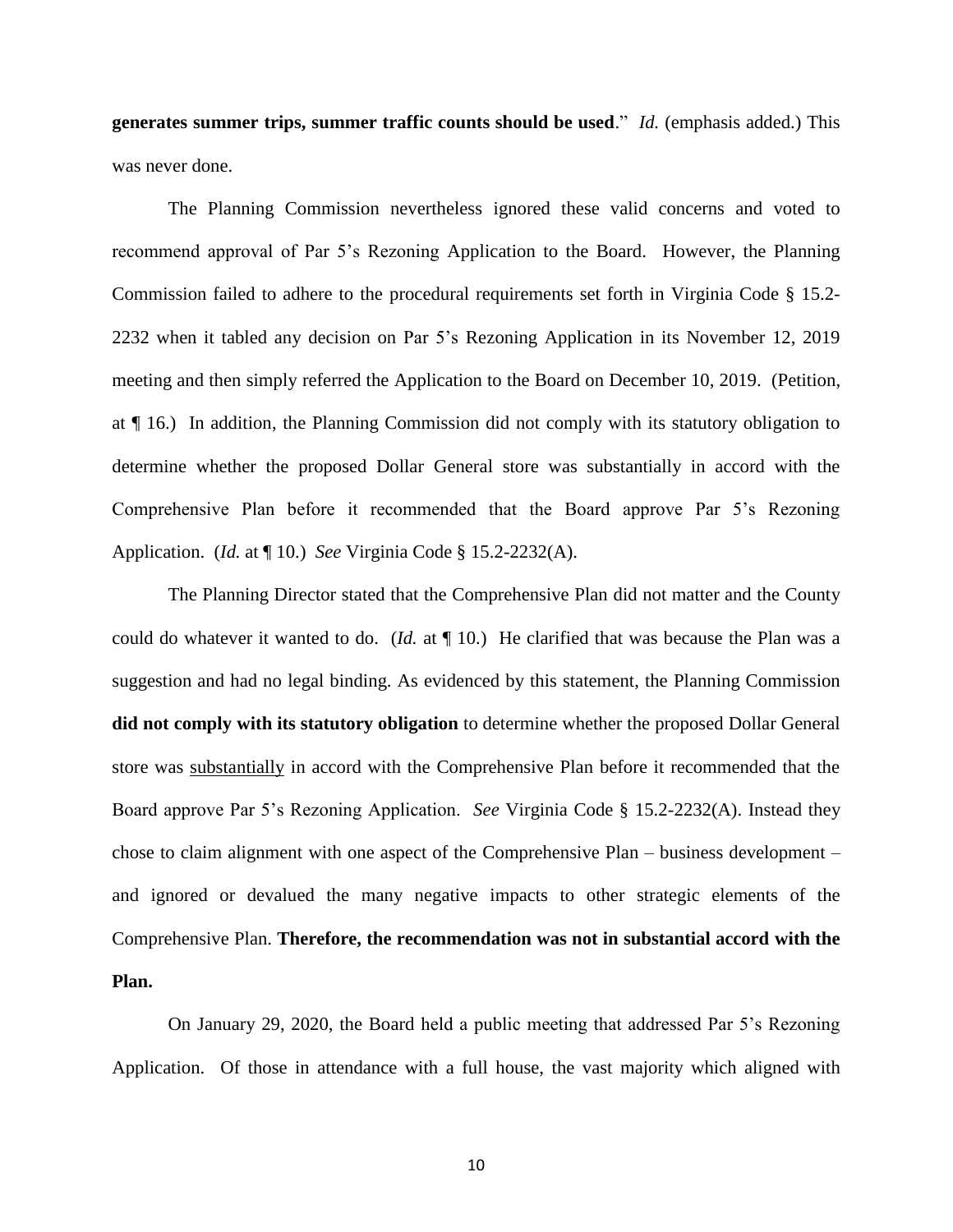**generates summer trips, summer traffic counts should be used**." *Id.* (emphasis added.) This was never done.

The Planning Commission nevertheless ignored these valid concerns and voted to recommend approval of Par 5's Rezoning Application to the Board. However, the Planning Commission failed to adhere to the procedural requirements set forth in Virginia Code § 15.2-2232 when it tabled any decision on Par 5's Rezoning Application in its November 12, 2019 meeting and then simply referred the Application to the Board on December 10, 2019. (Petition, at ¶ 16.) In addition, the Planning Commission did not comply with its statutory obligation to determine whether the proposed Dollar General store was substantially in accord with the Comprehensive Plan before it recommended that the Board approve Par 5's Rezoning Application. (*Id.* at ¶ 10.) *See* Virginia Code § 15.2-2232(A).

The Planning Director stated that the Comprehensive Plan did not matter and the County could do whatever it wanted to do. (*Id.* at ¶ 10.) He clarified that was because the Plan was a suggestion and had no legal binding. As evidenced by this statement, the Planning Commission **did not comply with its statutory obligation** to determine whether the proposed Dollar General store was <u>substantially</u> in accord with the Comprehensive Plan before it recommended that the Board approve Par 5's Rezoning Application. *See* Virginia Code § 15.2-2232(A). Instead they chose to claim alignment with one aspect of the Comprehensive Plan – business development – and ignored or devalued the many negative impacts to other strategic elements of the Comprehensive Plan. **Therefore, the recommendation was not in substantial accord with the Plan.**

On January 29, 2020, the Board held a public meeting that addressed Par 5's Rezoning Application. Of those in attendance with a full house, the vast majority which aligned with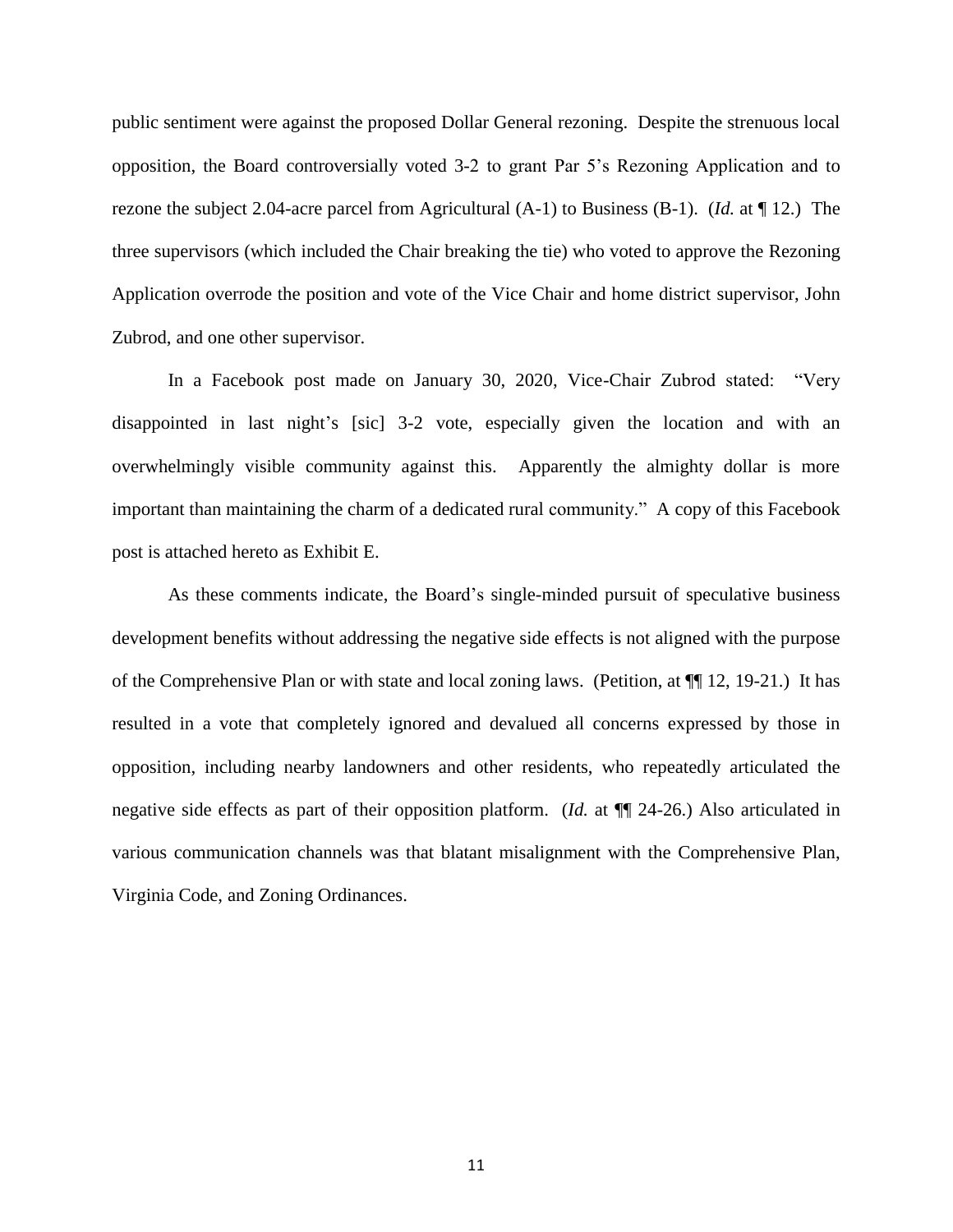public sentiment were against the proposed Dollar General rezoning. Despite the strenuous local opposition, the Board controversially voted 3-2 to grant Par 5's Rezoning Application and to rezone the subject 2.04-acre parcel from Agricultural (A-1) to Business (B-1). (*Id.* at ¶ 12.) The three supervisors (which included the Chair breaking the tie) who voted to approve the Rezoning Application overrode the position and vote of the Vice Chair and home district supervisor, John Zubrod, and one other supervisor.

In a Facebook post made on January 30, 2020, Vice-Chair Zubrod stated: "Very disappointed in last night's [sic] 3-2 vote, especially given the location and with an overwhelmingly visible community against this. Apparently the almighty dollar is more important than maintaining the charm of a dedicated rural community." A copy of this Facebook post is attached hereto as Exhibit E.

As these comments indicate, the Board's single-minded pursuit of speculative business development benefits without addressing the negative side effects is not aligned with the purpose of the Comprehensive Plan or with state and local zoning laws. (Petition, at ¶¶ 12, 19-21.) It has resulted in a vote that completely ignored and devalued all concerns expressed by those in opposition, including nearby landowners and other residents, who repeatedly articulated the negative side effects as part of their opposition platform. (*Id.* at ¶¶ 24-26.) Also articulated in various communication channels was that blatant misalignment with the Comprehensive Plan, Virginia Code, and Zoning Ordinances.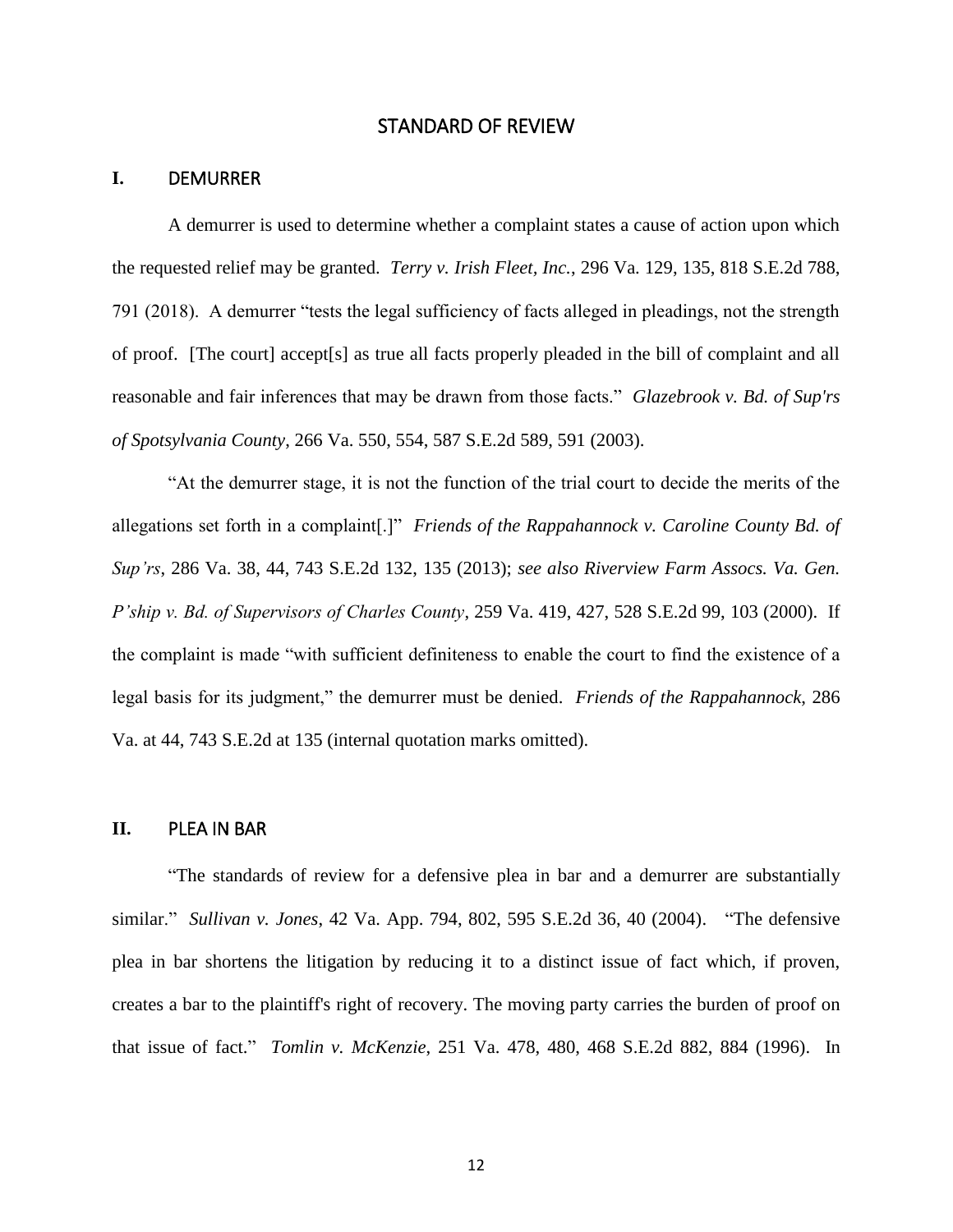# STANDARD OF REVIEW

## I. DEMURRER

A demurrer is used to determine whether a complaint states a cause of action upon which the requested relief may be granted. *Terry v. Irish Fleet, Inc.*, 296 Va. 129, 135, 818 S.E.2d 788, 791 (2018). A demurrer "tests the legal sufficiency of facts alleged in pleadings, not the strength of proof. [The court] accept[s] as true all facts properly pleaded in the bill of complaint and all reasonable and fair inferences that may be drawn from those facts." *Glazebrook v. Bd. of Sup'rs of Spotsylvania County*, 266 Va. 550, 554, 587 S.E.2d 589, 591 (2003).

"At the demurrer stage, it is not the function of the trial court to decide the merits of the allegations set forth in a complaint[.]" *Friends of the Rappahannock v. Caroline County Bd. of Sup'rs*, 286 Va. 38, 44, 743 S.E.2d 132, 135 (2013); *see also Riverview Farm Assocs. Va. Gen. P'ship v. Bd. of Supervisors of Charles County*, 259 Va. 419, 427, 528 S.E.2d 99, 103 (2000). If the complaint is made "with sufficient definiteness to enable the court to find the existence of a legal basis for its judgment," the demurrer must be denied. *Friends of the Rappahannock*, 286 Va. at 44, 743 S.E.2d at 135 (internal quotation marks omitted).

## II. PLEA IN BAR

"The standards of review for a defensive plea in bar and a demurrer are substantially similar." *Sullivan v. Jones*, 42 Va. App. 794, 802, 595 S.E.2d 36, 40 (2004). "The defensive plea in bar shortens the litigation by reducing it to a distinct issue of fact which, if proven, creates a bar to the plaintiff's right of recovery. The moving party carries the burden of proof on that issue of fact." *Tomlin v. McKenzie*, 251 Va. 478, 480, 468 S.E.2d 882, 884 (1996). In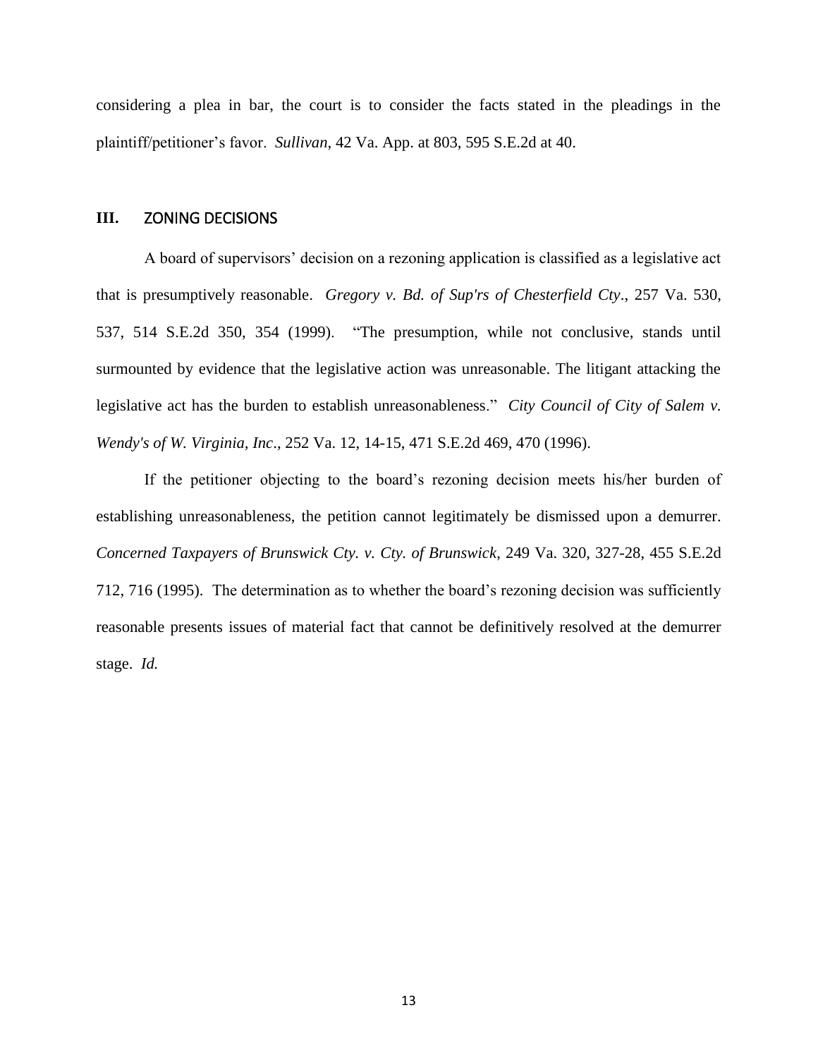considering a plea in bar, the court is to consider the facts stated in the pleadings in the plaintiff/petitioner's favor. *Sullivan*, 42 Va. App. at 803, 595 S.E.2d at 40.

## III. ZONING DECISIONS

A board of supervisors' decision on a rezoning application is classified as a legislative act that is presumptively reasonable. *Gregory v. Bd. of Sup'rs of Chesterfield Cty*., 257 Va. 530, 537, 514 S.E.2d 350, 354 (1999). "The presumption, while not conclusive, stands until surmounted by evidence that the legislative action was unreasonable. The litigant attacking the legislative act has the burden to establish unreasonableness." *City Council of City of Salem v. Wendy's of W. Virginia, Inc*., 252 Va. 12, 14-15, 471 S.E.2d 469, 470 (1996).

If the petitioner objecting to the board's rezoning decision meets his/her burden of establishing unreasonableness, the petition cannot legitimately be dismissed upon a demurrer. *Concerned Taxpayers of Brunswick Cty. v. Cty. of Brunswick*, 249 Va. 320, 327-28, 455 S.E.2d 712, 716 (1995). The determination as to whether the board's rezoning decision was sufficiently reasonable presents issues of material fact that cannot be definitively resolved at the demurrer stage. *Id.*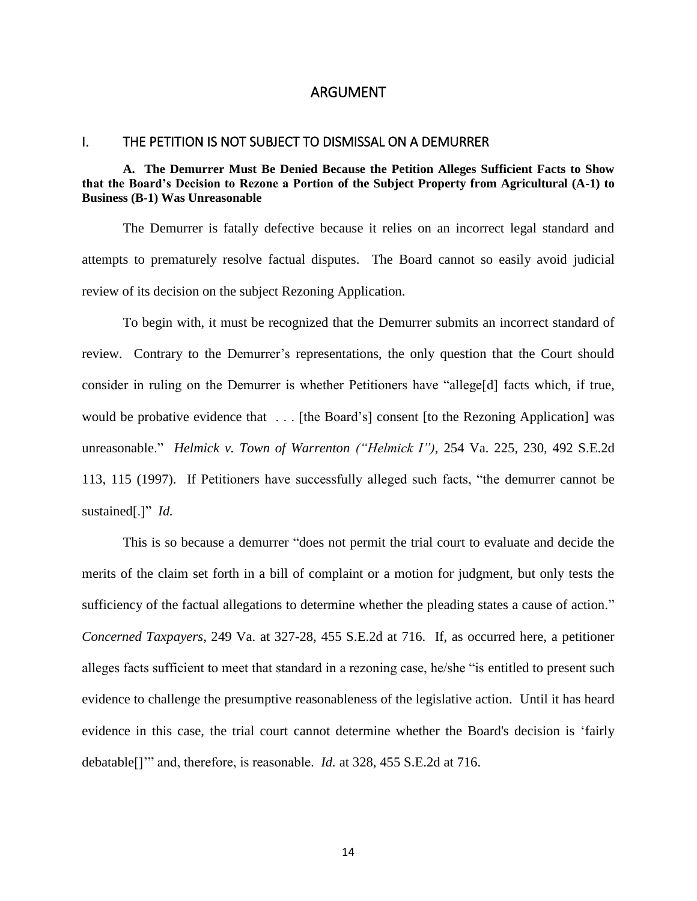# ARGUMENT

## I. THE PETITION IS NOT SUBJECT TO DISMISSAL ON A DEMURRER

### A. The Demurrer Must Be Denied Because the Petition Alleges Sufficient Facts to Show that the Board's Decision to Rezone a Portion of the Subject Property from Agricultural (A-1) to Business (B-1) Was Unreasonable

The Demurrer is fatally defective because it relies on an incorrect legal standard and attempts to prematurely resolve factual disputes. The Board cannot so easily avoid judicial review of its decision on the subject Rezoning Application.

To begin with, it must be recognized that the Demurrer submits an incorrect standard of review. Contrary to the Demurrer's representations, the only question that the Court should consider in ruling on the Demurrer is whether Petitioners have "allege[d] facts which, if true, would be probative evidence that . . . [the Board's] consent [to the Rezoning Application] was unreasonable." *Helmick v. Town of Warrenton ("Helmick I")*, 254 Va. 225, 230, 492 S.E.2d 113, 115 (1997). If Petitioners have successfully alleged such facts, "the demurrer cannot be sustained[.]" *Id.*

This is so because a demurrer "does not permit the trial court to evaluate and decide the merits of the claim set forth in a bill of complaint or a motion for judgment, but only tests the sufficiency of the factual allegations to determine whether the pleading states a cause of action." *Concerned Taxpayers*, 249 Va. at 327-28, 455 S.E.2d at 716. If, as occurred here, a petitioner alleges facts sufficient to meet that standard in a rezoning case, he/she "is entitled to present such evidence to challenge the presumptive reasonableness of the legislative action. Until it has heard evidence in this case, the trial court cannot determine whether the Board's decision is 'fairly debatable[]'" and, therefore, is reasonable. *Id.* at 328, 455 S.E.2d at 716.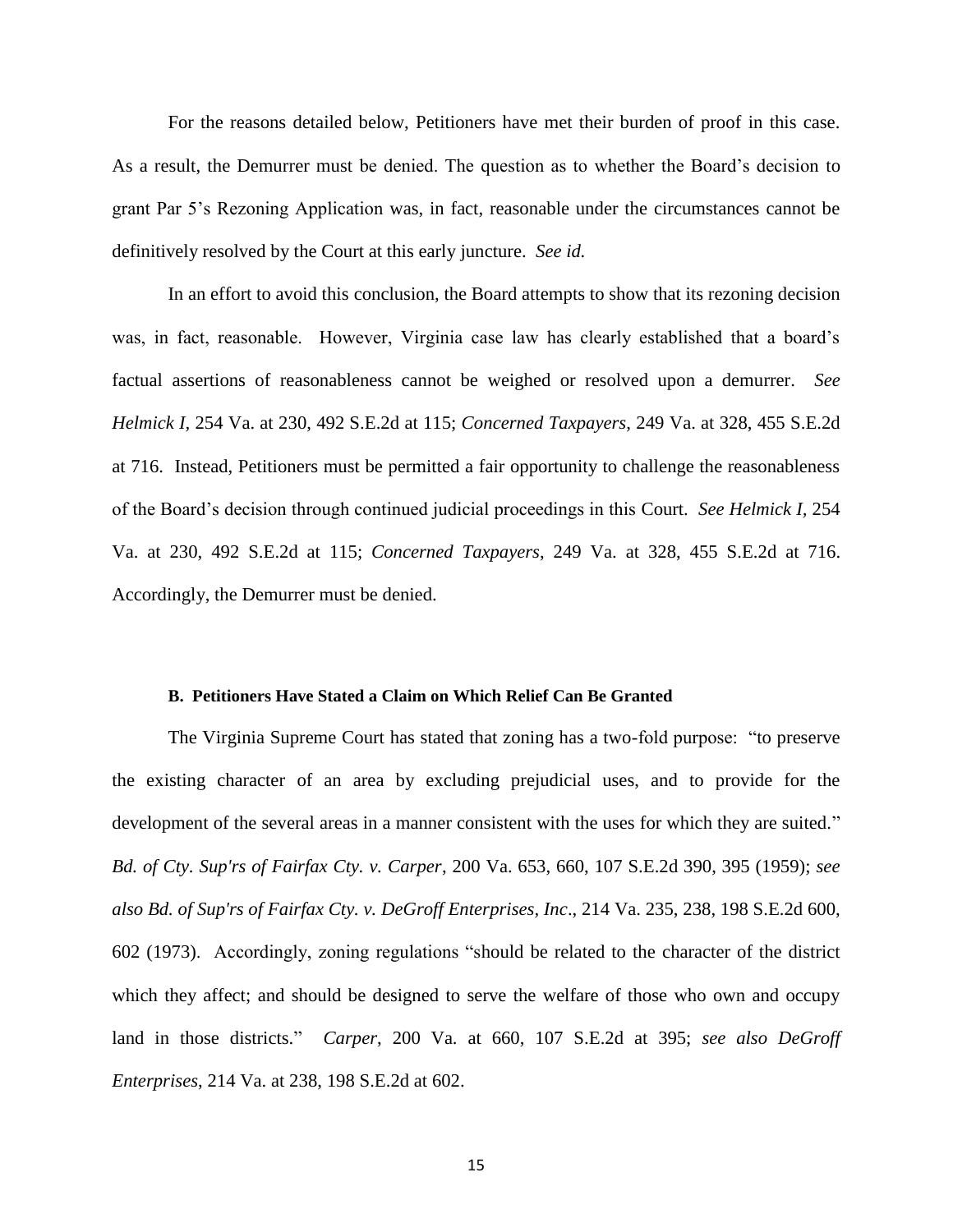For the reasons detailed below, Petitioners have met their burden of proof in this case. As a result, the Demurrer must be denied. The question as to whether the Board's decision to grant Par 5's Rezoning Application was, in fact, reasonable under the circumstances cannot be definitively resolved by the Court at this early juncture. *See id.*

In an effort to avoid this conclusion, the Board attempts to show that its rezoning decision was, in fact, reasonable. However, Virginia case law has clearly established that a board's factual assertions of reasonableness cannot be weighed or resolved upon a demurrer. *See Helmick I*, 254 Va. at 230, 492 S.E.2d at 115; *Concerned Taxpayers*, 249 Va. at 328, 455 S.E.2d at 716. Instead, Petitioners must be permitted a fair opportunity to challenge the reasonableness of the Board's decision through continued judicial proceedings in this Court. *See Helmick I*, 254 Va. at 230, 492 S.E.2d at 115; *Concerned Taxpayers*, 249 Va. at 328, 455 S.E.2d at 716. Accordingly, the Demurrer must be denied.

### B. Petitioners Have Stated a Claim on Which Relief Can Be Granted

The Virginia Supreme Court has stated that zoning has a two-fold purpose: "to preserve the existing character of an area by excluding prejudicial uses, and to provide for the development of the several areas in a manner consistent with the uses for which they are suited." *Bd. of Cty. Sup'rs of Fairfax Cty. v. Carper*, 200 Va. 653, 660, 107 S.E.2d 390, 395 (1959); *see also Bd. of Sup'rs of Fairfax Cty. v. DeGroff Enterprises, Inc*., 214 Va. 235, 238, 198 S.E.2d 600, 602 (1973). Accordingly, zoning regulations "should be related to the character of the district which they affect; and should be designed to serve the welfare of those who own and occupy land in those districts." *Carper*, 200 Va. at 660, 107 S.E.2d at 395; *see also DeGroff Enterprises*, 214 Va. at 238, 198 S.E.2d at 602.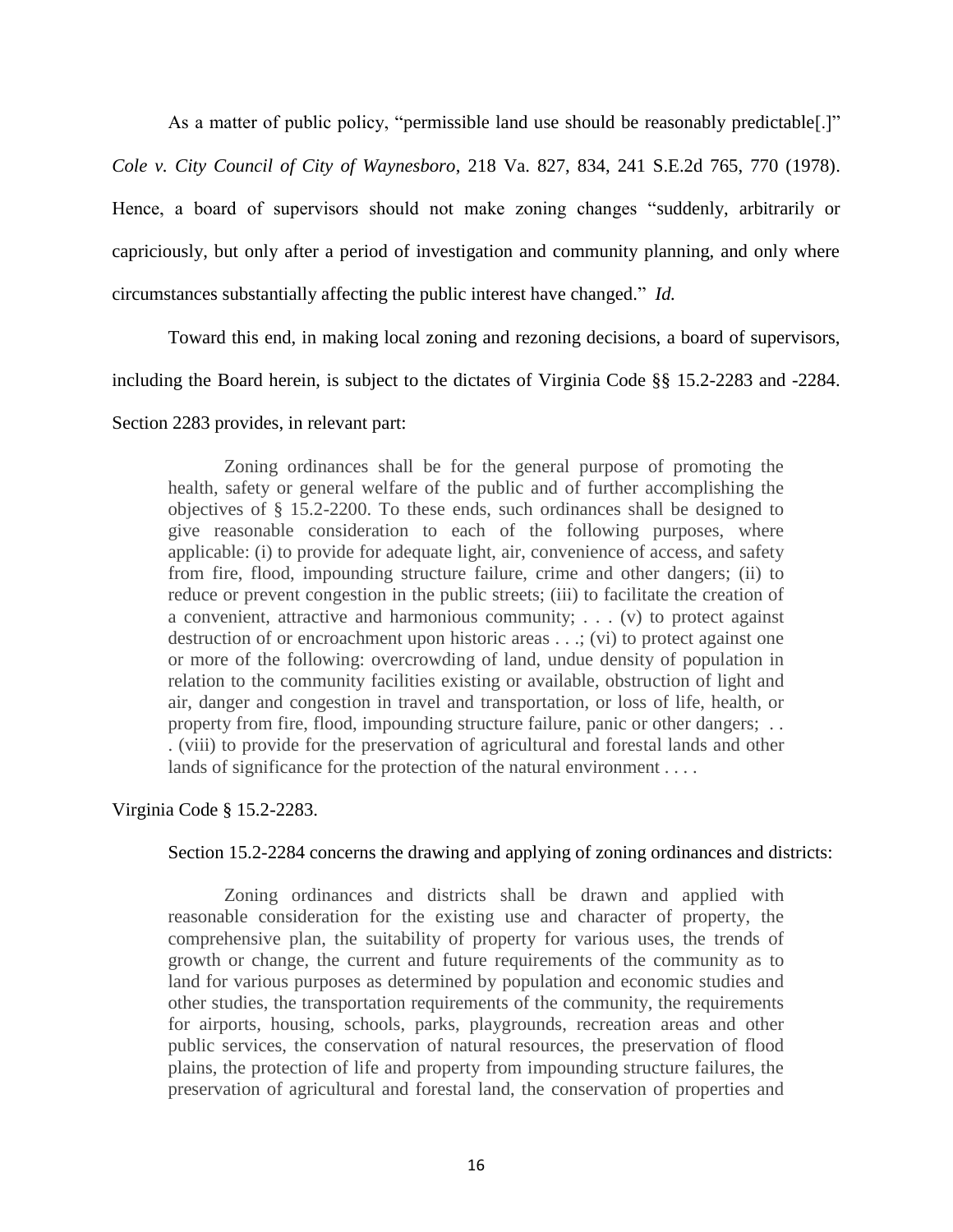As a matter of public policy, "permissible land use should be reasonably predictable[.]" *Cole v. City Council of City of Waynesboro*, 218 Va. 827, 834, 241 S.E.2d 765, 770 (1978). Hence, a board of supervisors should not make zoning changes "suddenly, arbitrarily or capriciously, but only after a period of investigation and community planning, and only where circumstances substantially affecting the public interest have changed." *Id.*

Toward this end, in making local zoning and rezoning decisions, a board of supervisors, including the Board herein, is subject to the dictates of Virginia Code §§ 15.2-2283 and -2284. Section 2283 provides, in relevant part:

> Zoning ordinances shall be for the general purpose of promoting the health, safety or general welfare of the public and of further accomplishing the objectives of § 15.2-2200. To these ends, such ordinances shall be designed to give reasonable consideration to each of the following purposes, where applicable: (i) to provide for adequate light, air, convenience of access, and safety from fire, flood, impounding structure failure, crime and other dangers; (ii) to reduce or prevent congestion in the public streets; (iii) to facilitate the creation of a convenient, attractive and harmonious community; . . . (v) to protect against destruction of or encroachment upon historic areas . . .; (vi) to protect against one or more of the following: overcrowding of land, undue density of population in relation to the community facilities existing or available, obstruction of light and air, danger and congestion in travel and transportation, or loss of life, health, or property from fire, flood, impounding structure failure, panic or other dangers; . . . (viii) to provide for the preservation of agricultural and forestal lands and other lands of significance for the protection of the natural environment . . . .

Virginia Code § 15.2-2283.

Section 15.2-2284 concerns the drawing and applying of zoning ordinances and districts:

> Zoning ordinances and districts shall be drawn and applied with reasonable consideration for the existing use and character of property, the comprehensive plan, the suitability of property for various uses, the trends of growth or change, the current and future requirements of the community as to land for various purposes as determined by population and economic studies and other studies, the transportation requirements of the community, the requirements for airports, housing, schools, parks, playgrounds, recreation areas and other public services, the conservation of natural resources, the preservation of flood plains, the protection of life and property from impounding structure failures, the preservation of agricultural and forestal land, the conservation of properties and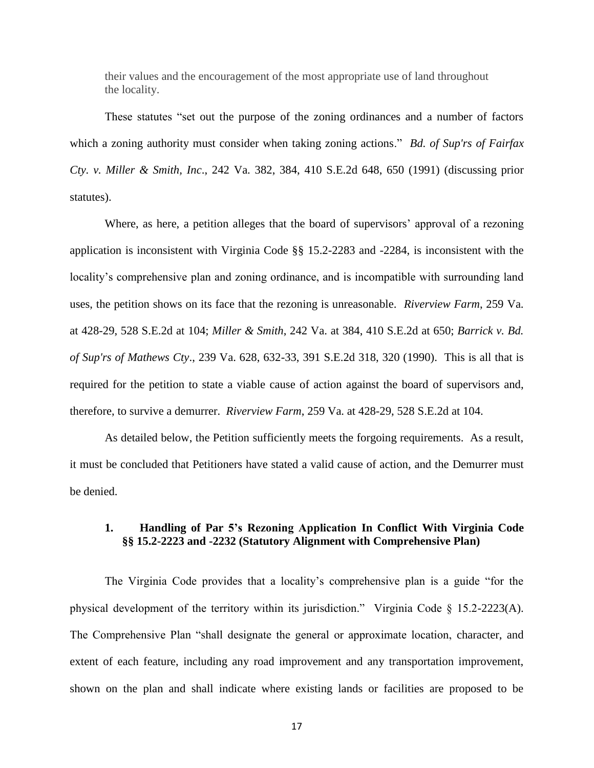their values and the encouragement of the most appropriate use of land throughout the locality.

These statutes "set out the purpose of the zoning ordinances and a number of factors which a zoning authority must consider when taking zoning actions." *Bd. of Sup'rs of Fairfax Cty. v. Miller & Smith, Inc*., 242 Va. 382, 384, 410 S.E.2d 648, 650 (1991) (discussing prior statutes).

Where, as here, a petition alleges that the board of supervisors' approval of a rezoning application is inconsistent with Virginia Code §§ 15.2-2283 and -2284, is inconsistent with the locality's comprehensive plan and zoning ordinance, and is incompatible with surrounding land uses, the petition shows on its face that the rezoning is unreasonable. *Riverview Farm*, 259 Va. at 428-29, 528 S.E.2d at 104; *Miller & Smith*, 242 Va. at 384, 410 S.E.2d at 650; *Barrick v. Bd. of Sup'rs of Mathews Cty*., 239 Va. 628, 632-33, 391 S.E.2d 318, 320 (1990). This is all that is required for the petition to state a viable cause of action against the board of supervisors and, therefore, to survive a demurrer. *Riverview Farm*, 259 Va. at 428-29, 528 S.E.2d at 104.

As detailed below, the Petition sufficiently meets the forgoing requirements. As a result, it must be concluded that Petitioners have stated a valid cause of action, and the Demurrer must be denied.

### 1. Handling of Par 5's Rezoning Application In Conflict With Virginia Code §§ 15.2-2223 and -2232 (Statutory Alignment with Comprehensive Plan)

The Virginia Code provides that a locality's comprehensive plan is a guide "for the physical development of the territory within its jurisdiction." Virginia Code § 15.2-2223(A). The Comprehensive Plan "shall designate the general or approximate location, character, and extent of each feature, including any road improvement and any transportation improvement, shown on the plan and shall indicate where existing lands or facilities are proposed to be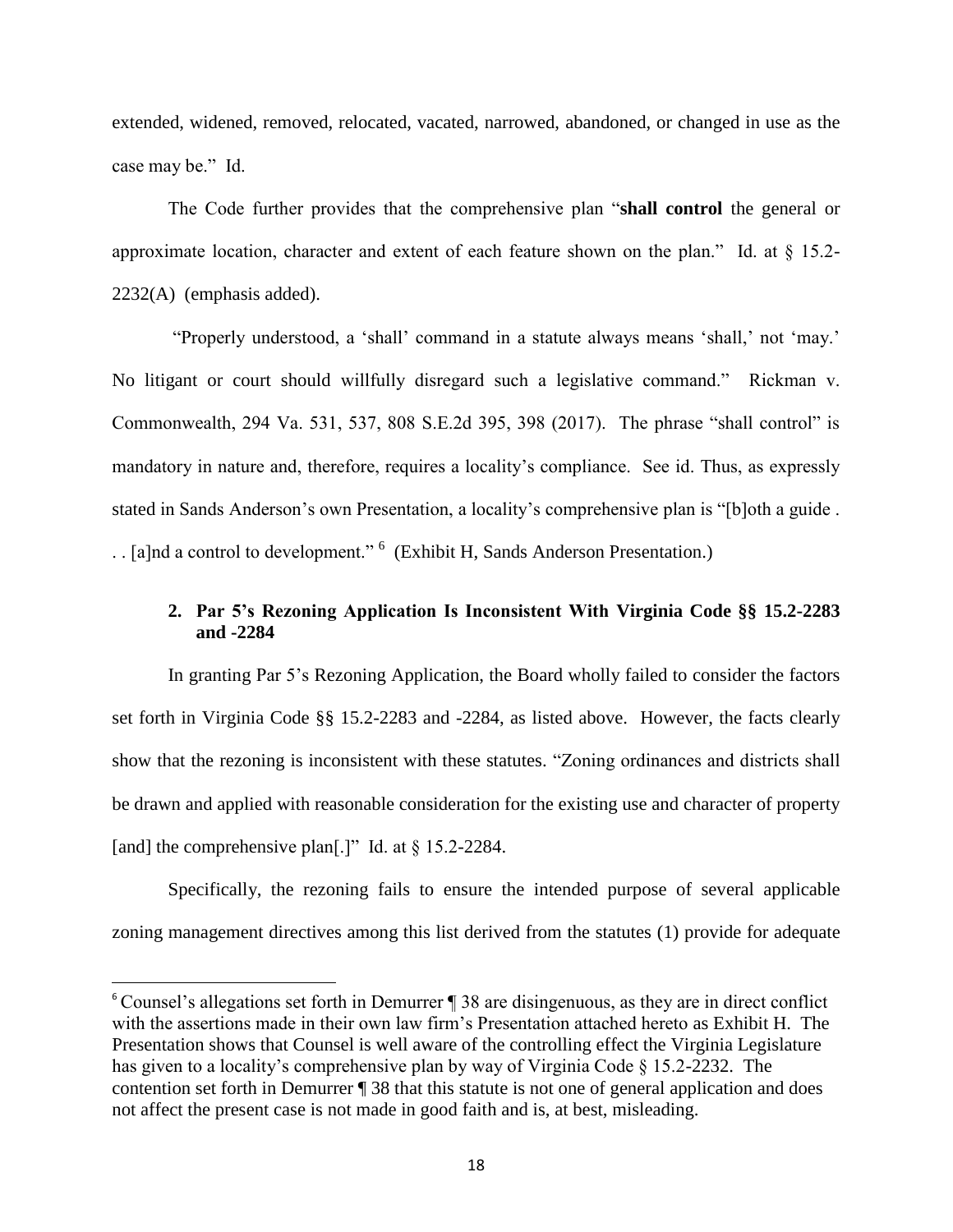extended, widened, removed, relocated, vacated, narrowed, abandoned, or changed in use as the case may be." Id.

The Code further provides that the comprehensive plan "**shall control** the general or approximate location, character and extent of each feature shown on the plan." Id. at § 15.2-2232(A) (emphasis added).

"Properly understood, a 'shall' command in a statute always means 'shall,' not 'may.' No litigant or court should willfully disregard such a legislative command." Rickman v. Commonwealth, 294 Va. 531, 537, 808 S.E.2d 395, 398 (2017). The phrase "shall control" is mandatory in nature and, therefore, requires a locality's compliance. See id. Thus, as expressly stated in Sands Anderson's own Presentation, a locality's comprehensive plan is "[b]oth a guide . . . [a]nd a control to development." [6] (Exhibit H, Sands Anderson Presentation.)

### 2. Par 5's Rezoning Application Is Inconsistent With Virginia Code §§ 15.2-2283 and -2284

In granting Par 5's Rezoning Application, the Board wholly failed to consider the factors set forth in Virginia Code §§ 15.2-2283 and -2284, as listed above. However, the facts clearly show that the rezoning is inconsistent with these statutes. "Zoning ordinances and districts shall be drawn and applied with reasonable consideration for the existing use and character of property [and] the comprehensive plan[.]" Id. at § 15.2-2284.

Specifically, the rezoning fails to ensure the intended purpose of several applicable zoning management directives among this list derived from the statutes (1) provide for adequate

---

[6] Counsel's allegations set forth in Demurrer ¶ 38 are disingenuous, as they are in direct conflict with the assertions made in their own law firm's Presentation attached hereto as Exhibit H. The Presentation shows that Counsel is well aware of the controlling effect the Virginia Legislature has given to a locality's comprehensive plan by way of Virginia Code § 15.2-2232. The contention set forth in Demurrer ¶ 38 that this statute is not one of general application and does not affect the present case is not made in good faith and is, at best, misleading.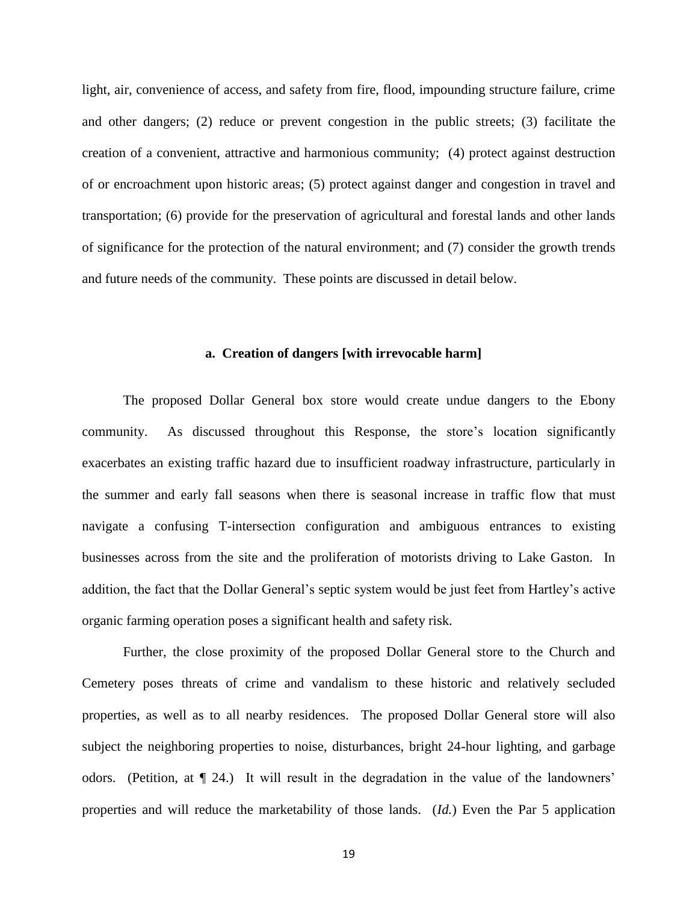light, air, convenience of access, and safety from fire, flood, impounding structure failure, crime and other dangers; (2) reduce or prevent congestion in the public streets; (3) facilitate the creation of a convenient, attractive and harmonious community; (4) protect against destruction of or encroachment upon historic areas; (5) protect against danger and congestion in travel and transportation; (6) provide for the preservation of agricultural and forestal lands and other lands of significance for the protection of the natural environment; and (7) consider the growth trends and future needs of the community. These points are discussed in detail below.

#### a. Creation of dangers [with irrevocable harm]

The proposed Dollar General box store would create undue dangers to the Ebony community. As discussed throughout this Response, the store's location significantly exacerbates an existing traffic hazard due to insufficient roadway infrastructure, particularly in the summer and early fall seasons when there is seasonal increase in traffic flow that must navigate a confusing T-intersection configuration and ambiguous entrances to existing businesses across from the site and the proliferation of motorists driving to Lake Gaston. In addition, the fact that the Dollar General's septic system would be just feet from Hartley's active organic farming operation poses a significant health and safety risk.

Further, the close proximity of the proposed Dollar General store to the Church and Cemetery poses threats of crime and vandalism to these historic and relatively secluded properties, as well as to all nearby residences. The proposed Dollar General store will also subject the neighboring properties to noise, disturbances, bright 24-hour lighting, and garbage odors. (Petition, at ¶ 24.) It will result in the degradation in the value of the landowners' properties and will reduce the marketability of those lands. (*Id.*) Even the Par 5 application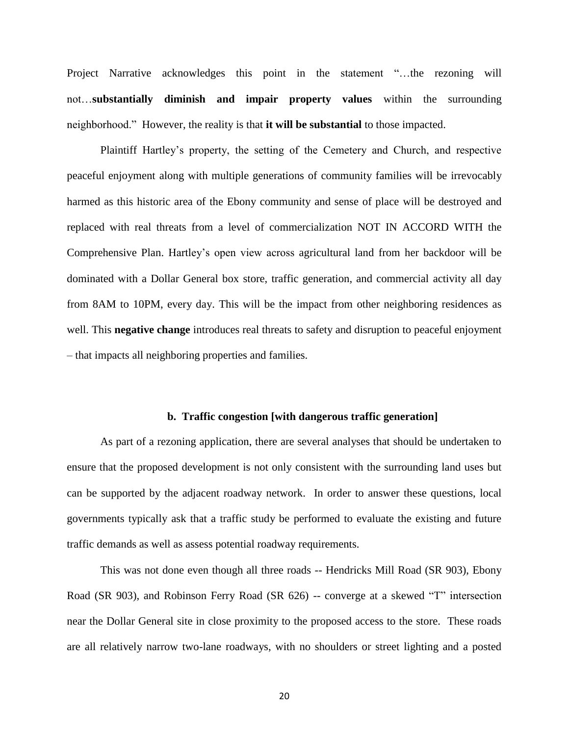Project Narrative acknowledges this point in the statement "…the rezoning will not…**substantially diminish and impair property values** within the surrounding neighborhood." However, the reality is that **it will be substantial** to those impacted.

Plaintiff Hartley's property, the setting of the Cemetery and Church, and respective peaceful enjoyment along with multiple generations of community families will be irrevocably harmed as this historic area of the Ebony community and sense of place will be destroyed and replaced with real threats from a level of commercialization NOT IN ACCORD WITH the Comprehensive Plan. Hartley's open view across agricultural land from her backdoor will be dominated with a Dollar General box store, traffic generation, and commercial activity all day from 8AM to 10PM, every day. This will be the impact from other neighboring residences as well. This **negative change** introduces real threats to safety and disruption to peaceful enjoyment – that impacts all neighboring properties and families.

### b. Traffic congestion [with dangerous traffic generation]

As part of a rezoning application, there are several analyses that should be undertaken to ensure that the proposed development is not only consistent with the surrounding land uses but can be supported by the adjacent roadway network. In order to answer these questions, local governments typically ask that a traffic study be performed to evaluate the existing and future traffic demands as well as assess potential roadway requirements.

This was not done even though all three roads -- Hendricks Mill Road (SR 903), Ebony Road (SR 903), and Robinson Ferry Road (SR 626) -- converge at a skewed "T" intersection near the Dollar General site in close proximity to the proposed access to the store. These roads are all relatively narrow two-lane roadways, with no shoulders or street lighting and a posted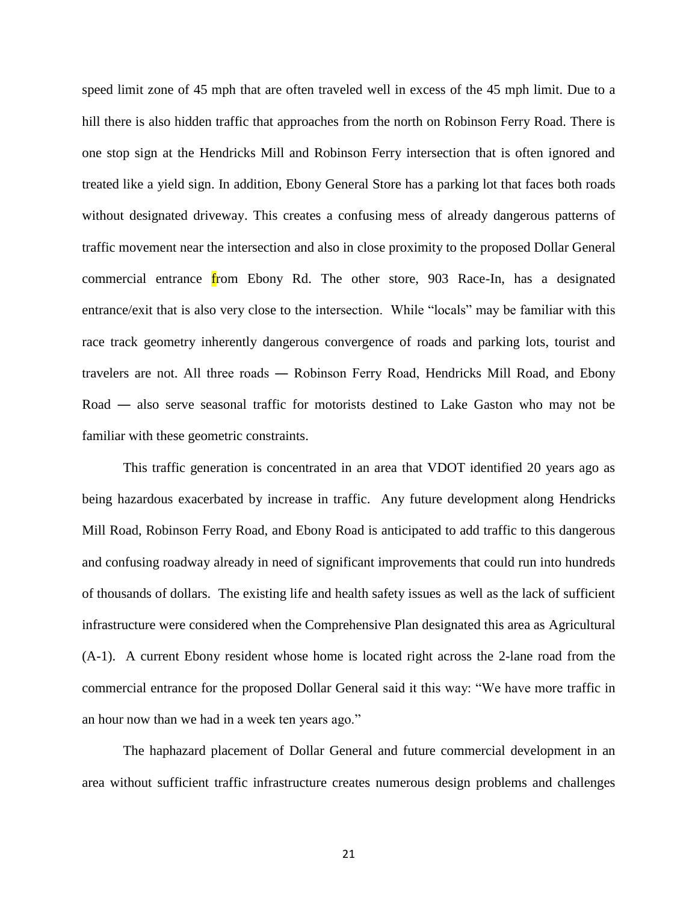speed limit zone of 45 mph that are often traveled well in excess of the 45 mph limit. Due to a hill there is also hidden traffic that approaches from the north on Robinson Ferry Road. There is one stop sign at the Hendricks Mill and Robinson Ferry intersection that is often ignored and treated like a yield sign. In addition, Ebony General Store has a parking lot that faces both roads without designated driveway. This creates a confusing mess of already dangerous patterns of traffic movement near the intersection and also in close proximity to the proposed Dollar General commercial entrance from Ebony Rd. The other store, 903 Race-In, has a designated entrance/exit that is also very close to the intersection. While "locals" may be familiar with this race track geometry inherently dangerous convergence of roads and parking lots, tourist and travelers are not. All three roads ― Robinson Ferry Road, Hendricks Mill Road, and Ebony Road ― also serve seasonal traffic for motorists destined to Lake Gaston who may not be familiar with these geometric constraints.

This traffic generation is concentrated in an area that VDOT identified 20 years ago as being hazardous exacerbated by increase in traffic. Any future development along Hendricks Mill Road, Robinson Ferry Road, and Ebony Road is anticipated to add traffic to this dangerous and confusing roadway already in need of significant improvements that could run into hundreds of thousands of dollars. The existing life and health safety issues as well as the lack of sufficient infrastructure were considered when the Comprehensive Plan designated this area as Agricultural (A-1). A current Ebony resident whose home is located right across the 2-lane road from the commercial entrance for the proposed Dollar General said it this way: "We have more traffic in an hour now than we had in a week ten years ago."

The haphazard placement of Dollar General and future commercial development in an area without sufficient traffic infrastructure creates numerous design problems and challenges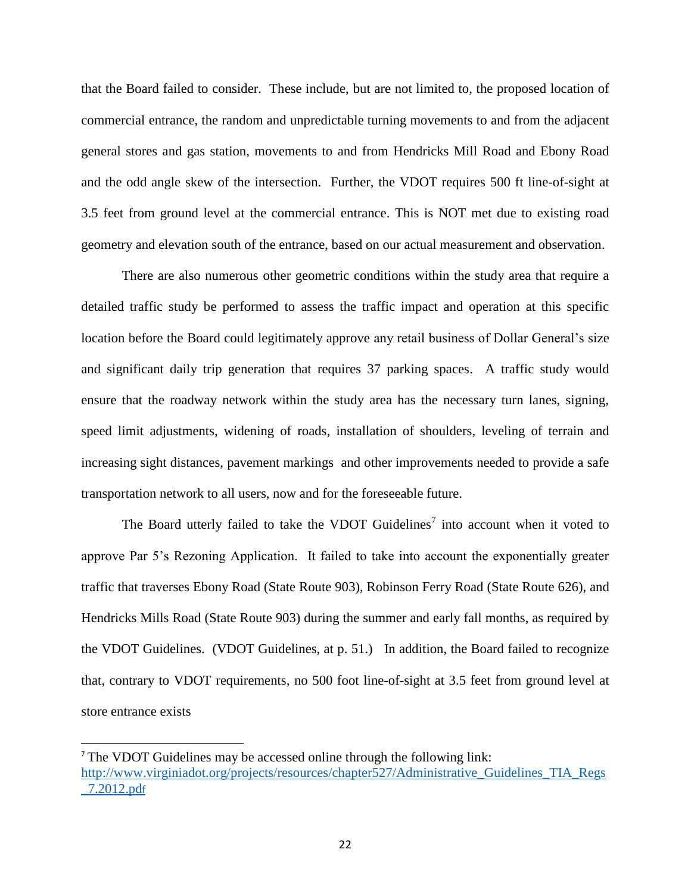that the Board failed to consider. These include, but are not limited to, the proposed location of commercial entrance, the random and unpredictable turning movements to and from the adjacent general stores and gas station, movements to and from Hendricks Mill Road and Ebony Road and the odd angle skew of the intersection. Further, the VDOT requires 500 ft line-of-sight at 3.5 feet from ground level at the commercial entrance. This is NOT met due to existing road geometry and elevation south of the entrance, based on our actual measurement and observation.

There are also numerous other geometric conditions within the study area that require a detailed traffic study be performed to assess the traffic impact and operation at this specific location before the Board could legitimately approve any retail business of Dollar General's size and significant daily trip generation that requires 37 parking spaces. A traffic study would ensure that the roadway network within the study area has the necessary turn lanes, signing, speed limit adjustments, widening of roads, installation of shoulders, leveling of terrain and increasing sight distances, pavement markings and other improvements needed to provide a safe transportation network to all users, now and for the foreseeable future.

The Board utterly failed to take the VDOT Guidelines[7] into account when it voted to approve Par 5's Rezoning Application. It failed to take into account the exponentially greater traffic that traverses Ebony Road (State Route 903), Robinson Ferry Road (State Route 626), and Hendricks Mills Road (State Route 903) during the summer and early fall months, as required by the VDOT Guidelines. (VDOT Guidelines, at p. 51.) In addition, the Board failed to recognize that, contrary to VDOT requirements, no 500 foot line-of-sight at 3.5 feet from ground level at store entrance exists

---

[7] The VDOT Guidelines may be accessed online through the following link: http://www.virginiadot.org/projects/resources/chapter527/Administrative_Guidelines_TIA_Regs_7.2012.pdf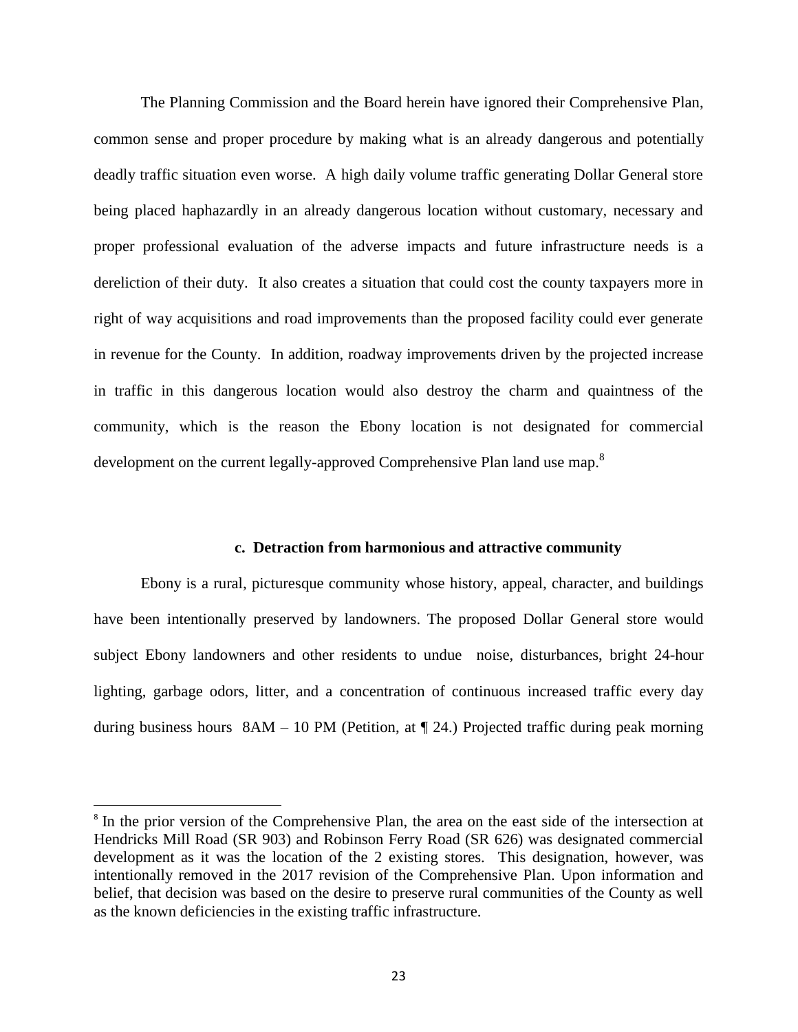The Planning Commission and the Board herein have ignored their Comprehensive Plan, common sense and proper procedure by making what is an already dangerous and potentially deadly traffic situation even worse. A high daily volume traffic generating Dollar General store being placed haphazardly in an already dangerous location without customary, necessary and proper professional evaluation of the adverse impacts and future infrastructure needs is a dereliction of their duty. It also creates a situation that could cost the county taxpayers more in right of way acquisitions and road improvements than the proposed facility could ever generate in revenue for the County. In addition, roadway improvements driven by the projected increase in traffic in this dangerous location would also destroy the charm and quaintness of the community, which is the reason the Ebony location is not designated for commercial development on the current legally-approved Comprehensive Plan land use map.[8]

**c. Detraction from harmonious and attractive community**

Ebony is a rural, picturesque community whose history, appeal, character, and buildings have been intentionally preserved by landowners. The proposed Dollar General store would subject Ebony landowners and other residents to undue noise, disturbances, bright 24-hour lighting, garbage odors, litter, and a concentration of continuous increased traffic every day during business hours 8AM – 10 PM (Petition, at ¶ 24.) Projected traffic during peak morning

---

[8] In the prior version of the Comprehensive Plan, the area on the east side of the intersection at Hendricks Mill Road (SR 903) and Robinson Ferry Road (SR 626) was designated commercial development as it was the location of the 2 existing stores. This designation, however, was intentionally removed in the 2017 revision of the Comprehensive Plan. Upon information and belief, that decision was based on the desire to preserve rural communities of the County as well as the known deficiencies in the existing traffic infrastructure.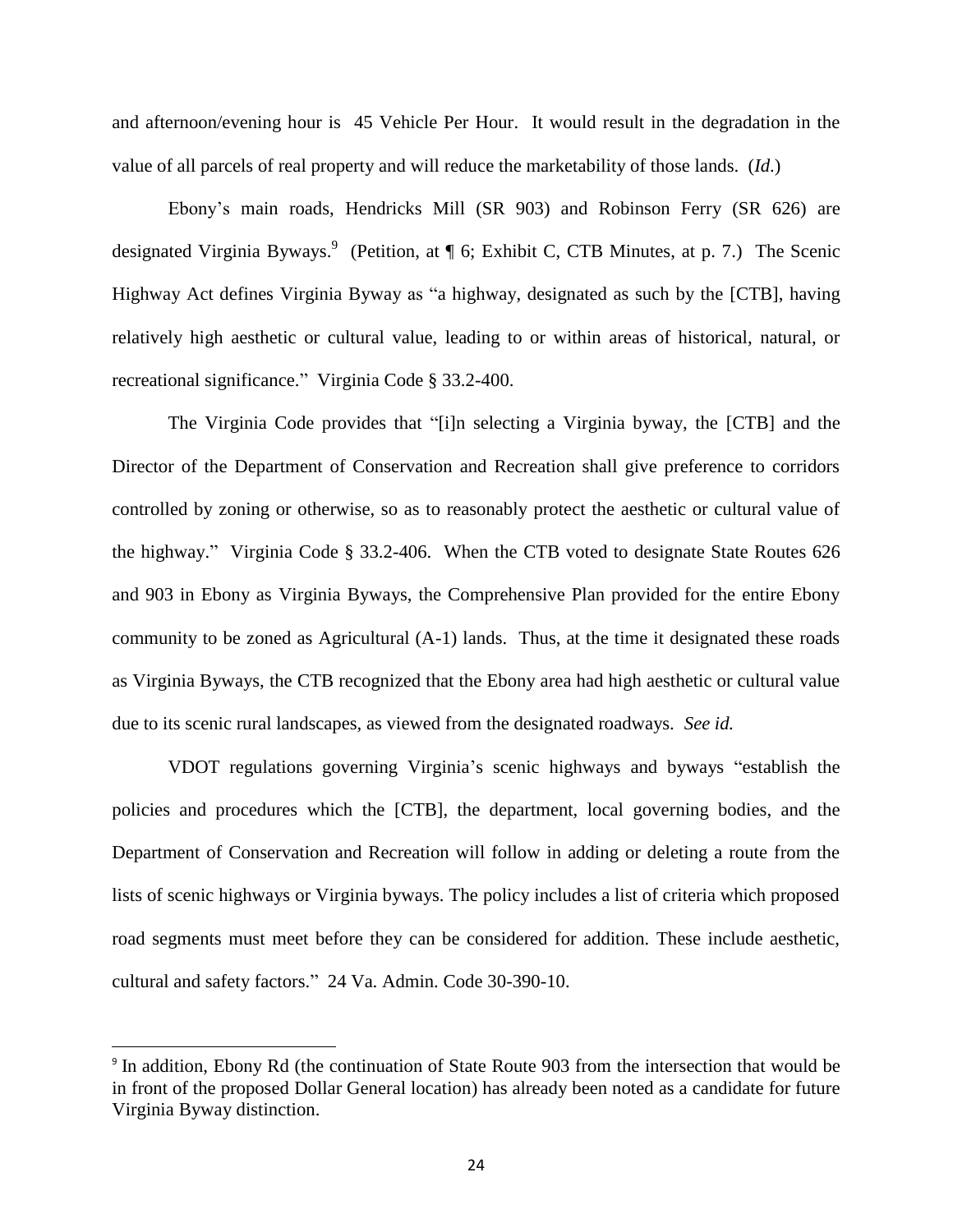and afternoon/evening hour is 45 Vehicle Per Hour. It would result in the degradation in the value of all parcels of real property and will reduce the marketability of those lands. (*Id*.)

Ebony's main roads, Hendricks Mill (SR 903) and Robinson Ferry (SR 626) are designated Virginia Byways.[9] (Petition, at ¶ 6; Exhibit C, CTB Minutes, at p. 7.) The Scenic Highway Act defines Virginia Byway as "a highway, designated as such by the [CTB], having relatively high aesthetic or cultural value, leading to or within areas of historical, natural, or recreational significance." Virginia Code § 33.2-400.

The Virginia Code provides that "[i]n selecting a Virginia byway, the [CTB] and the Director of the Department of Conservation and Recreation shall give preference to corridors controlled by zoning or otherwise, so as to reasonably protect the aesthetic or cultural value of the highway." Virginia Code § 33.2-406. When the CTB voted to designate State Routes 626 and 903 in Ebony as Virginia Byways, the Comprehensive Plan provided for the entire Ebony community to be zoned as Agricultural (A-1) lands. Thus, at the time it designated these roads as Virginia Byways, the CTB recognized that the Ebony area had high aesthetic or cultural value due to its scenic rural landscapes, as viewed from the designated roadways. *See id.*

VDOT regulations governing Virginia's scenic highways and byways "establish the policies and procedures which the [CTB], the department, local governing bodies, and the Department of Conservation and Recreation will follow in adding or deleting a route from the lists of scenic highways or Virginia byways. The policy includes a list of criteria which proposed road segments must meet before they can be considered for addition. These include aesthetic, cultural and safety factors." 24 Va. Admin. Code 30-390-10.

---

[9] In addition, Ebony Rd (the continuation of State Route 903 from the intersection that would be in front of the proposed Dollar General location) has already been noted as a candidate for future Virginia Byway distinction.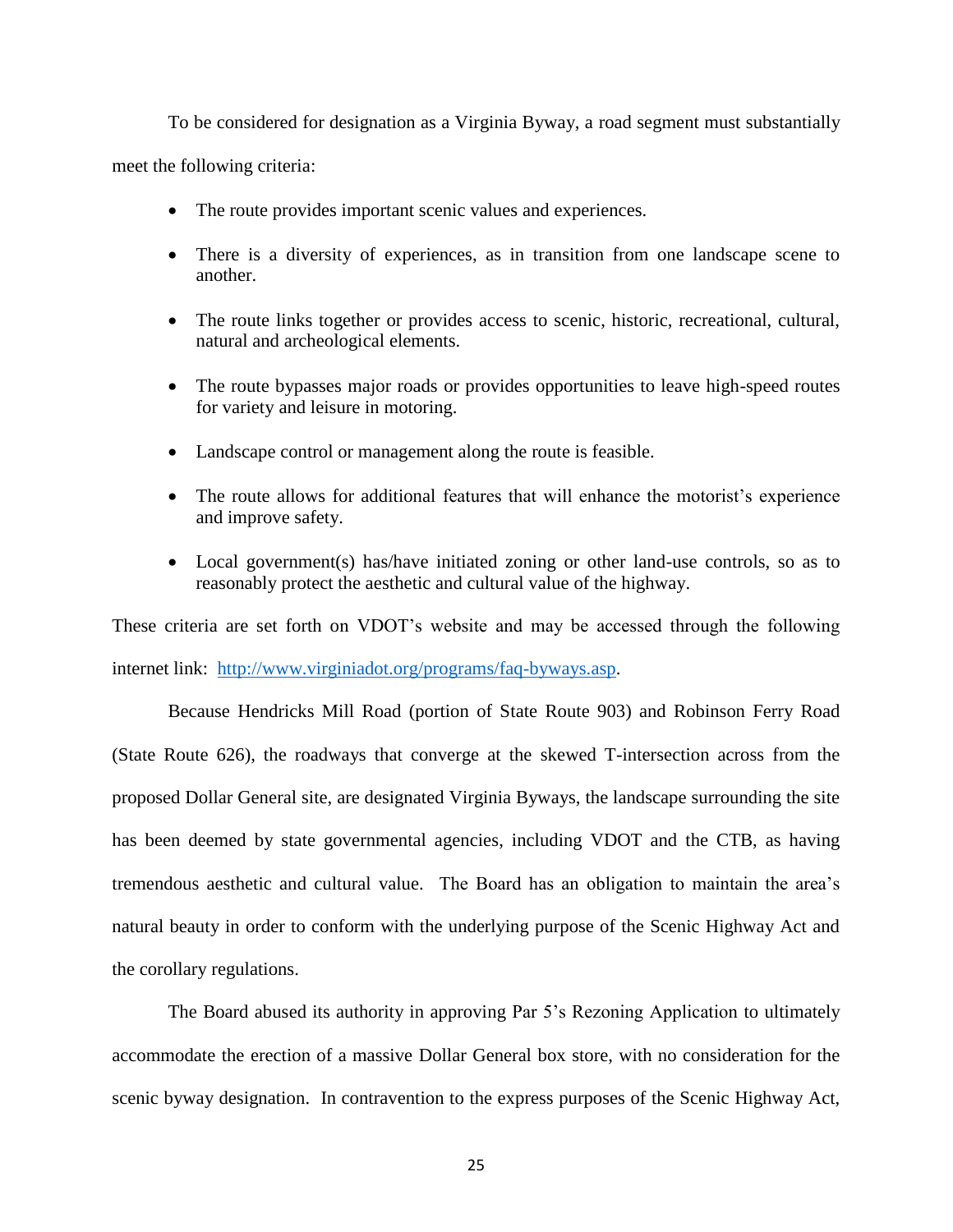To be considered for designation as a Virginia Byway, a road segment must substantially meet the following criteria:

- The route provides important scenic values and experiences.
- There is a diversity of experiences, as in transition from one landscape scene to another.
- The route links together or provides access to scenic, historic, recreational, cultural, natural and archeological elements.
- The route bypasses major roads or provides opportunities to leave high-speed routes for variety and leisure in motoring.
- Landscape control or management along the route is feasible.
- The route allows for additional features that will enhance the motorist's experience and improve safety.
- Local government(s) has/have initiated zoning or other land-use controls, so as to reasonably protect the aesthetic and cultural value of the highway.

These criteria are set forth on VDOT's website and may be accessed through the following internet link: [http://www.virginiadot.org/programs/faq-byways.asp](http://www.virginiadot.org/programs/faq-byways.asp).

Because Hendricks Mill Road (portion of State Route 903) and Robinson Ferry Road (State Route 626), the roadways that converge at the skewed T-intersection across from the proposed Dollar General site, are designated Virginia Byways, the landscape surrounding the site has been deemed by state governmental agencies, including VDOT and the CTB, as having tremendous aesthetic and cultural value. The Board has an obligation to maintain the area's natural beauty in order to conform with the underlying purpose of the Scenic Highway Act and the corollary regulations.

The Board abused its authority in approving Par 5's Rezoning Application to ultimately accommodate the erection of a massive Dollar General box store, with no consideration for the scenic byway designation. In contravention to the express purposes of the Scenic Highway Act,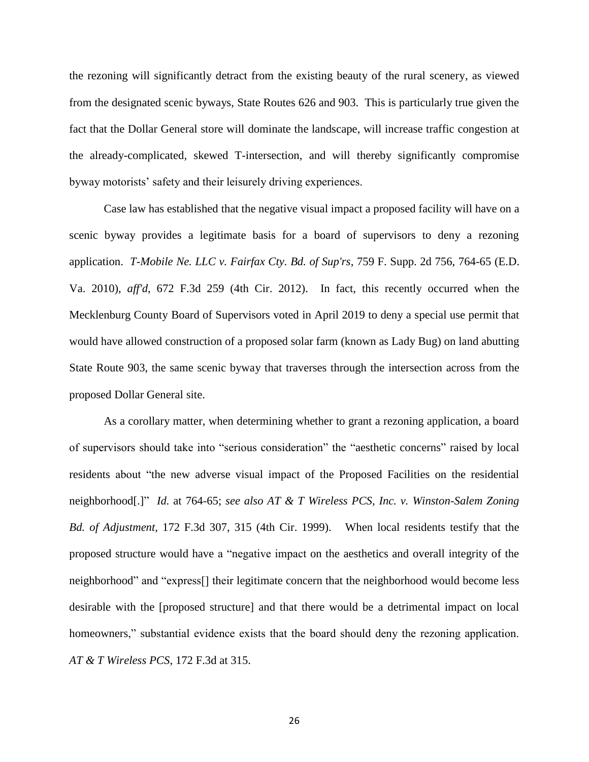the rezoning will significantly detract from the existing beauty of the rural scenery, as viewed from the designated scenic byways, State Routes 626 and 903. This is particularly true given the fact that the Dollar General store will dominate the landscape, will increase traffic congestion at the already-complicated, skewed T-intersection, and will thereby significantly compromise byway motorists' safety and their leisurely driving experiences.

Case law has established that the negative visual impact a proposed facility will have on a scenic byway provides a legitimate basis for a board of supervisors to deny a rezoning application. *T-Mobile Ne. LLC v. Fairfax Cty. Bd. of Sup'rs*, 759 F. Supp. 2d 756, 764-65 (E.D. Va. 2010), *aff'd*, 672 F.3d 259 (4th Cir. 2012). In fact, this recently occurred when the Mecklenburg County Board of Supervisors voted in April 2019 to deny a special use permit that would have allowed construction of a proposed solar farm (known as Lady Bug) on land abutting State Route 903, the same scenic byway that traverses through the intersection across from the proposed Dollar General site.

As a corollary matter, when determining whether to grant a rezoning application, a board of supervisors should take into "serious consideration" the "aesthetic concerns" raised by local residents about "the new adverse visual impact of the Proposed Facilities on the residential neighborhood[.]" *Id.* at 764-65; *see also AT & T Wireless PCS, Inc. v. Winston-Salem Zoning Bd. of Adjustment*, 172 F.3d 307, 315 (4th Cir. 1999). When local residents testify that the proposed structure would have a "negative impact on the aesthetics and overall integrity of the neighborhood" and "express[] their legitimate concern that the neighborhood would become less desirable with the [proposed structure] and that there would be a detrimental impact on local homeowners," substantial evidence exists that the board should deny the rezoning application. *AT & T Wireless PCS*, 172 F.3d at 315.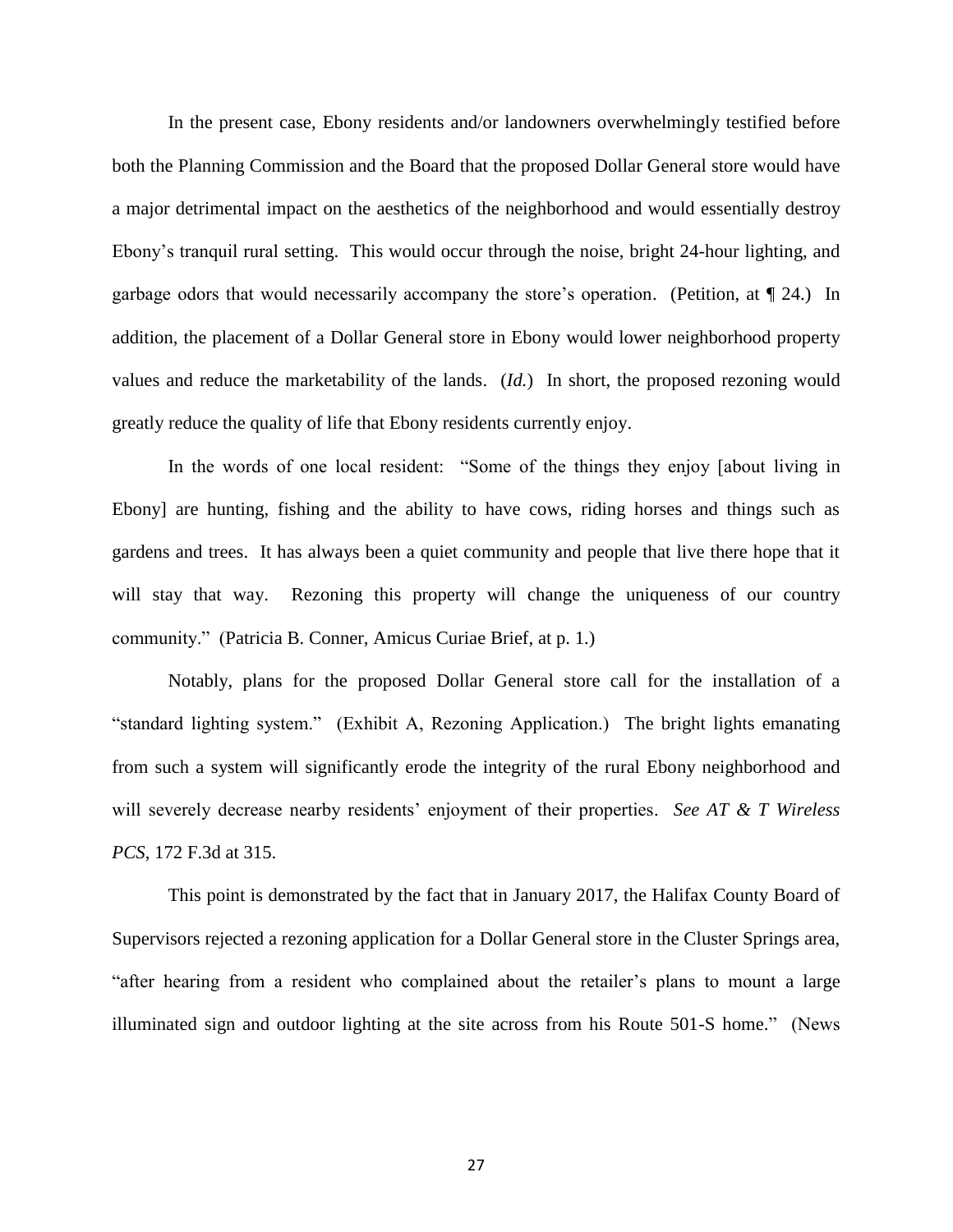In the present case, Ebony residents and/or landowners overwhelmingly testified before both the Planning Commission and the Board that the proposed Dollar General store would have a major detrimental impact on the aesthetics of the neighborhood and would essentially destroy Ebony's tranquil rural setting. This would occur through the noise, bright 24-hour lighting, and garbage odors that would necessarily accompany the store's operation. (Petition, at ¶ 24.) In addition, the placement of a Dollar General store in Ebony would lower neighborhood property values and reduce the marketability of the lands. (*Id.*) In short, the proposed rezoning would greatly reduce the quality of life that Ebony residents currently enjoy.

In the words of one local resident: "Some of the things they enjoy [about living in Ebony] are hunting, fishing and the ability to have cows, riding horses and things such as gardens and trees. It has always been a quiet community and people that live there hope that it will stay that way. Rezoning this property will change the uniqueness of our country community." (Patricia B. Conner, Amicus Curiae Brief, at p. 1.)

Notably, plans for the proposed Dollar General store call for the installation of a "standard lighting system." (Exhibit A, Rezoning Application.) The bright lights emanating from such a system will significantly erode the integrity of the rural Ebony neighborhood and will severely decrease nearby residents' enjoyment of their properties. *See AT & T Wireless PCS*, 172 F.3d at 315.

This point is demonstrated by the fact that in January 2017, the Halifax County Board of Supervisors rejected a rezoning application for a Dollar General store in the Cluster Springs area, "after hearing from a resident who complained about the retailer's plans to mount a large illuminated sign and outdoor lighting at the site across from his Route 501-S home." (News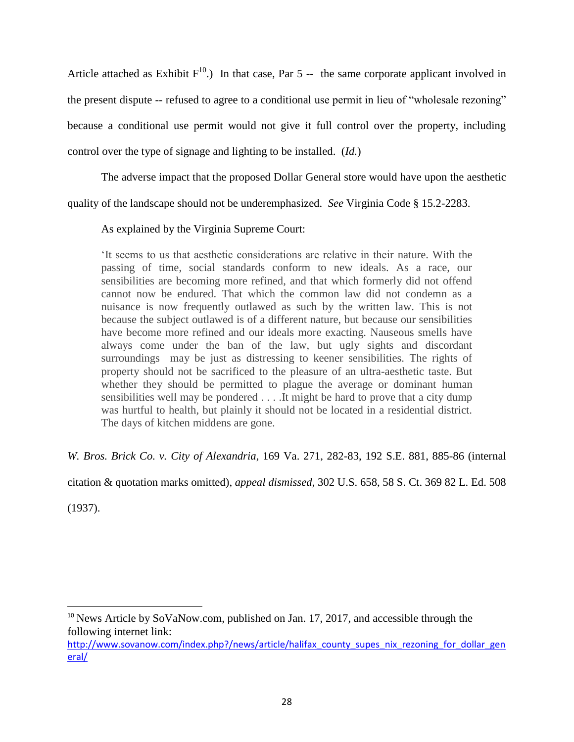Article attached as Exhibit F[10].) In that case, Par 5 -- the same corporate applicant involved in the present dispute -- refused to agree to a conditional use permit in lieu of "wholesale rezoning" because a conditional use permit would not give it full control over the property, including control over the type of signage and lighting to be installed. (*Id.*)

The adverse impact that the proposed Dollar General store would have upon the aesthetic quality of the landscape should not be underemphasized. *See* Virginia Code § 15.2-2283.

As explained by the Virginia Supreme Court:

> 'It seems to us that aesthetic considerations are relative in their nature. With the passing of time, social standards conform to new ideals. As a race, our sensibilities are becoming more refined, and that which formerly did not offend cannot now be endured. That which the common law did not condemn as a nuisance is now frequently outlawed as such by the written law. This is not because the subject outlawed is of a different nature, but because our sensibilities have become more refined and our ideals more exacting. Nauseous smells have always come under the ban of the law, but ugly sights and discordant surroundings may be just as distressing to keener sensibilities. The rights of property should not be sacrificed to the pleasure of an ultra-aesthetic taste. But whether they should be permitted to plague the average or dominant human sensibilities well may be pondered . . . .It might be hard to prove that a city dump was hurtful to health, but plainly it should not be located in a residential district. The days of kitchen middens are gone.

*W. Bros. Brick Co. v. City of Alexandria*, 169 Va. 271, 282-83, 192 S.E. 881, 885-86 (internal citation & quotation marks omitted), *appeal dismissed*, 302 U.S. 658, 58 S. Ct. 369 82 L. Ed. 508 (1937).

---

[10] News Article by SoVaNow.com, published on Jan. 17, 2017, and accessible through the following internet link: http://www.sovanow.com/index.php?/news/article/halifax_county_supes_nix_rezoning_for_dollar_general/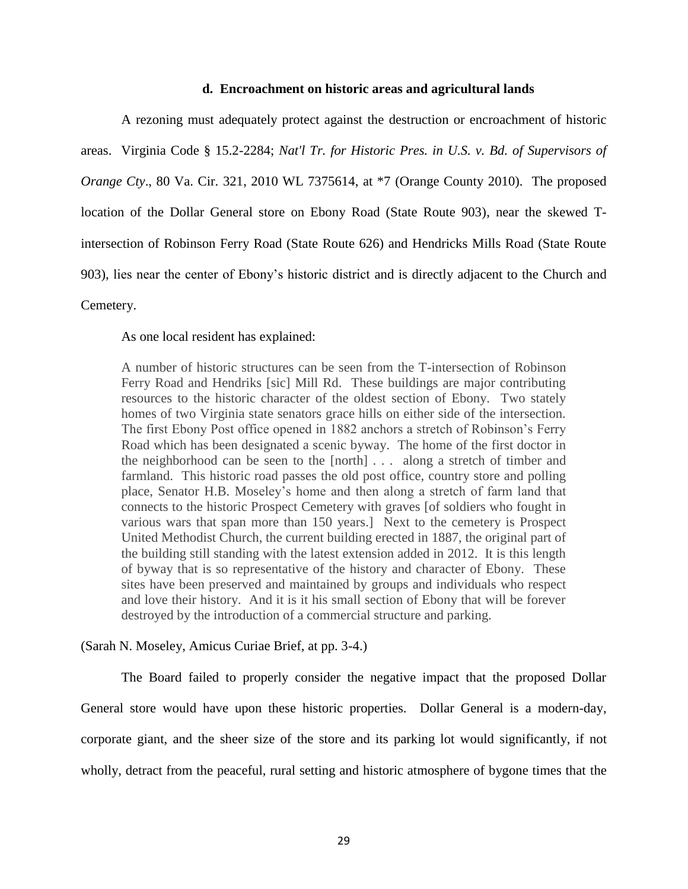#### d. Encroachment on historic areas and agricultural lands

A rezoning must adequately protect against the destruction or encroachment of historic areas. Virginia Code § 15.2-2284; *Nat'l Tr. for Historic Pres. in U.S. v. Bd. of Supervisors of Orange Cty*., 80 Va. Cir. 321, 2010 WL 7375614, at *7 (Orange County 2010). The proposed location of the Dollar General store on Ebony Road (State Route 903), near the skewed T-intersection of Robinson Ferry Road (State Route 626) and Hendricks Mills Road (State Route 903), lies near the center of Ebony's historic district and is directly adjacent to the Church and Cemetery.

As one local resident has explained:

> A number of historic structures can be seen from the T-intersection of Robinson Ferry Road and Hendriks [sic] Mill Rd. These buildings are major contributing resources to the historic character of the oldest section of Ebony. Two stately homes of two Virginia state senators grace hills on either side of the intersection. The first Ebony Post office opened in 1882 anchors a stretch of Robinson's Ferry Road which has been designated a scenic byway. The home of the first doctor in the neighborhood can be seen to the [north] . . . along a stretch of timber and farmland. This historic road passes the old post office, country store and polling place, Senator H.B. Moseley's home and then along a stretch of farm land that connects to the historic Prospect Cemetery with graves [of soldiers who fought in various wars that span more than 150 years.] Next to the cemetery is Prospect United Methodist Church, the current building erected in 1887, the original part of the building still standing with the latest extension added in 2012. It is this length of byway that is so representative of the history and character of Ebony. These sites have been preserved and maintained by groups and individuals who respect and love their history. And it is it his small section of Ebony that will be forever destroyed by the introduction of a commercial structure and parking.

(Sarah N. Moseley, Amicus Curiae Brief, at pp. 3-4.)

The Board failed to properly consider the negative impact that the proposed Dollar General store would have upon these historic properties. Dollar General is a modern-day, corporate giant, and the sheer size of the store and its parking lot would significantly, if not wholly, detract from the peaceful, rural setting and historic atmosphere of bygone times that the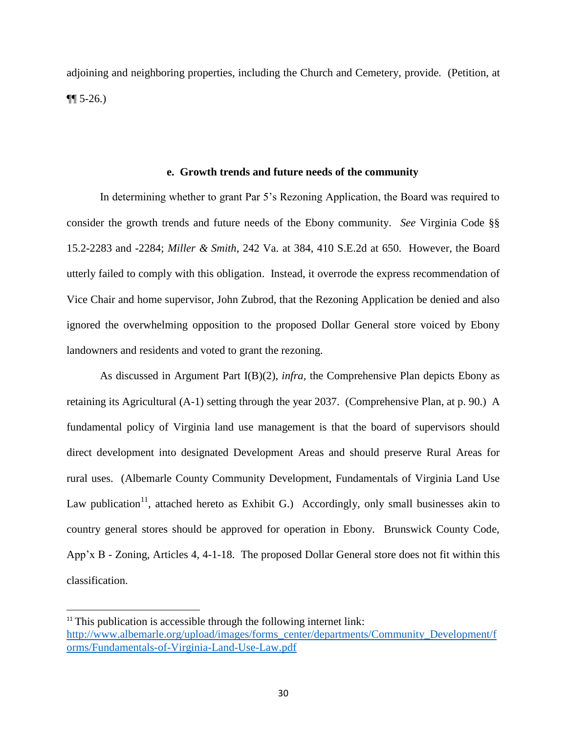adjoining and neighboring properties, including the Church and Cemetery, provide. (Petition, at ¶¶ 5-26.)

**e. Growth trends and future needs of the community**

In determining whether to grant Par 5's Rezoning Application, the Board was required to consider the growth trends and future needs of the Ebony community. *See* Virginia Code §§ 15.2-2283 and -2284; *Miller & Smith*, 242 Va. at 384, 410 S.E.2d at 650. However, the Board utterly failed to comply with this obligation. Instead, it overrode the express recommendation of Vice Chair and home supervisor, John Zubrod, that the Rezoning Application be denied and also ignored the overwhelming opposition to the proposed Dollar General store voiced by Ebony landowners and residents and voted to grant the rezoning.

As discussed in Argument Part I(B)(2), *infra*, the Comprehensive Plan depicts Ebony as retaining its Agricultural (A-1) setting through the year 2037. (Comprehensive Plan, at p. 90.) A fundamental policy of Virginia land use management is that the board of supervisors should direct development into designated Development Areas and should preserve Rural Areas for rural uses. (Albemarle County Community Development, Fundamentals of Virginia Land Use Law publication[11], attached hereto as Exhibit G.) Accordingly, only small businesses akin to country general stores should be approved for operation in Ebony. Brunswick County Code, App'x B - Zoning, Articles 4, 4-1-18. The proposed Dollar General store does not fit within this classification.

[11] This publication is accessible through the following internet link: http://www.albemarle.org/upload/images/forms_center/departments/Community_Development/forms/Fundamentals-of-Virginia-Land-Use-Law.pdf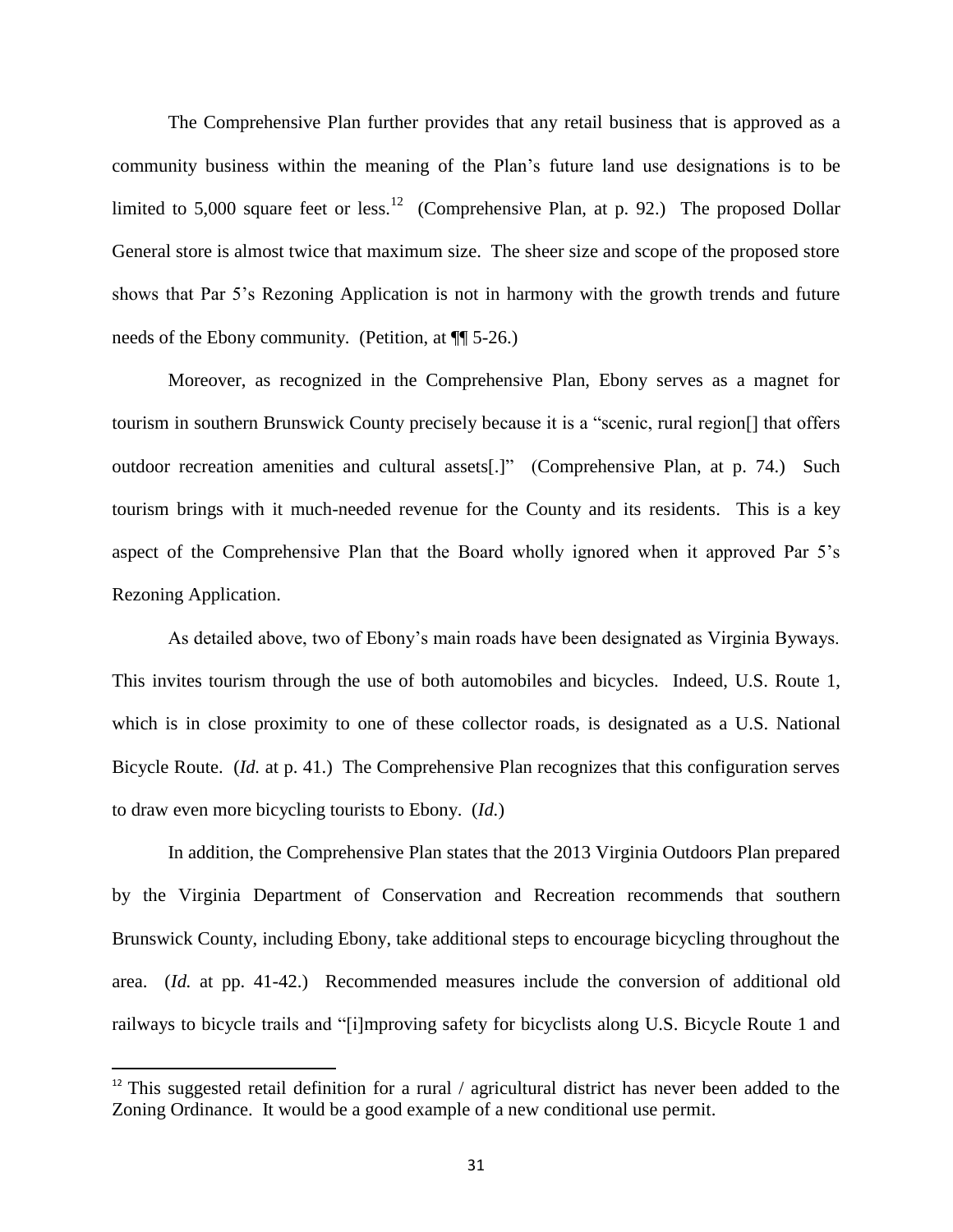The Comprehensive Plan further provides that any retail business that is approved as a community business within the meaning of the Plan's future land use designations is to be limited to 5,000 square feet or less.[12] (Comprehensive Plan, at p. 92.) The proposed Dollar General store is almost twice that maximum size. The sheer size and scope of the proposed store shows that Par 5's Rezoning Application is not in harmony with the growth trends and future needs of the Ebony community. (Petition, at ¶¶ 5-26.)

Moreover, as recognized in the Comprehensive Plan, Ebony serves as a magnet for tourism in southern Brunswick County precisely because it is a "scenic, rural region[] that offers outdoor recreation amenities and cultural assets[.]" (Comprehensive Plan, at p. 74.) Such tourism brings with it much-needed revenue for the County and its residents. This is a key aspect of the Comprehensive Plan that the Board wholly ignored when it approved Par 5's Rezoning Application.

As detailed above, two of Ebony's main roads have been designated as Virginia Byways. This invites tourism through the use of both automobiles and bicycles. Indeed, U.S. Route 1, which is in close proximity to one of these collector roads, is designated as a U.S. National Bicycle Route. (*Id.* at p. 41.) The Comprehensive Plan recognizes that this configuration serves to draw even more bicycling tourists to Ebony. (*Id.*)

In addition, the Comprehensive Plan states that the 2013 Virginia Outdoors Plan prepared by the Virginia Department of Conservation and Recreation recommends that southern Brunswick County, including Ebony, take additional steps to encourage bicycling throughout the area. (*Id.* at pp. 41-42.) Recommended measures include the conversion of additional old railways to bicycle trails and "[i]mproving safety for bicyclists along U.S. Bicycle Route 1 and

---

[12] This suggested retail definition for a rural / agricultural district has never been added to the Zoning Ordinance. It would be a good example of a new conditional use permit.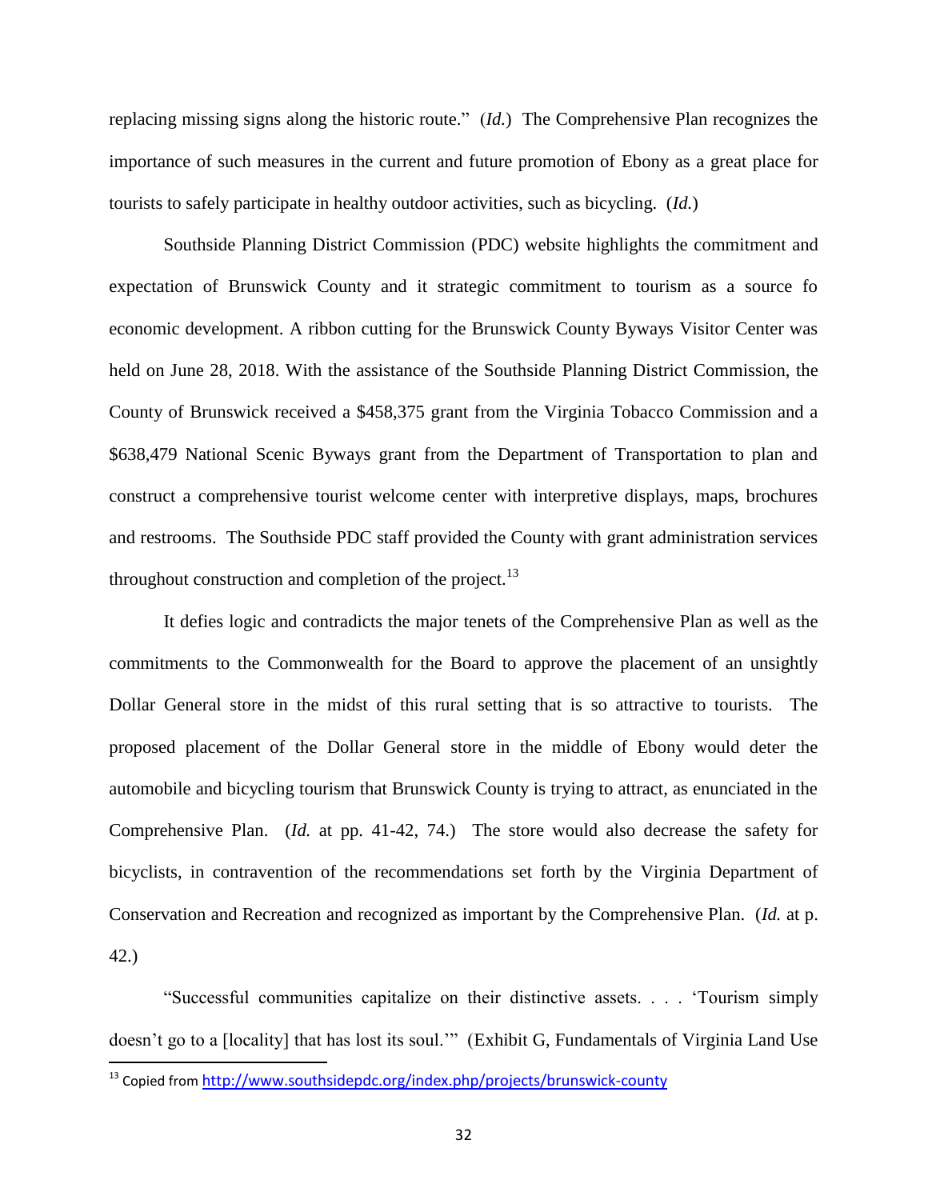replacing missing signs along the historic route." (*Id.*) The Comprehensive Plan recognizes the importance of such measures in the current and future promotion of Ebony as a great place for tourists to safely participate in healthy outdoor activities, such as bicycling. (*Id.*)

Southside Planning District Commission (PDC) website highlights the commitment and expectation of Brunswick County and it strategic commitment to tourism as a source fo economic development. A ribbon cutting for the Brunswick County Byways Visitor Center was held on June 28, 2018. With the assistance of the Southside Planning District Commission, the County of Brunswick received a $458,375 grant from the Virginia Tobacco Commission and a $638,479 National Scenic Byways grant from the Department of Transportation to plan and construct a comprehensive tourist welcome center with interpretive displays, maps, brochures and restrooms. The Southside PDC staff provided the County with grant administration services throughout construction and completion of the project.[13]

It defies logic and contradicts the major tenets of the Comprehensive Plan as well as the commitments to the Commonwealth for the Board to approve the placement of an unsightly Dollar General store in the midst of this rural setting that is so attractive to tourists. The proposed placement of the Dollar General store in the middle of Ebony would deter the automobile and bicycling tourism that Brunswick County is trying to attract, as enunciated in the Comprehensive Plan. (*Id.* at pp. 41-42, 74.) The store would also decrease the safety for bicyclists, in contravention of the recommendations set forth by the Virginia Department of Conservation and Recreation and recognized as important by the Comprehensive Plan. (*Id.* at p. 42.)

"Successful communities capitalize on their distinctive assets. . . . 'Tourism simply doesn't go to a [locality] that has lost its soul.'" (Exhibit G, Fundamentals of Virginia Land Use

---

[13] Copied from http://www.southsidepdc.org/index.php/projects/brunswick-county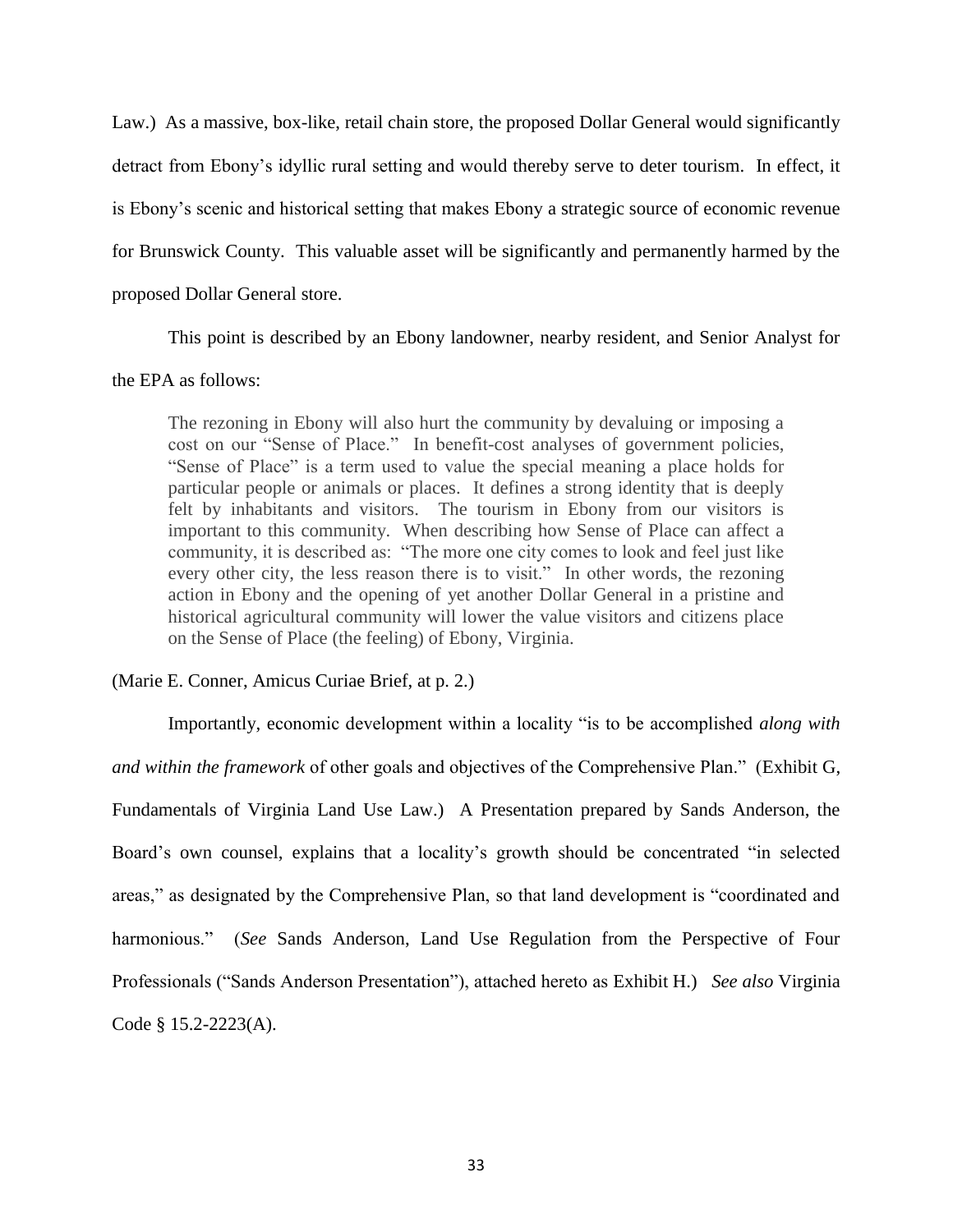Law.) As a massive, box-like, retail chain store, the proposed Dollar General would significantly detract from Ebony's idyllic rural setting and would thereby serve to deter tourism. In effect, it is Ebony's scenic and historical setting that makes Ebony a strategic source of economic revenue for Brunswick County. This valuable asset will be significantly and permanently harmed by the proposed Dollar General store.

This point is described by an Ebony landowner, nearby resident, and Senior Analyst for the EPA as follows:

> The rezoning in Ebony will also hurt the community by devaluing or imposing a cost on our "Sense of Place." In benefit-cost analyses of government policies, "Sense of Place" is a term used to value the special meaning a place holds for particular people or animals or places. It defines a strong identity that is deeply felt by inhabitants and visitors. The tourism in Ebony from our visitors is important to this community. When describing how Sense of Place can affect a community, it is described as: "The more one city comes to look and feel just like every other city, the less reason there is to visit." In other words, the rezoning action in Ebony and the opening of yet another Dollar General in a pristine and historical agricultural community will lower the value visitors and citizens place on the Sense of Place (the feeling) of Ebony, Virginia.

(Marie E. Conner, Amicus Curiae Brief, at p. 2.)

Importantly, economic development within a locality "is to be accomplished *along with and within the framework* of other goals and objectives of the Comprehensive Plan." (Exhibit G, Fundamentals of Virginia Land Use Law.) A Presentation prepared by Sands Anderson, the Board's own counsel, explains that a locality's growth should be concentrated "in selected areas," as designated by the Comprehensive Plan, so that land development is "coordinated and harmonious." (*See* Sands Anderson, Land Use Regulation from the Perspective of Four Professionals ("Sands Anderson Presentation"), attached hereto as Exhibit H.) *See also* Virginia Code § 15.2-2223(A).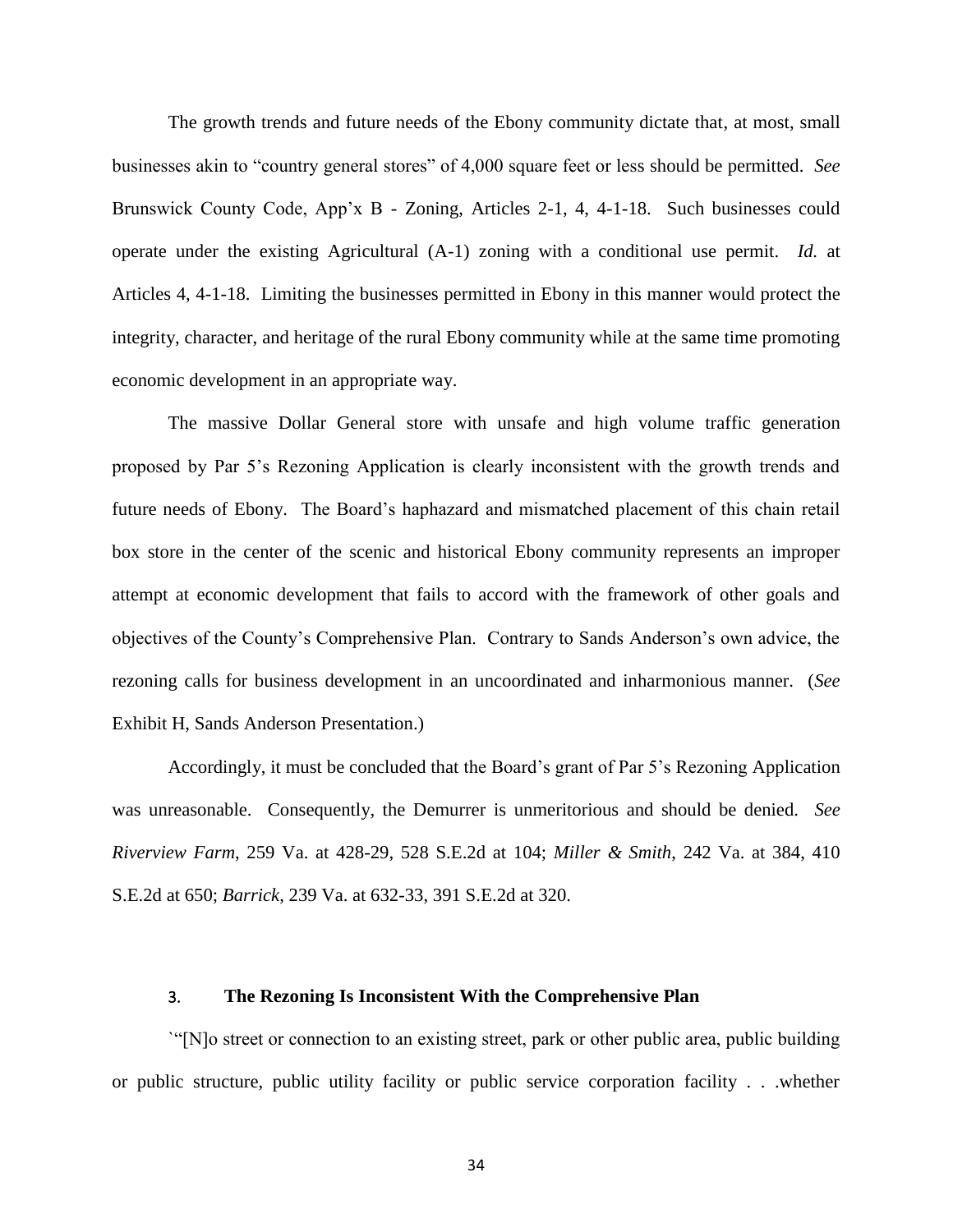The growth trends and future needs of the Ebony community dictate that, at most, small businesses akin to "country general stores" of 4,000 square feet or less should be permitted. *See* Brunswick County Code, App'x B - Zoning, Articles 2-1, 4, 4-1-18. Such businesses could operate under the existing Agricultural (A-1) zoning with a conditional use permit. *Id.* at Articles 4, 4-1-18. Limiting the businesses permitted in Ebony in this manner would protect the integrity, character, and heritage of the rural Ebony community while at the same time promoting economic development in an appropriate way.

The massive Dollar General store with unsafe and high volume traffic generation proposed by Par 5's Rezoning Application is clearly inconsistent with the growth trends and future needs of Ebony. The Board's haphazard and mismatched placement of this chain retail box store in the center of the scenic and historical Ebony community represents an improper attempt at economic development that fails to accord with the framework of other goals and objectives of the County's Comprehensive Plan. Contrary to Sands Anderson's own advice, the rezoning calls for business development in an uncoordinated and inharmonious manner. (*See* Exhibit H, Sands Anderson Presentation.)

Accordingly, it must be concluded that the Board's grant of Par 5's Rezoning Application was unreasonable. Consequently, the Demurrer is unmeritorious and should be denied. *See* *Riverview Farm*, 259 Va. at 428-29, 528 S.E.2d at 104; *Miller & Smith*, 242 Va. at 384, 410 S.E.2d at 650; *Barrick*, 239 Va. at 632-33, 391 S.E.2d at 320.

### 3. **The Rezoning Is Inconsistent With the Comprehensive Plan**

`"[N]o street or connection to an existing street, park or other public area, public building or public structure, public utility facility or public service corporation facility . . .whether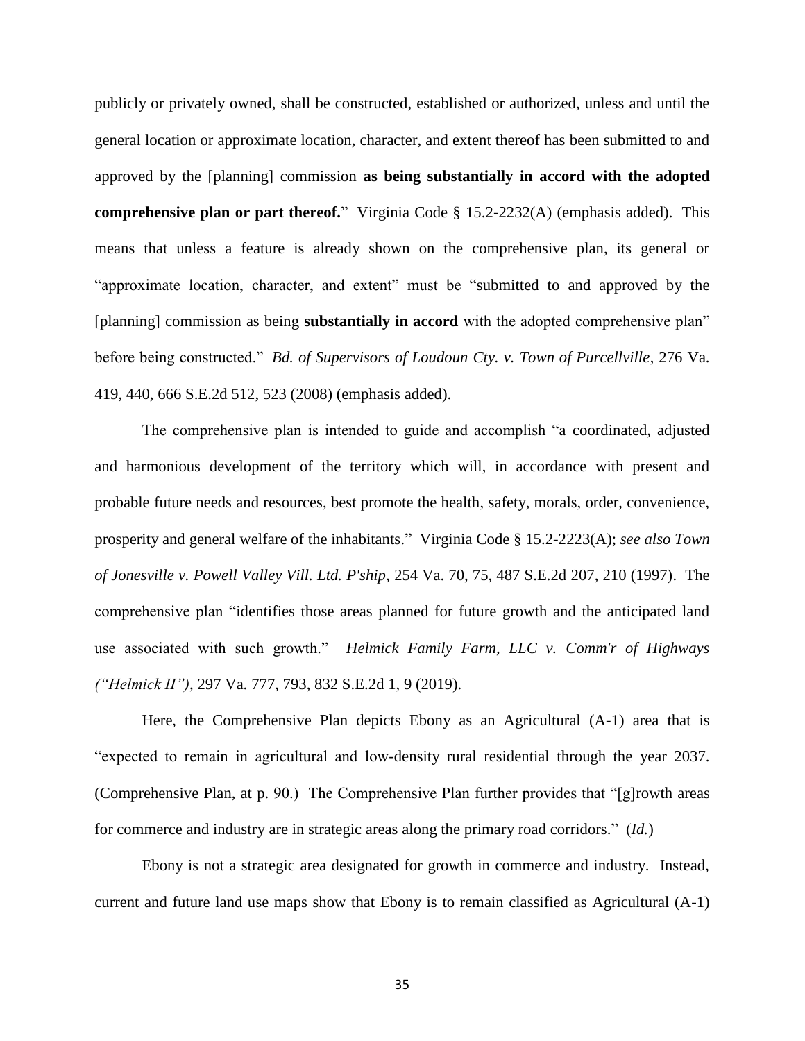publicly or privately owned, shall be constructed, established or authorized, unless and until the general location or approximate location, character, and extent thereof has been submitted to and approved by the [planning] commission **as being substantially in accord with the adopted comprehensive plan or part thereof.**" Virginia Code § 15.2-2232(A) (emphasis added). This means that unless a feature is already shown on the comprehensive plan, its general or "approximate location, character, and extent" must be "submitted to and approved by the [planning] commission as being **substantially in accord** with the adopted comprehensive plan" before being constructed." *Bd. of Supervisors of Loudoun Cty. v. Town of Purcellville*, 276 Va. 419, 440, 666 S.E.2d 512, 523 (2008) (emphasis added).

The comprehensive plan is intended to guide and accomplish "a coordinated, adjusted and harmonious development of the territory which will, in accordance with present and probable future needs and resources, best promote the health, safety, morals, order, convenience, prosperity and general welfare of the inhabitants." Virginia Code § 15.2-2223(A); *see also Town of Jonesville v. Powell Valley Vill. Ltd. P'ship*, 254 Va. 70, 75, 487 S.E.2d 207, 210 (1997). The comprehensive plan "identifies those areas planned for future growth and the anticipated land use associated with such growth." *Helmick Family Farm, LLC v. Comm'r of Highways ("Helmick II")*, 297 Va. 777, 793, 832 S.E.2d 1, 9 (2019).

Here, the Comprehensive Plan depicts Ebony as an Agricultural (A-1) area that is "expected to remain in agricultural and low-density rural residential through the year 2037. (Comprehensive Plan, at p. 90.) The Comprehensive Plan further provides that "[g]rowth areas for commerce and industry are in strategic areas along the primary road corridors." (*Id.*)

Ebony is not a strategic area designated for growth in commerce and industry. Instead, current and future land use maps show that Ebony is to remain classified as Agricultural (A-1)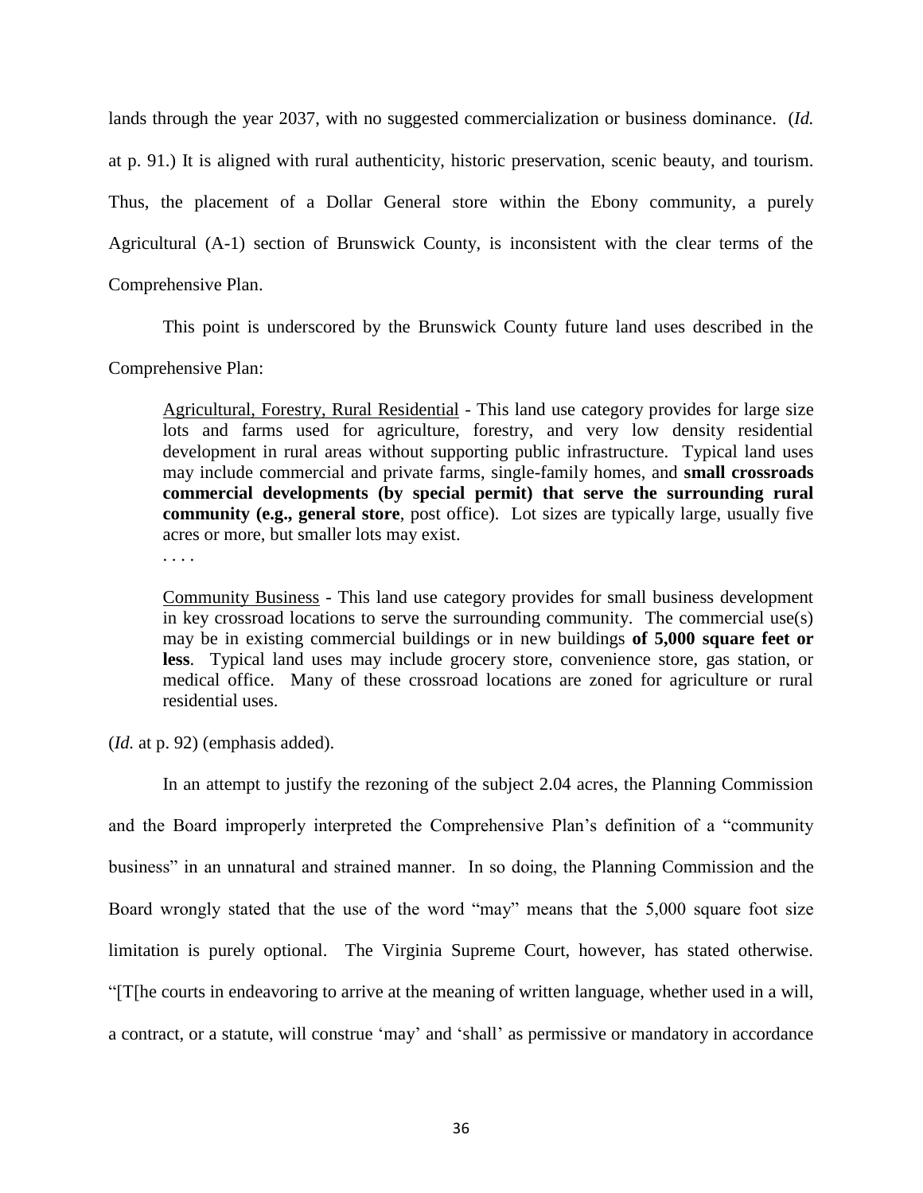lands through the year 2037, with no suggested commercialization or business dominance. (*Id.* at p. 91.) It is aligned with rural authenticity, historic preservation, scenic beauty, and tourism. Thus, the placement of a Dollar General store within the Ebony community, a purely Agricultural (A-1) section of Brunswick County, is inconsistent with the clear terms of the Comprehensive Plan.

This point is underscored by the Brunswick County future land uses described in the Comprehensive Plan:

> <u>Agricultural, Forestry, Rural Residential</u> - This land use category provides for large size lots and farms used for agriculture, forestry, and very low density residential development in rural areas without supporting public infrastructure. Typical land uses may include commercial and private farms, single-family homes, and **small crossroads commercial developments (by special permit) that serve the surrounding rural community (e.g., general store**, post office). Lot sizes are typically large, usually five acres or more, but smaller lots may exist.
>
> . . . .
>
> <u>Community Business</u> - This land use category provides for small business development in key crossroad locations to serve the surrounding community. The commercial use(s) may be in existing commercial buildings or in new buildings **of 5,000 square feet or less**. Typical land uses may include grocery store, convenience store, gas station, or medical office. Many of these crossroad locations are zoned for agriculture or rural residential uses.

(*Id.* at p. 92) (emphasis added).

In an attempt to justify the rezoning of the subject 2.04 acres, the Planning Commission and the Board improperly interpreted the Comprehensive Plan's definition of a "community business" in an unnatural and strained manner. In so doing, the Planning Commission and the Board wrongly stated that the use of the word "may" means that the 5,000 square foot size limitation is purely optional. The Virginia Supreme Court, however, has stated otherwise. "[T[he courts in endeavoring to arrive at the meaning of written language, whether used in a will, a contract, or a statute, will construe 'may' and 'shall' as permissive or mandatory in accordance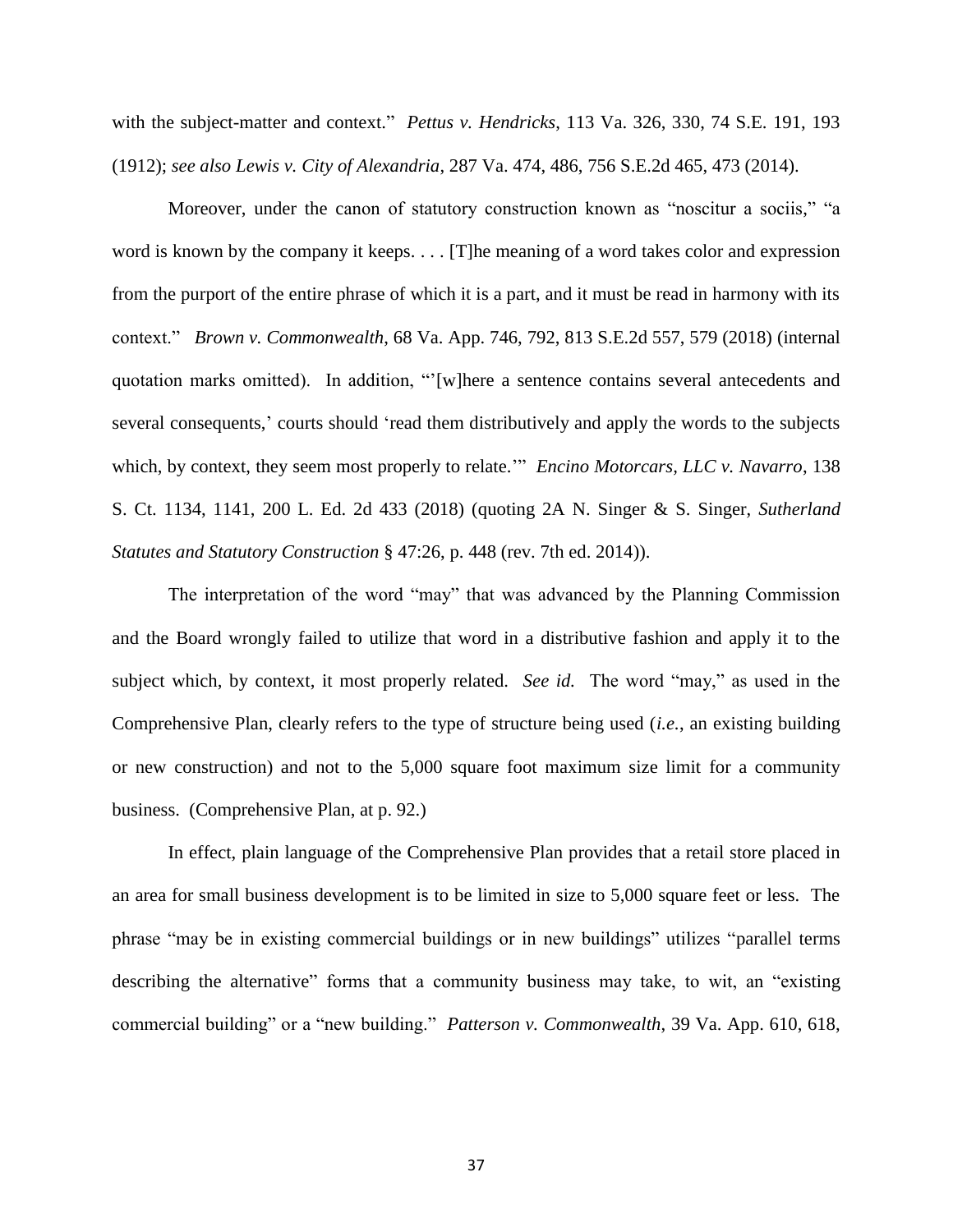with the subject-matter and context." *Pettus v. Hendricks*, 113 Va. 326, 330, 74 S.E. 191, 193 (1912); *see also Lewis v. City of Alexandria*, 287 Va. 474, 486, 756 S.E.2d 465, 473 (2014).

Moreover, under the canon of statutory construction known as "noscitur a sociis," "a word is known by the company it keeps. . . . [T]he meaning of a word takes color and expression from the purport of the entire phrase of which it is a part, and it must be read in harmony with its context." *Brown v. Commonwealth*, 68 Va. App. 746, 792, 813 S.E.2d 557, 579 (2018) (internal quotation marks omitted). In addition, "'[w]here a sentence contains several antecedents and several consequents,' courts should 'read them distributively and apply the words to the subjects which, by context, they seem most properly to relate.'" *Encino Motorcars, LLC v. Navarro*, 138 S. Ct. 1134, 1141, 200 L. Ed. 2d 433 (2018) (quoting 2A N. Singer & S. Singer, *Sutherland Statutes and Statutory Construction* § 47:26, p. 448 (rev. 7th ed. 2014)).

The interpretation of the word "may" that was advanced by the Planning Commission and the Board wrongly failed to utilize that word in a distributive fashion and apply it to the subject which, by context, it most properly related. *See id.* The word "may," as used in the Comprehensive Plan, clearly refers to the type of structure being used (*i.e.*, an existing building or new construction) and not to the 5,000 square foot maximum size limit for a community business. (Comprehensive Plan, at p. 92.)

In effect, plain language of the Comprehensive Plan provides that a retail store placed in an area for small business development is to be limited in size to 5,000 square feet or less. The phrase "may be in existing commercial buildings or in new buildings" utilizes "parallel terms describing the alternative" forms that a community business may take, to wit, an "existing commercial building" or a "new building." *Patterson v. Commonwealth*, 39 Va. App. 610, 618,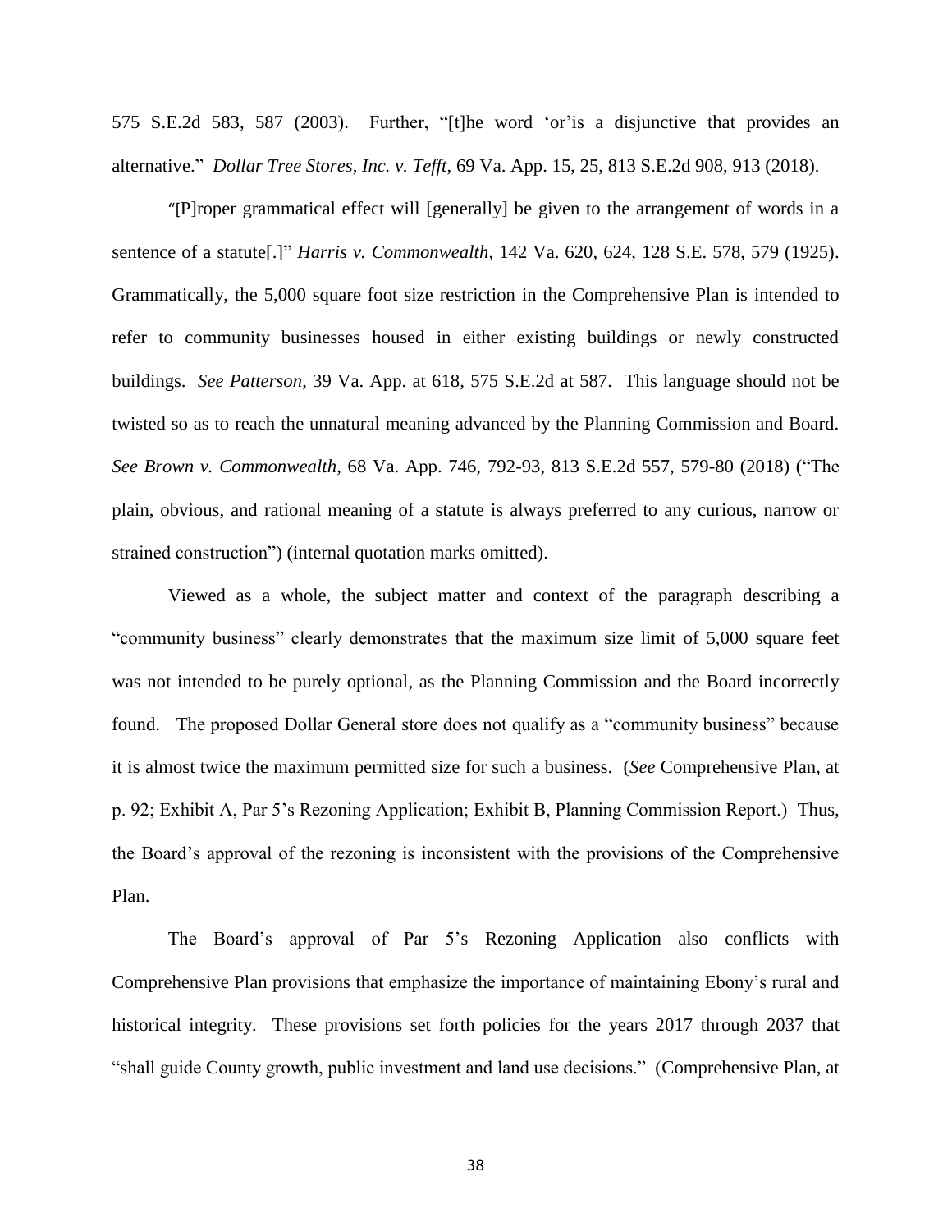575 S.E.2d 583, 587 (2003). Further, "[t]he word 'or'is a disjunctive that provides an alternative." *Dollar Tree Stores, Inc. v. Tefft*, 69 Va. App. 15, 25, 813 S.E.2d 908, 913 (2018).

"[P]roper grammatical effect will [generally] be given to the arrangement of words in a sentence of a statute[.]" *Harris v. Commonwealth*, 142 Va. 620, 624, 128 S.E. 578, 579 (1925). Grammatically, the 5,000 square foot size restriction in the Comprehensive Plan is intended to refer to community businesses housed in either existing buildings or newly constructed buildings. *See Patterson*, 39 Va. App. at 618, 575 S.E.2d at 587. This language should not be twisted so as to reach the unnatural meaning advanced by the Planning Commission and Board. *See Brown v. Commonwealth*, 68 Va. App. 746, 792-93, 813 S.E.2d 557, 579-80 (2018) ("The plain, obvious, and rational meaning of a statute is always preferred to any curious, narrow or strained construction") (internal quotation marks omitted).

Viewed as a whole, the subject matter and context of the paragraph describing a "community business" clearly demonstrates that the maximum size limit of 5,000 square feet was not intended to be purely optional, as the Planning Commission and the Board incorrectly found. The proposed Dollar General store does not qualify as a "community business" because it is almost twice the maximum permitted size for such a business. (*See* Comprehensive Plan, at p. 92; Exhibit A, Par 5's Rezoning Application; Exhibit B, Planning Commission Report.) Thus, the Board's approval of the rezoning is inconsistent with the provisions of the Comprehensive Plan.

The Board's approval of Par 5's Rezoning Application also conflicts with Comprehensive Plan provisions that emphasize the importance of maintaining Ebony's rural and historical integrity. These provisions set forth policies for the years 2017 through 2037 that "shall guide County growth, public investment and land use decisions." (Comprehensive Plan, at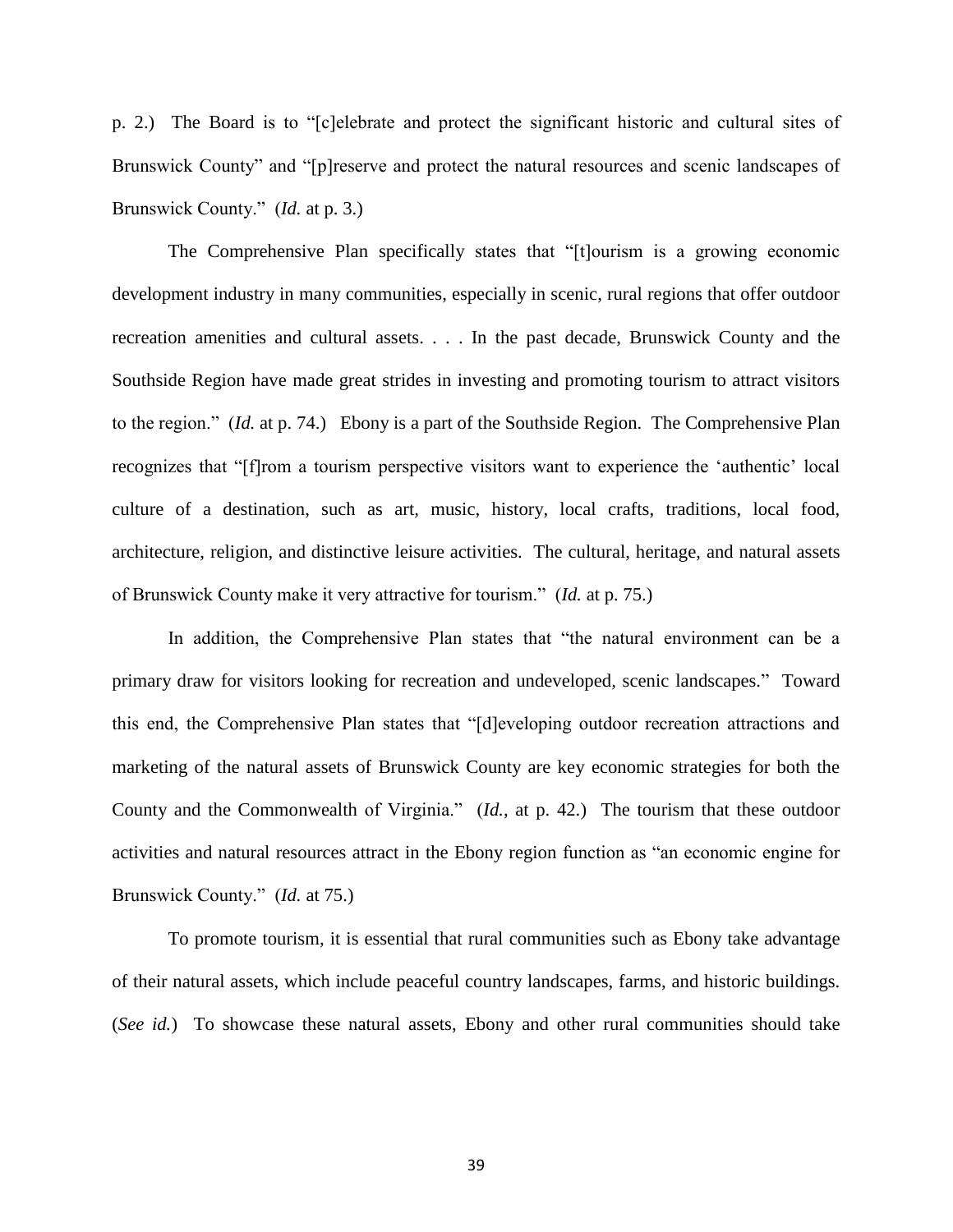p. 2.) The Board is to "[c]elebrate and protect the significant historic and cultural sites of Brunswick County" and "[p]reserve and protect the natural resources and scenic landscapes of Brunswick County." (*Id.* at p. 3.)

The Comprehensive Plan specifically states that "[t]ourism is a growing economic development industry in many communities, especially in scenic, rural regions that offer outdoor recreation amenities and cultural assets. . . . In the past decade, Brunswick County and the Southside Region have made great strides in investing and promoting tourism to attract visitors to the region." (*Id.* at p. 74.) Ebony is a part of the Southside Region. The Comprehensive Plan recognizes that "[f]rom a tourism perspective visitors want to experience the 'authentic' local culture of a destination, such as art, music, history, local crafts, traditions, local food, architecture, religion, and distinctive leisure activities. The cultural, heritage, and natural assets of Brunswick County make it very attractive for tourism." (*Id.* at p. 75.)

In addition, the Comprehensive Plan states that "the natural environment can be a primary draw for visitors looking for recreation and undeveloped, scenic landscapes." Toward this end, the Comprehensive Plan states that "[d]eveloping outdoor recreation attractions and marketing of the natural assets of Brunswick County are key economic strategies for both the County and the Commonwealth of Virginia." (*Id.*, at p. 42.) The tourism that these outdoor activities and natural resources attract in the Ebony region function as "an economic engine for Brunswick County." (*Id.* at 75.)

To promote tourism, it is essential that rural communities such as Ebony take advantage of their natural assets, which include peaceful country landscapes, farms, and historic buildings. (*See id.*) To showcase these natural assets, Ebony and other rural communities should take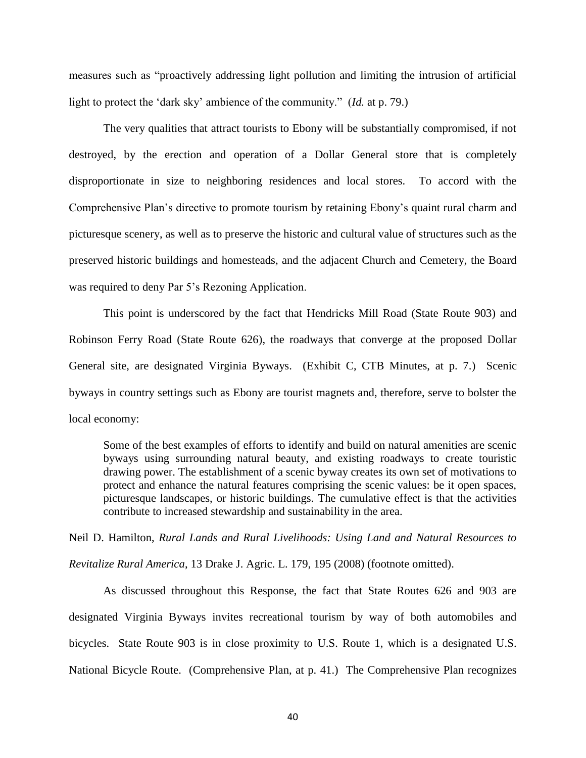measures such as "proactively addressing light pollution and limiting the intrusion of artificial light to protect the 'dark sky' ambience of the community." (*Id.* at p. 79.)

The very qualities that attract tourists to Ebony will be substantially compromised, if not destroyed, by the erection and operation of a Dollar General store that is completely disproportionate in size to neighboring residences and local stores. To accord with the Comprehensive Plan's directive to promote tourism by retaining Ebony's quaint rural charm and picturesque scenery, as well as to preserve the historic and cultural value of structures such as the preserved historic buildings and homesteads, and the adjacent Church and Cemetery, the Board was required to deny Par 5's Rezoning Application.

This point is underscored by the fact that Hendricks Mill Road (State Route 903) and Robinson Ferry Road (State Route 626), the roadways that converge at the proposed Dollar General site, are designated Virginia Byways. (Exhibit C, CTB Minutes, at p. 7.) Scenic byways in country settings such as Ebony are tourist magnets and, therefore, serve to bolster the local economy:

> Some of the best examples of efforts to identify and build on natural amenities are scenic byways using surrounding natural beauty, and existing roadways to create touristic drawing power. The establishment of a scenic byway creates its own set of motivations to protect and enhance the natural features comprising the scenic values: be it open spaces, picturesque landscapes, or historic buildings. The cumulative effect is that the activities contribute to increased stewardship and sustainability in the area.

Neil D. Hamilton, *Rural Lands and Rural Livelihoods: Using Land and Natural Resources to Revitalize Rural America*, 13 Drake J. Agric. L. 179, 195 (2008) (footnote omitted).

As discussed throughout this Response, the fact that State Routes 626 and 903 are designated Virginia Byways invites recreational tourism by way of both automobiles and bicycles. State Route 903 is in close proximity to U.S. Route 1, which is a designated U.S. National Bicycle Route. (Comprehensive Plan, at p. 41.) The Comprehensive Plan recognizes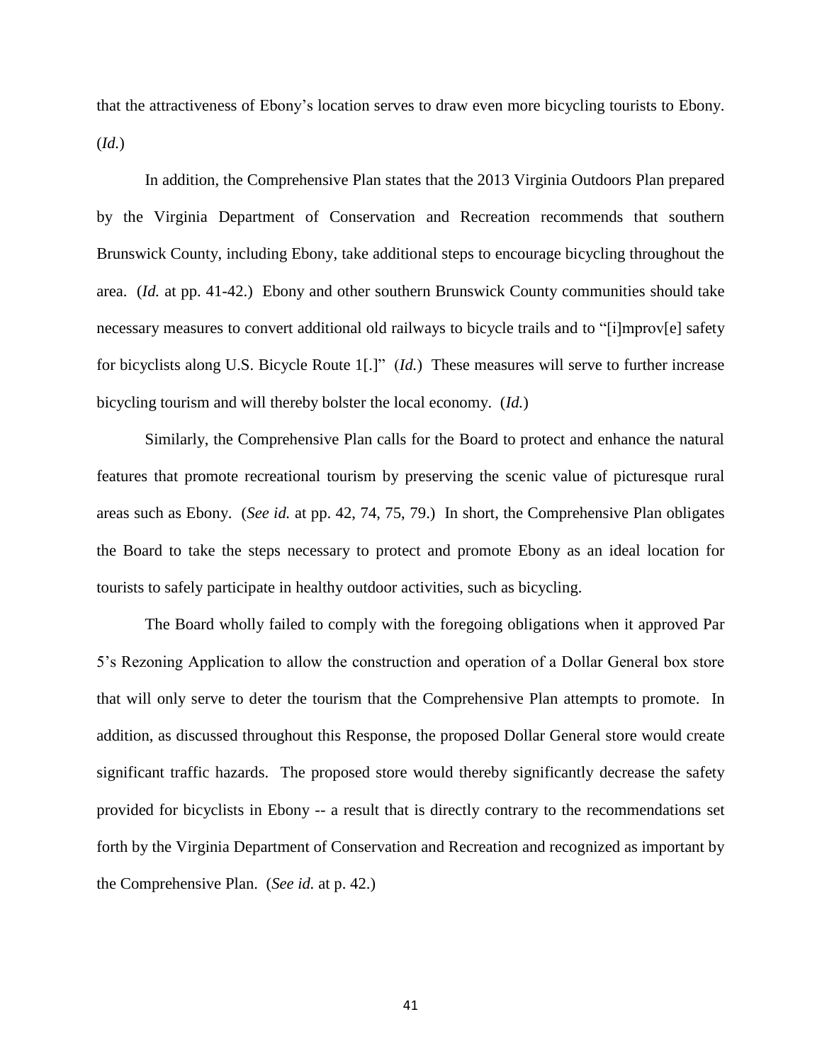that the attractiveness of Ebony's location serves to draw even more bicycling tourists to Ebony. (*Id.*)

In addition, the Comprehensive Plan states that the 2013 Virginia Outdoors Plan prepared by the Virginia Department of Conservation and Recreation recommends that southern Brunswick County, including Ebony, take additional steps to encourage bicycling throughout the area. (*Id.* at pp. 41-42.) Ebony and other southern Brunswick County communities should take necessary measures to convert additional old railways to bicycle trails and to "[i]mprov[e] safety for bicyclists along U.S. Bicycle Route 1[.]" (*Id.*) These measures will serve to further increase bicycling tourism and will thereby bolster the local economy. (*Id.*)

Similarly, the Comprehensive Plan calls for the Board to protect and enhance the natural features that promote recreational tourism by preserving the scenic value of picturesque rural areas such as Ebony. (*See id.* at pp. 42, 74, 75, 79.) In short, the Comprehensive Plan obligates the Board to take the steps necessary to protect and promote Ebony as an ideal location for tourists to safely participate in healthy outdoor activities, such as bicycling.

The Board wholly failed to comply with the foregoing obligations when it approved Par 5's Rezoning Application to allow the construction and operation of a Dollar General box store that will only serve to deter the tourism that the Comprehensive Plan attempts to promote. In addition, as discussed throughout this Response, the proposed Dollar General store would create significant traffic hazards. The proposed store would thereby significantly decrease the safety provided for bicyclists in Ebony -- a result that is directly contrary to the recommendations set forth by the Virginia Department of Conservation and Recreation and recognized as important by the Comprehensive Plan. (*See id.* at p. 42.)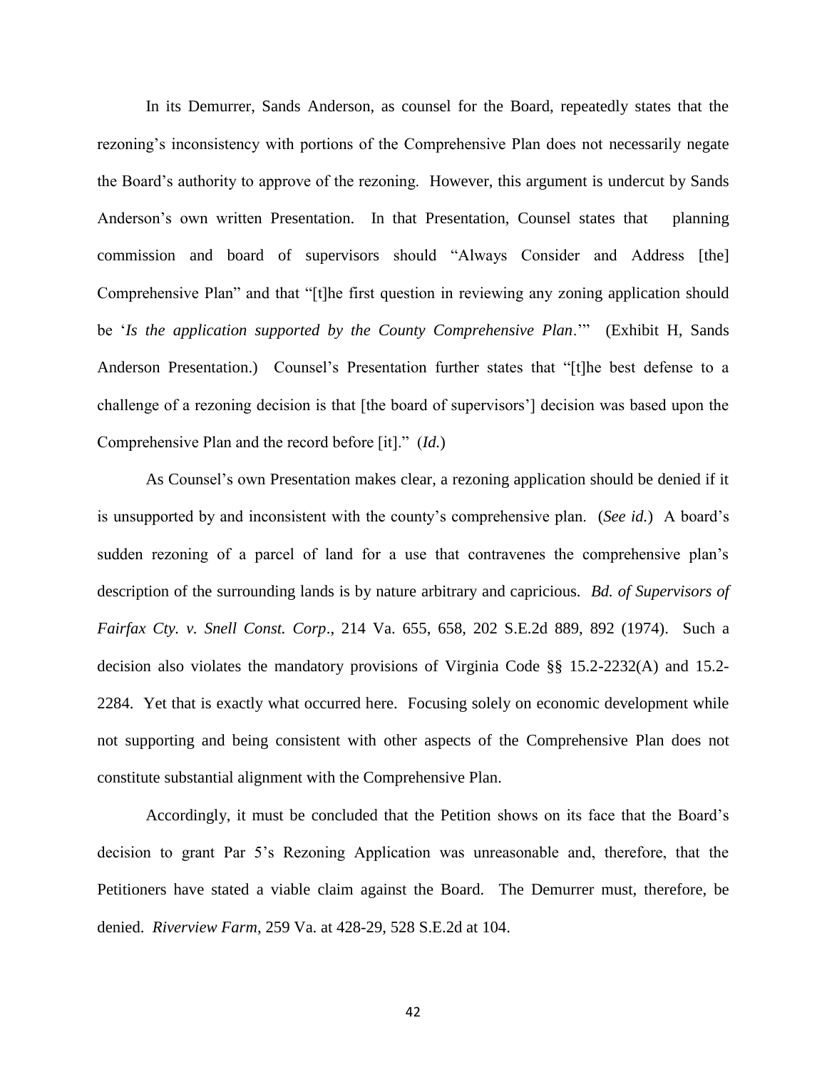In its Demurrer, Sands Anderson, as counsel for the Board, repeatedly states that the rezoning's inconsistency with portions of the Comprehensive Plan does not necessarily negate the Board's authority to approve of the rezoning. However, this argument is undercut by Sands Anderson's own written Presentation. In that Presentation, Counsel states that planning commission and board of supervisors should "Always Consider and Address [the] Comprehensive Plan" and that "[t]he first question in reviewing any zoning application should be '*Is the application supported by the County Comprehensive Plan*.'" (Exhibit H, Sands Anderson Presentation.) Counsel's Presentation further states that "[t]he best defense to a challenge of a rezoning decision is that [the board of supervisors'] decision was based upon the Comprehensive Plan and the record before [it]." (*Id.*)

As Counsel's own Presentation makes clear, a rezoning application should be denied if it is unsupported by and inconsistent with the county's comprehensive plan. (*See id.*) A board's sudden rezoning of a parcel of land for a use that contravenes the comprehensive plan's description of the surrounding lands is by nature arbitrary and capricious. *Bd. of Supervisors of Fairfax Cty. v. Snell Const. Corp*., 214 Va. 655, 658, 202 S.E.2d 889, 892 (1974). Such a decision also violates the mandatory provisions of Virginia Code §§ 15.2-2232(A) and 15.2-2284. Yet that is exactly what occurred here. Focusing solely on economic development while not supporting and being consistent with other aspects of the Comprehensive Plan does not constitute substantial alignment with the Comprehensive Plan.

Accordingly, it must be concluded that the Petition shows on its face that the Board's decision to grant Par 5's Rezoning Application was unreasonable and, therefore, that the Petitioners have stated a viable claim against the Board. The Demurrer must, therefore, be denied. *Riverview Farm*, 259 Va. at 428-29, 528 S.E.2d at 104.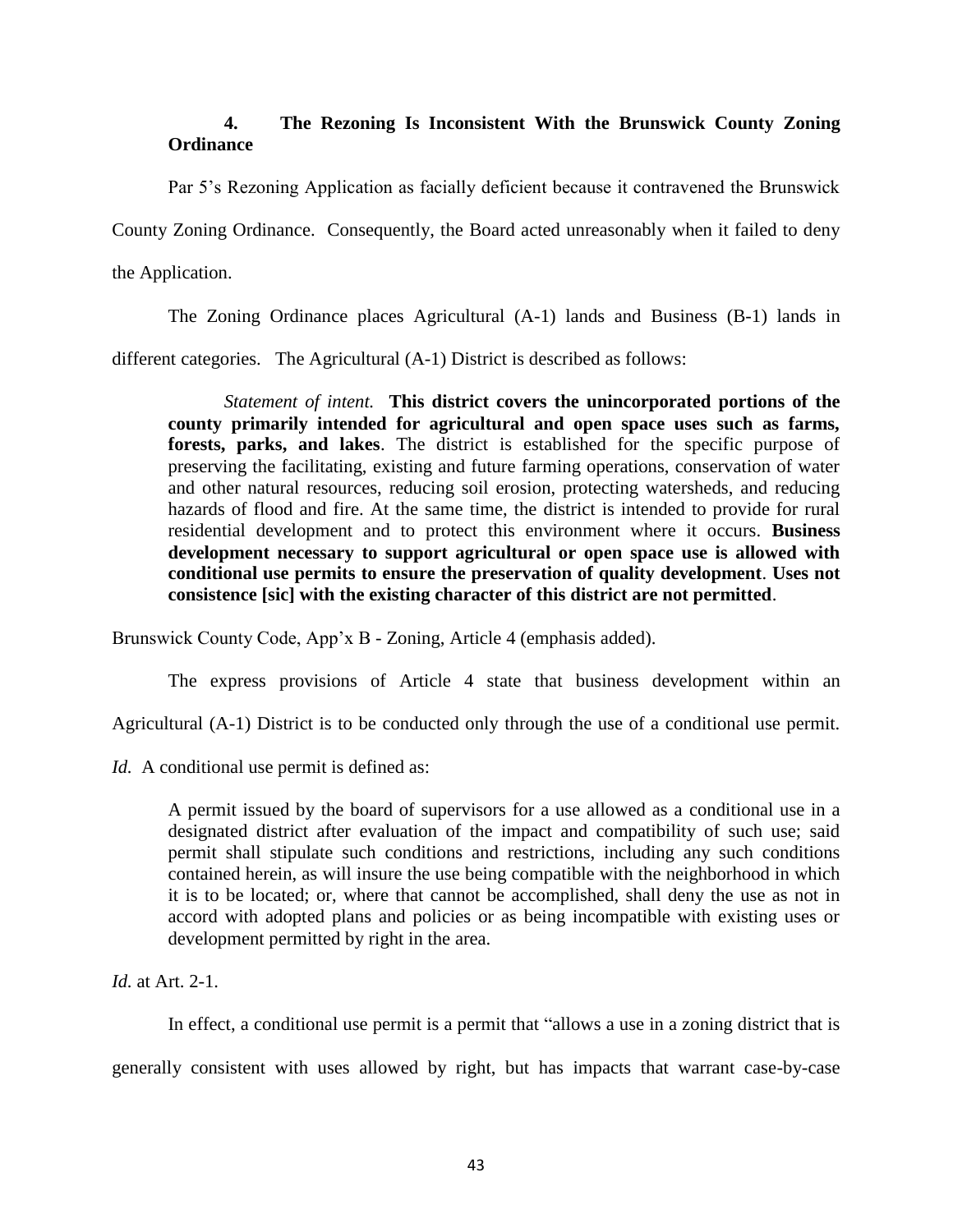### 4. The Rezoning Is Inconsistent With the Brunswick County Zoning Ordinance

Par 5's Rezoning Application as facially deficient because it contravened the Brunswick County Zoning Ordinance. Consequently, the Board acted unreasonably when it failed to deny the Application.

The Zoning Ordinance places Agricultural (A-1) lands and Business (B-1) lands in different categories. The Agricultural (A-1) District is described as follows:

> *Statement of intent.* **This district covers the unincorporated portions of the county primarily intended for agricultural and open space uses such as farms, forests, parks, and lakes**. The district is established for the specific purpose of preserving the facilitating, existing and future farming operations, conservation of water and other natural resources, reducing soil erosion, protecting watersheds, and reducing hazards of flood and fire. At the same time, the district is intended to provide for rural residential development and to protect this environment where it occurs. **Business development necessary to support agricultural or open space use is allowed with conditional use permits to ensure the preservation of quality development**. **Uses not consistence [sic] with the existing character of this district are not permitted**.

Brunswick County Code, App'x B - Zoning, Article 4 (emphasis added).

The express provisions of Article 4 state that business development within an Agricultural (A-1) District is to be conducted only through the use of a conditional use permit. *Id.* A conditional use permit is defined as:

> A permit issued by the board of supervisors for a use allowed as a conditional use in a designated district after evaluation of the impact and compatibility of such use; said permit shall stipulate such conditions and restrictions, including any such conditions contained herein, as will insure the use being compatible with the neighborhood in which it is to be located; or, where that cannot be accomplished, shall deny the use as not in accord with adopted plans and policies or as being incompatible with existing uses or development permitted by right in the area.

*Id.* at Art. 2-1.

In effect, a conditional use permit is a permit that "allows a use in a zoning district that is generally consistent with uses allowed by right, but has impacts that warrant case-by-case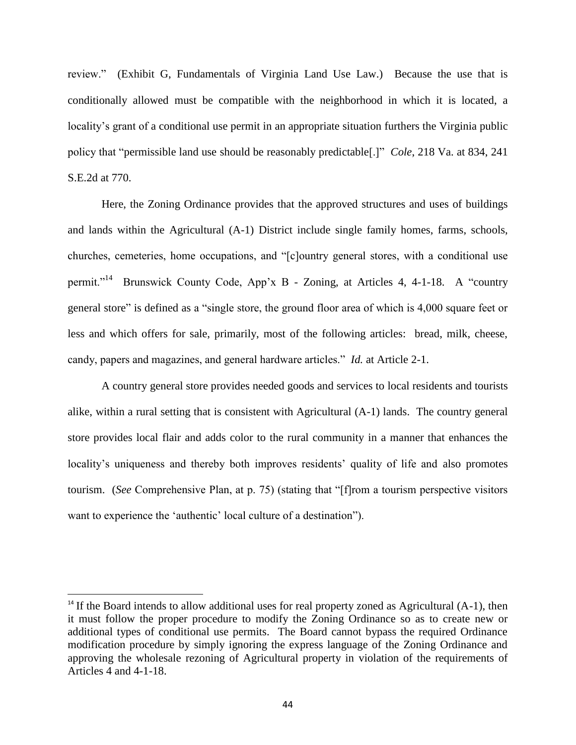review." (Exhibit G, Fundamentals of Virginia Land Use Law.) Because the use that is conditionally allowed must be compatible with the neighborhood in which it is located, a locality's grant of a conditional use permit in an appropriate situation furthers the Virginia public policy that "permissible land use should be reasonably predictable[.]" *Cole*, 218 Va. at 834, 241 S.E.2d at 770.

Here, the Zoning Ordinance provides that the approved structures and uses of buildings and lands within the Agricultural (A-1) District include single family homes, farms, schools, churches, cemeteries, home occupations, and "[c]ountry general stores, with a conditional use permit."[14] Brunswick County Code, App'x B - Zoning, at Articles 4, 4-1-18. A "country general store" is defined as a "single store, the ground floor area of which is 4,000 square feet or less and which offers for sale, primarily, most of the following articles: bread, milk, cheese, candy, papers and magazines, and general hardware articles." *Id.* at Article 2-1.

A country general store provides needed goods and services to local residents and tourists alike, within a rural setting that is consistent with Agricultural (A-1) lands. The country general store provides local flair and adds color to the rural community in a manner that enhances the locality's uniqueness and thereby both improves residents' quality of life and also promotes tourism. (*See* Comprehensive Plan, at p. 75) (stating that "[f]rom a tourism perspective visitors want to experience the 'authentic' local culture of a destination").

---

[14] If the Board intends to allow additional uses for real property zoned as Agricultural (A-1), then it must follow the proper procedure to modify the Zoning Ordinance so as to create new or additional types of conditional use permits. The Board cannot bypass the required Ordinance modification procedure by simply ignoring the express language of the Zoning Ordinance and approving the wholesale rezoning of Agricultural property in violation of the requirements of Articles 4 and 4-1-18.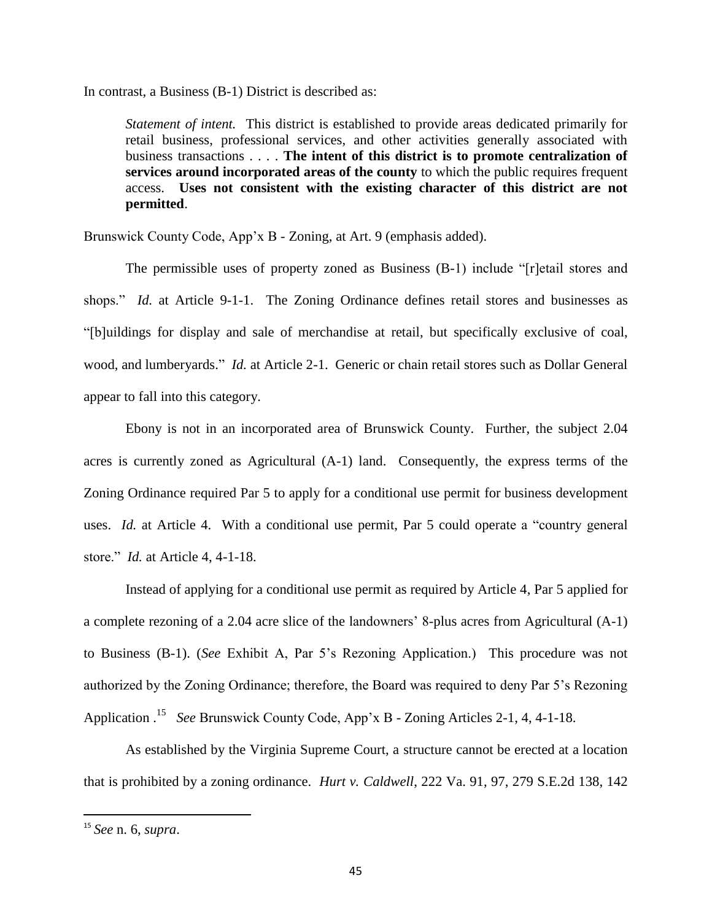In contrast, a Business (B-1) District is described as:

> *Statement of intent.* This district is established to provide areas dedicated primarily for retail business, professional services, and other activities generally associated with business transactions . . . . **The intent of this district is to promote centralization of services around incorporated areas of the county** to which the public requires frequent access. **Uses not consistent with the existing character of this district are not permitted**.

Brunswick County Code, App'x B - Zoning, at Art. 9 (emphasis added).

The permissible uses of property zoned as Business (B-1) include "[r]etail stores and shops." *Id.* at Article 9-1-1. The Zoning Ordinance defines retail stores and businesses as "[b]uildings for display and sale of merchandise at retail, but specifically exclusive of coal, wood, and lumberyards." *Id.* at Article 2-1. Generic or chain retail stores such as Dollar General appear to fall into this category.

Ebony is not in an incorporated area of Brunswick County. Further, the subject 2.04 acres is currently zoned as Agricultural (A-1) land. Consequently, the express terms of the Zoning Ordinance required Par 5 to apply for a conditional use permit for business development uses. *Id.* at Article 4. With a conditional use permit, Par 5 could operate a "country general store." *Id.* at Article 4, 4-1-18.

Instead of applying for a conditional use permit as required by Article 4, Par 5 applied for a complete rezoning of a 2.04 acre slice of the landowners' 8-plus acres from Agricultural (A-1) to Business (B-1). (*See* Exhibit A, Par 5's Rezoning Application.) This procedure was not authorized by the Zoning Ordinance; therefore, the Board was required to deny Par 5's Rezoning Application .[15] *See* Brunswick County Code, App'x B - Zoning Articles 2-1, 4, 4-1-18.

As established by the Virginia Supreme Court, a structure cannot be erected at a location that is prohibited by a zoning ordinance. *Hurt v. Caldwell*, 222 Va. 91, 97, 279 S.E.2d 138, 142

[15] *See* n. 6, *supra*.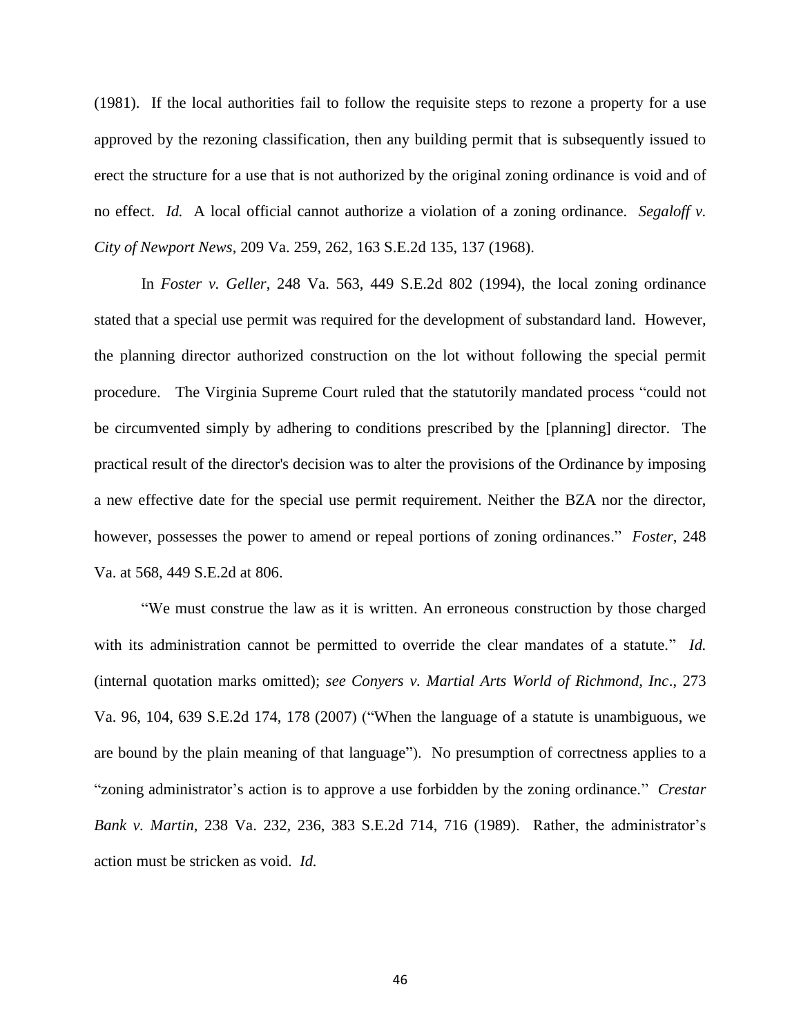(1981). If the local authorities fail to follow the requisite steps to rezone a property for a use approved by the rezoning classification, then any building permit that is subsequently issued to erect the structure for a use that is not authorized by the original zoning ordinance is void and of no effect. *Id.* A local official cannot authorize a violation of a zoning ordinance. *Segaloff v. City of Newport News*, 209 Va. 259, 262, 163 S.E.2d 135, 137 (1968).

In *Foster v. Geller*, 248 Va. 563, 449 S.E.2d 802 (1994), the local zoning ordinance stated that a special use permit was required for the development of substandard land. However, the planning director authorized construction on the lot without following the special permit procedure. The Virginia Supreme Court ruled that the statutorily mandated process "could not be circumvented simply by adhering to conditions prescribed by the [planning] director. The practical result of the director's decision was to alter the provisions of the Ordinance by imposing a new effective date for the special use permit requirement. Neither the BZA nor the director, however, possesses the power to amend or repeal portions of zoning ordinances." *Foster*, 248 Va. at 568, 449 S.E.2d at 806.

"We must construe the law as it is written. An erroneous construction by those charged with its administration cannot be permitted to override the clear mandates of a statute." *Id.* (internal quotation marks omitted); *see Conyers v. Martial Arts World of Richmond, Inc*., 273 Va. 96, 104, 639 S.E.2d 174, 178 (2007) ("When the language of a statute is unambiguous, we are bound by the plain meaning of that language"). No presumption of correctness applies to a "zoning administrator's action is to approve a use forbidden by the zoning ordinance." *Crestar Bank v. Martin*, 238 Va. 232, 236, 383 S.E.2d 714, 716 (1989). Rather, the administrator's action must be stricken as void. *Id.*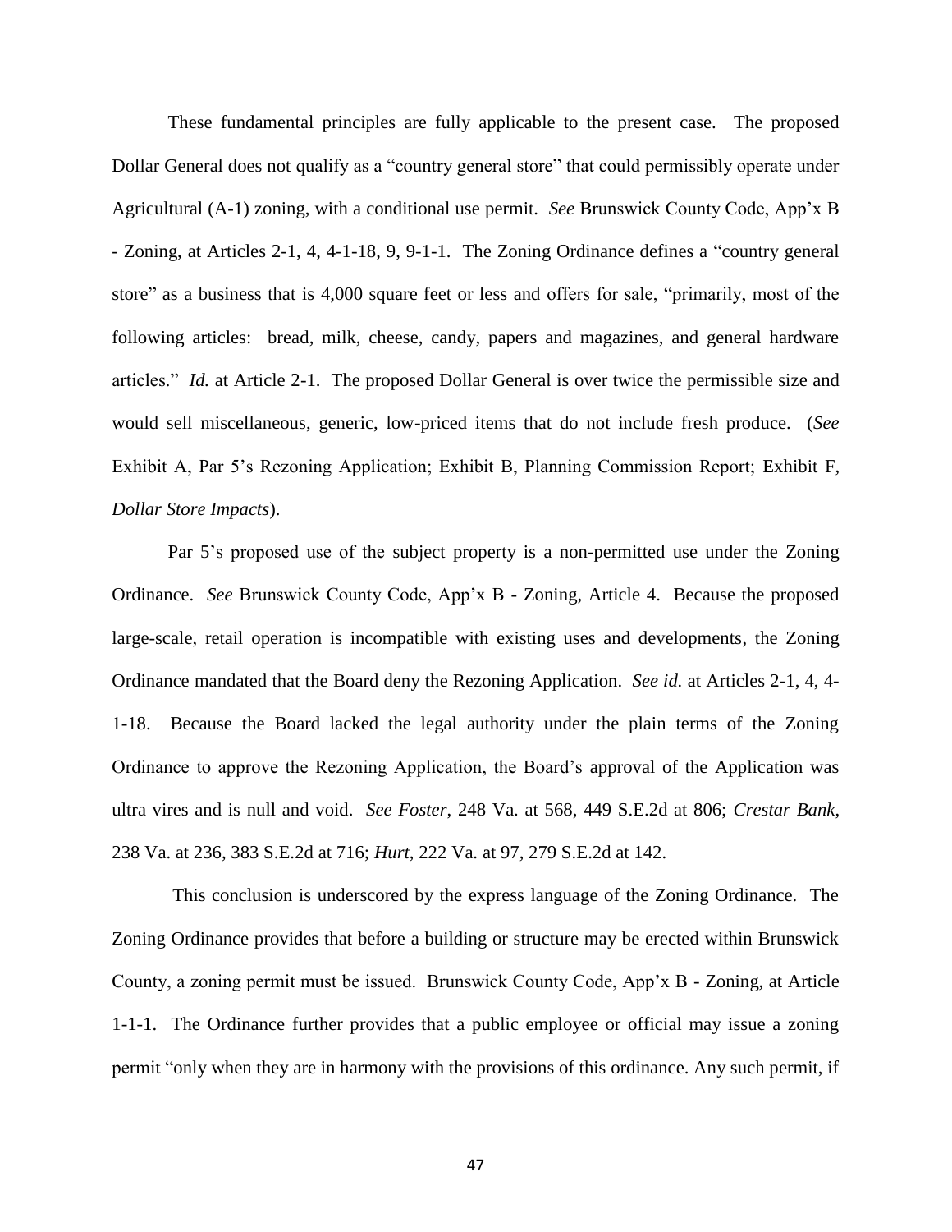These fundamental principles are fully applicable to the present case. The proposed Dollar General does not qualify as a "country general store" that could permissibly operate under Agricultural (A-1) zoning, with a conditional use permit. *See* Brunswick County Code, App'x B - Zoning, at Articles 2-1, 4, 4-1-18, 9, 9-1-1. The Zoning Ordinance defines a "country general store" as a business that is 4,000 square feet or less and offers for sale, "primarily, most of the following articles: bread, milk, cheese, candy, papers and magazines, and general hardware articles." *Id.* at Article 2-1. The proposed Dollar General is over twice the permissible size and would sell miscellaneous, generic, low-priced items that do not include fresh produce. (*See* Exhibit A, Par 5's Rezoning Application; Exhibit B, Planning Commission Report; Exhibit F, *Dollar Store Impacts*).

Par 5's proposed use of the subject property is a non-permitted use under the Zoning Ordinance. *See* Brunswick County Code, App'x B - Zoning, Article 4. Because the proposed large-scale, retail operation is incompatible with existing uses and developments, the Zoning Ordinance mandated that the Board deny the Rezoning Application. *See id.* at Articles 2-1, 4, 4-1-18. Because the Board lacked the legal authority under the plain terms of the Zoning Ordinance to approve the Rezoning Application, the Board's approval of the Application was ultra vires and is null and void. *See Foster*, 248 Va. at 568, 449 S.E.2d at 806; *Crestar Bank*, 238 Va. at 236, 383 S.E.2d at 716; *Hurt*, 222 Va. at 97, 279 S.E.2d at 142.

This conclusion is underscored by the express language of the Zoning Ordinance. The Zoning Ordinance provides that before a building or structure may be erected within Brunswick County, a zoning permit must be issued. Brunswick County Code, App'x B - Zoning, at Article 1-1-1. The Ordinance further provides that a public employee or official may issue a zoning permit "only when they are in harmony with the provisions of this ordinance. Any such permit, if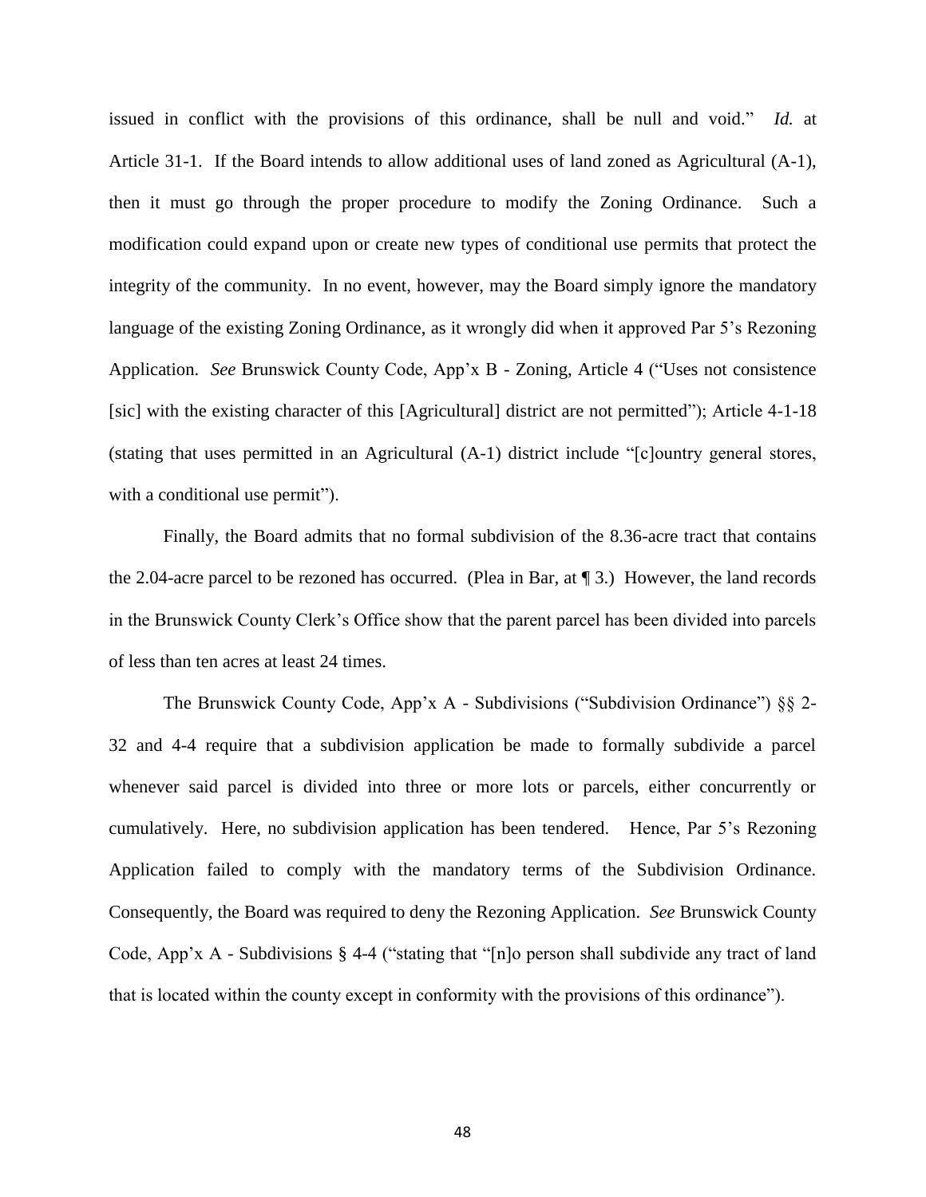issued in conflict with the provisions of this ordinance, shall be null and void." *Id.* at Article 31-1. If the Board intends to allow additional uses of land zoned as Agricultural (A-1), then it must go through the proper procedure to modify the Zoning Ordinance. Such a modification could expand upon or create new types of conditional use permits that protect the integrity of the community. In no event, however, may the Board simply ignore the mandatory language of the existing Zoning Ordinance, as it wrongly did when it approved Par 5's Rezoning Application. *See* Brunswick County Code, App'x B - Zoning, Article 4 ("Uses not consistence [sic] with the existing character of this [Agricultural] district are not permitted"); Article 4-1-18 (stating that uses permitted in an Agricultural (A-1) district include "[c]ountry general stores, with a conditional use permit").

Finally, the Board admits that no formal subdivision of the 8.36-acre tract that contains the 2.04-acre parcel to be rezoned has occurred. (Plea in Bar, at ¶ 3.) However, the land records in the Brunswick County Clerk's Office show that the parent parcel has been divided into parcels of less than ten acres at least 24 times.

The Brunswick County Code, App'x A - Subdivisions ("Subdivision Ordinance") §§ 2-32 and 4-4 require that a subdivision application be made to formally subdivide a parcel whenever said parcel is divided into three or more lots or parcels, either concurrently or cumulatively. Here, no subdivision application has been tendered. Hence, Par 5's Rezoning Application failed to comply with the mandatory terms of the Subdivision Ordinance. Consequently, the Board was required to deny the Rezoning Application. *See* Brunswick County Code, App'x A - Subdivisions § 4-4 ("stating that "[n]o person shall subdivide any tract of land that is located within the county except in conformity with the provisions of this ordinance").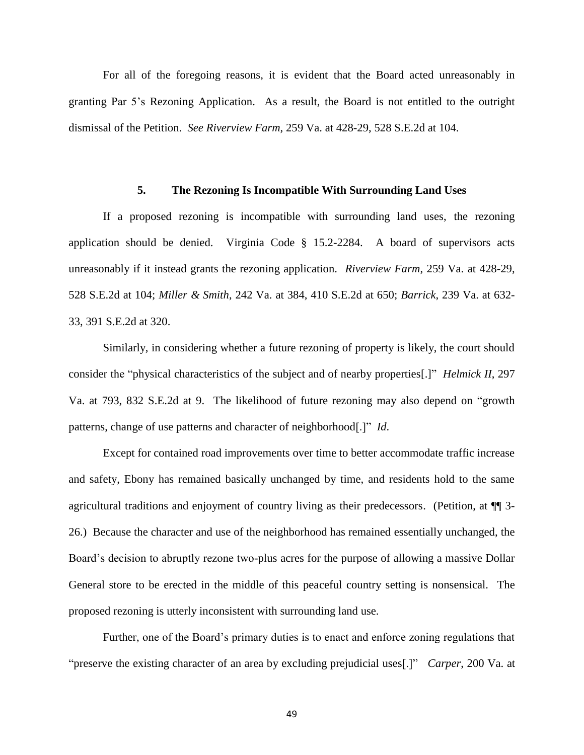For all of the foregoing reasons, it is evident that the Board acted unreasonably in granting Par 5's Rezoning Application. As a result, the Board is not entitled to the outright dismissal of the Petition. *See Riverview Farm*, 259 Va. at 428-29, 528 S.E.2d at 104.

### 5. The Rezoning Is Incompatible With Surrounding Land Uses

If a proposed rezoning is incompatible with surrounding land uses, the rezoning application should be denied. Virginia Code § 15.2-2284. A board of supervisors acts unreasonably if it instead grants the rezoning application. *Riverview Farm*, 259 Va. at 428-29, 528 S.E.2d at 104; *Miller & Smith*, 242 Va. at 384, 410 S.E.2d at 650; *Barrick*, 239 Va. at 632-33, 391 S.E.2d at 320.

Similarly, in considering whether a future rezoning of property is likely, the court should consider the "physical characteristics of the subject and of nearby properties[.]" *Helmick II*, 297 Va. at 793, 832 S.E.2d at 9. The likelihood of future rezoning may also depend on "growth patterns, change of use patterns and character of neighborhood[.]" *Id.*

Except for contained road improvements over time to better accommodate traffic increase and safety, Ebony has remained basically unchanged by time, and residents hold to the same agricultural traditions and enjoyment of country living as their predecessors. (Petition, at ¶¶ 3-26.) Because the character and use of the neighborhood has remained essentially unchanged, the Board's decision to abruptly rezone two-plus acres for the purpose of allowing a massive Dollar General store to be erected in the middle of this peaceful country setting is nonsensical. The proposed rezoning is utterly inconsistent with surrounding land use.

Further, one of the Board's primary duties is to enact and enforce zoning regulations that "preserve the existing character of an area by excluding prejudicial uses[.]" *Carper*, 200 Va. at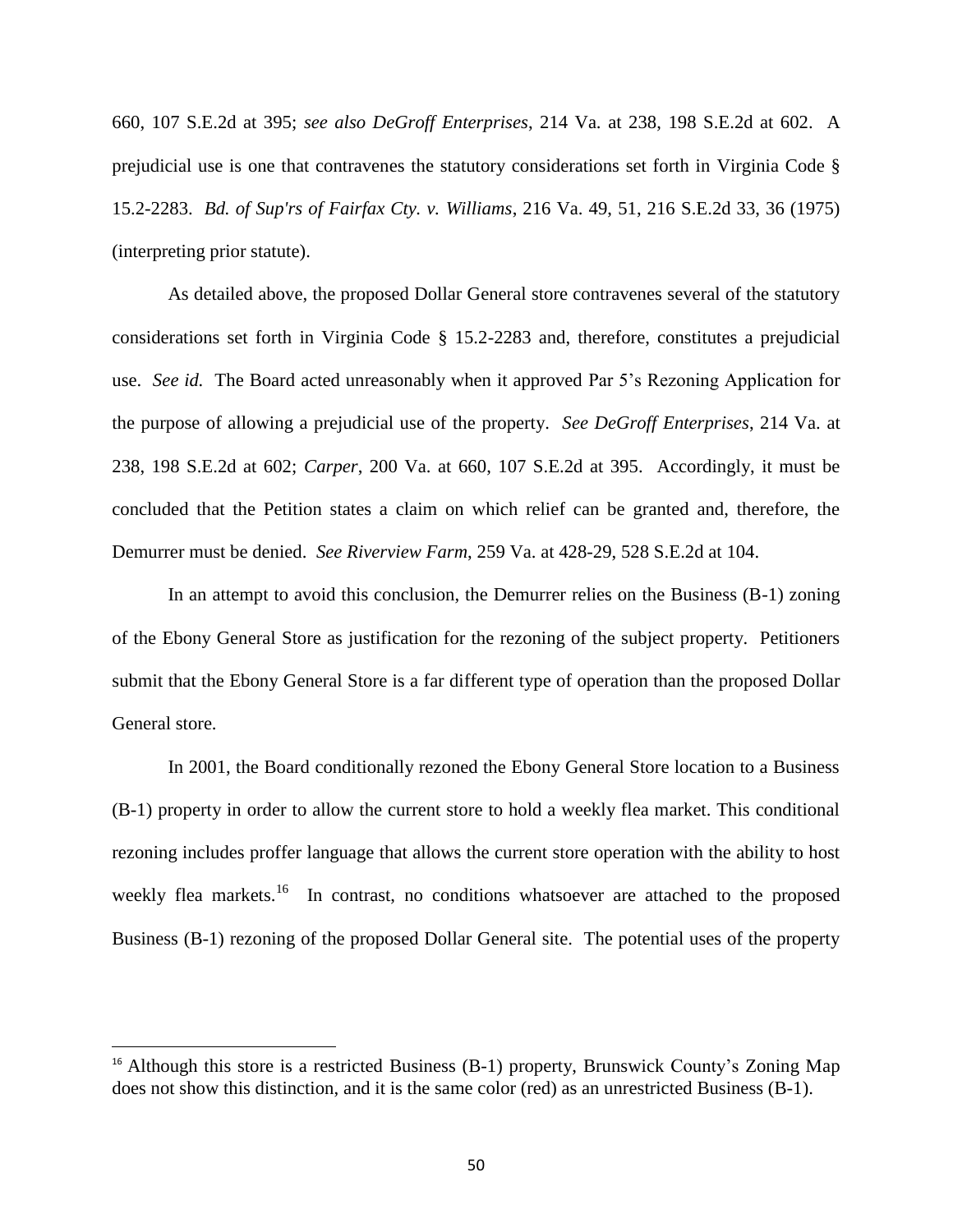660, 107 S.E.2d at 395; *see also DeGroff Enterprises*, 214 Va. at 238, 198 S.E.2d at 602. A prejudicial use is one that contravenes the statutory considerations set forth in Virginia Code § 15.2-2283. *Bd. of Sup'rs of Fairfax Cty. v. Williams*, 216 Va. 49, 51, 216 S.E.2d 33, 36 (1975) (interpreting prior statute).

As detailed above, the proposed Dollar General store contravenes several of the statutory considerations set forth in Virginia Code § 15.2-2283 and, therefore, constitutes a prejudicial use. *See id.* The Board acted unreasonably when it approved Par 5's Rezoning Application for the purpose of allowing a prejudicial use of the property. *See DeGroff Enterprises*, 214 Va. at 238, 198 S.E.2d at 602; *Carper*, 200 Va. at 660, 107 S.E.2d at 395. Accordingly, it must be concluded that the Petition states a claim on which relief can be granted and, therefore, the Demurrer must be denied. *See Riverview Farm*, 259 Va. at 428-29, 528 S.E.2d at 104.

In an attempt to avoid this conclusion, the Demurrer relies on the Business (B-1) zoning of the Ebony General Store as justification for the rezoning of the subject property. Petitioners submit that the Ebony General Store is a far different type of operation than the proposed Dollar General store.

In 2001, the Board conditionally rezoned the Ebony General Store location to a Business (B-1) property in order to allow the current store to hold a weekly flea market. This conditional rezoning includes proffer language that allows the current store operation with the ability to host weekly flea markets.[16] In contrast, no conditions whatsoever are attached to the proposed Business (B-1) rezoning of the proposed Dollar General site. The potential uses of the property

[16] Although this store is a restricted Business (B-1) property, Brunswick County's Zoning Map does not show this distinction, and it is the same color (red) as an unrestricted Business (B-1).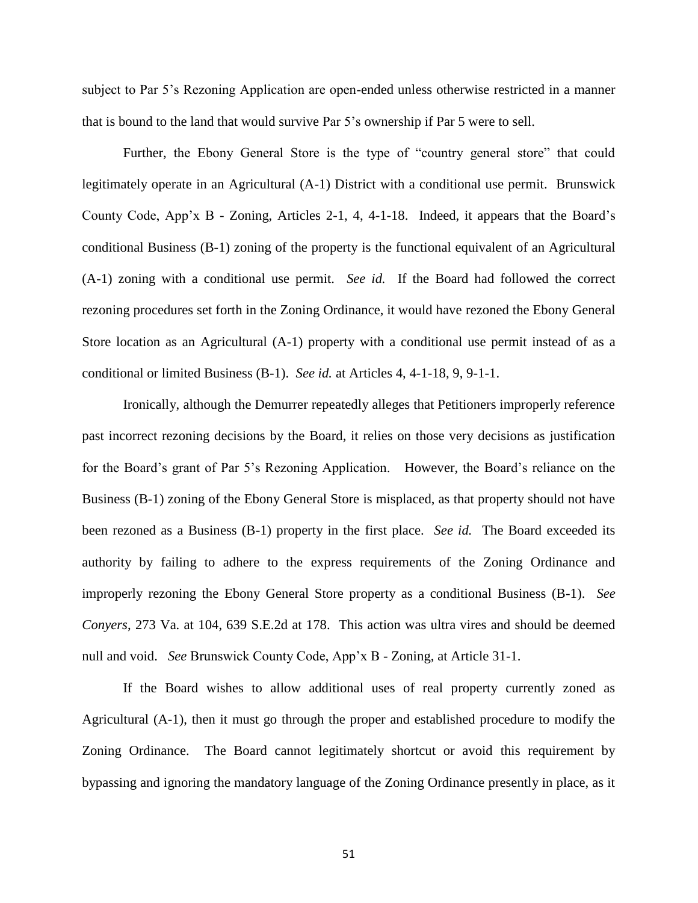subject to Par 5's Rezoning Application are open-ended unless otherwise restricted in a manner that is bound to the land that would survive Par 5's ownership if Par 5 were to sell.

Further, the Ebony General Store is the type of "country general store" that could legitimately operate in an Agricultural (A-1) District with a conditional use permit. Brunswick County Code, App'x B - Zoning, Articles 2-1, 4, 4-1-18. Indeed, it appears that the Board's conditional Business (B-1) zoning of the property is the functional equivalent of an Agricultural (A-1) zoning with a conditional use permit. *See id.* If the Board had followed the correct rezoning procedures set forth in the Zoning Ordinance, it would have rezoned the Ebony General Store location as an Agricultural (A-1) property with a conditional use permit instead of as a conditional or limited Business (B-1). *See id.* at Articles 4, 4-1-18, 9, 9-1-1.

Ironically, although the Demurrer repeatedly alleges that Petitioners improperly reference past incorrect rezoning decisions by the Board, it relies on those very decisions as justification for the Board's grant of Par 5's Rezoning Application. However, the Board's reliance on the Business (B-1) zoning of the Ebony General Store is misplaced, as that property should not have been rezoned as a Business (B-1) property in the first place. *See id.* The Board exceeded its authority by failing to adhere to the express requirements of the Zoning Ordinance and improperly rezoning the Ebony General Store property as a conditional Business (B-1). *See Conyers*, 273 Va. at 104, 639 S.E.2d at 178. This action was ultra vires and should be deemed null and void. *See* Brunswick County Code, App'x B - Zoning, at Article 31-1.

If the Board wishes to allow additional uses of real property currently zoned as Agricultural (A-1), then it must go through the proper and established procedure to modify the Zoning Ordinance. The Board cannot legitimately shortcut or avoid this requirement by bypassing and ignoring the mandatory language of the Zoning Ordinance presently in place, as it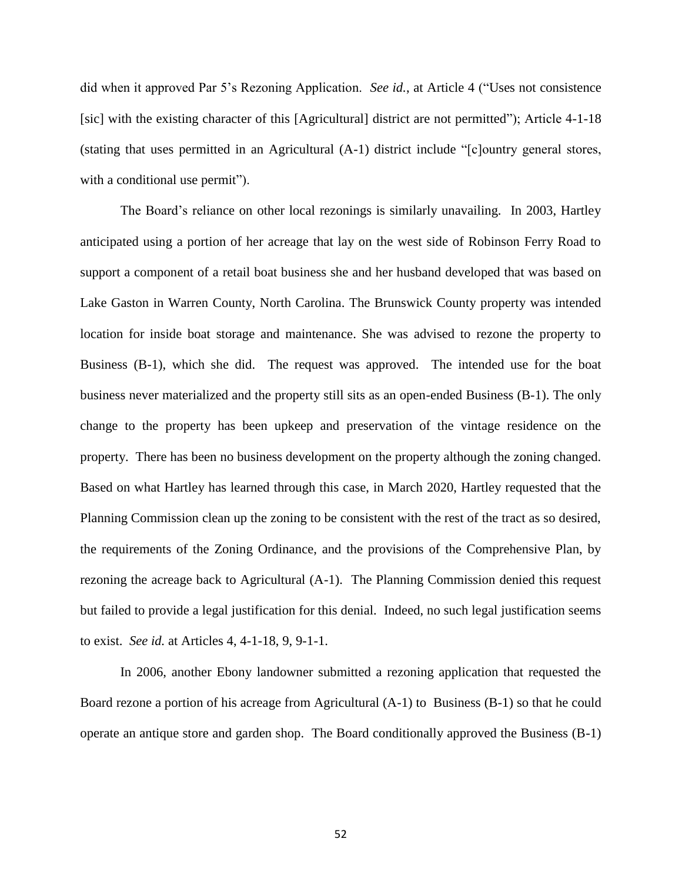did when it approved Par 5's Rezoning Application. *See id.*, at Article 4 ("Uses not consistence [sic] with the existing character of this [Agricultural] district are not permitted"); Article 4-1-18 (stating that uses permitted in an Agricultural (A-1) district include "[c]ountry general stores, with a conditional use permit").

The Board's reliance on other local rezonings is similarly unavailing. In 2003, Hartley anticipated using a portion of her acreage that lay on the west side of Robinson Ferry Road to support a component of a retail boat business she and her husband developed that was based on Lake Gaston in Warren County, North Carolina. The Brunswick County property was intended location for inside boat storage and maintenance. She was advised to rezone the property to Business (B-1), which she did. The request was approved. The intended use for the boat business never materialized and the property still sits as an open-ended Business (B-1). The only change to the property has been upkeep and preservation of the vintage residence on the property. There has been no business development on the property although the zoning changed. Based on what Hartley has learned through this case, in March 2020, Hartley requested that the Planning Commission clean up the zoning to be consistent with the rest of the tract as so desired, the requirements of the Zoning Ordinance, and the provisions of the Comprehensive Plan, by rezoning the acreage back to Agricultural (A-1). The Planning Commission denied this request but failed to provide a legal justification for this denial. Indeed, no such legal justification seems to exist. *See id.* at Articles 4, 4-1-18, 9, 9-1-1.

In 2006, another Ebony landowner submitted a rezoning application that requested the Board rezone a portion of his acreage from Agricultural (A-1) to Business (B-1) so that he could operate an antique store and garden shop. The Board conditionally approved the Business (B-1)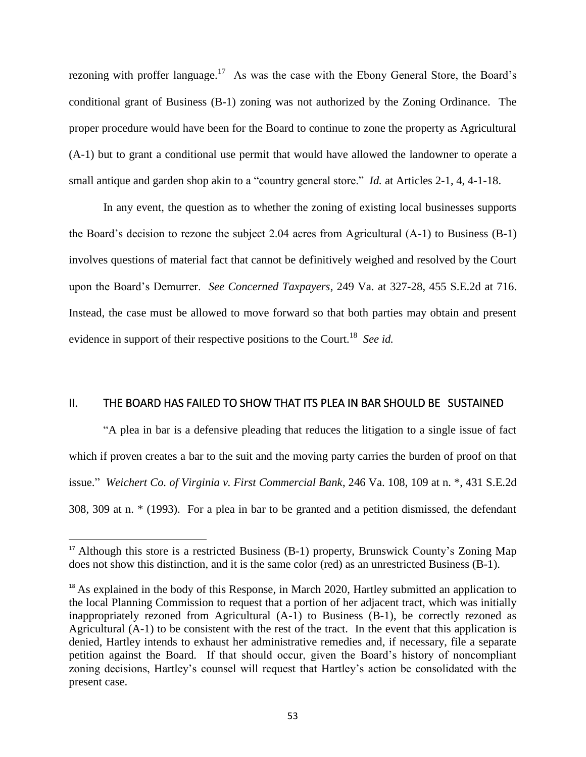rezoning with proffer language.[17] As was the case with the Ebony General Store, the Board's conditional grant of Business (B-1) zoning was not authorized by the Zoning Ordinance. The proper procedure would have been for the Board to continue to zone the property as Agricultural (A-1) but to grant a conditional use permit that would have allowed the landowner to operate a small antique and garden shop akin to a "country general store." *Id.* at Articles 2-1, 4, 4-1-18.

In any event, the question as to whether the zoning of existing local businesses supports the Board's decision to rezone the subject 2.04 acres from Agricultural (A-1) to Business (B-1) involves questions of material fact that cannot be definitively weighed and resolved by the Court upon the Board's Demurrer. *See Concerned Taxpayers*, 249 Va. at 327-28, 455 S.E.2d at 716. Instead, the case must be allowed to move forward so that both parties may obtain and present evidence in support of their respective positions to the Court.[18] *See id.*

## II. THE BOARD HAS FAILED TO SHOW THAT ITS PLEA IN BAR SHOULD BE SUSTAINED

"A plea in bar is a defensive pleading that reduces the litigation to a single issue of fact which if proven creates a bar to the suit and the moving party carries the burden of proof on that issue." *Weichert Co. of Virginia v. First Commercial Bank*, 246 Va. 108, 109 at n. *, 431 S.E.2d 308, 309 at n. * (1993). For a plea in bar to be granted and a petition dismissed, the defendant

---

[17] Although this store is a restricted Business (B-1) property, Brunswick County's Zoning Map does not show this distinction, and it is the same color (red) as an unrestricted Business (B-1).

[18] As explained in the body of this Response, in March 2020, Hartley submitted an application to the local Planning Commission to request that a portion of her adjacent tract, which was initially inappropriately rezoned from Agricultural (A-1) to Business (B-1), be correctly rezoned as Agricultural (A-1) to be consistent with the rest of the tract. In the event that this application is denied, Hartley intends to exhaust her administrative remedies and, if necessary, file a separate petition against the Board. If that should occur, given the Board's history of noncompliant zoning decisions, Hartley's counsel will request that Hartley's action be consolidated with the present case.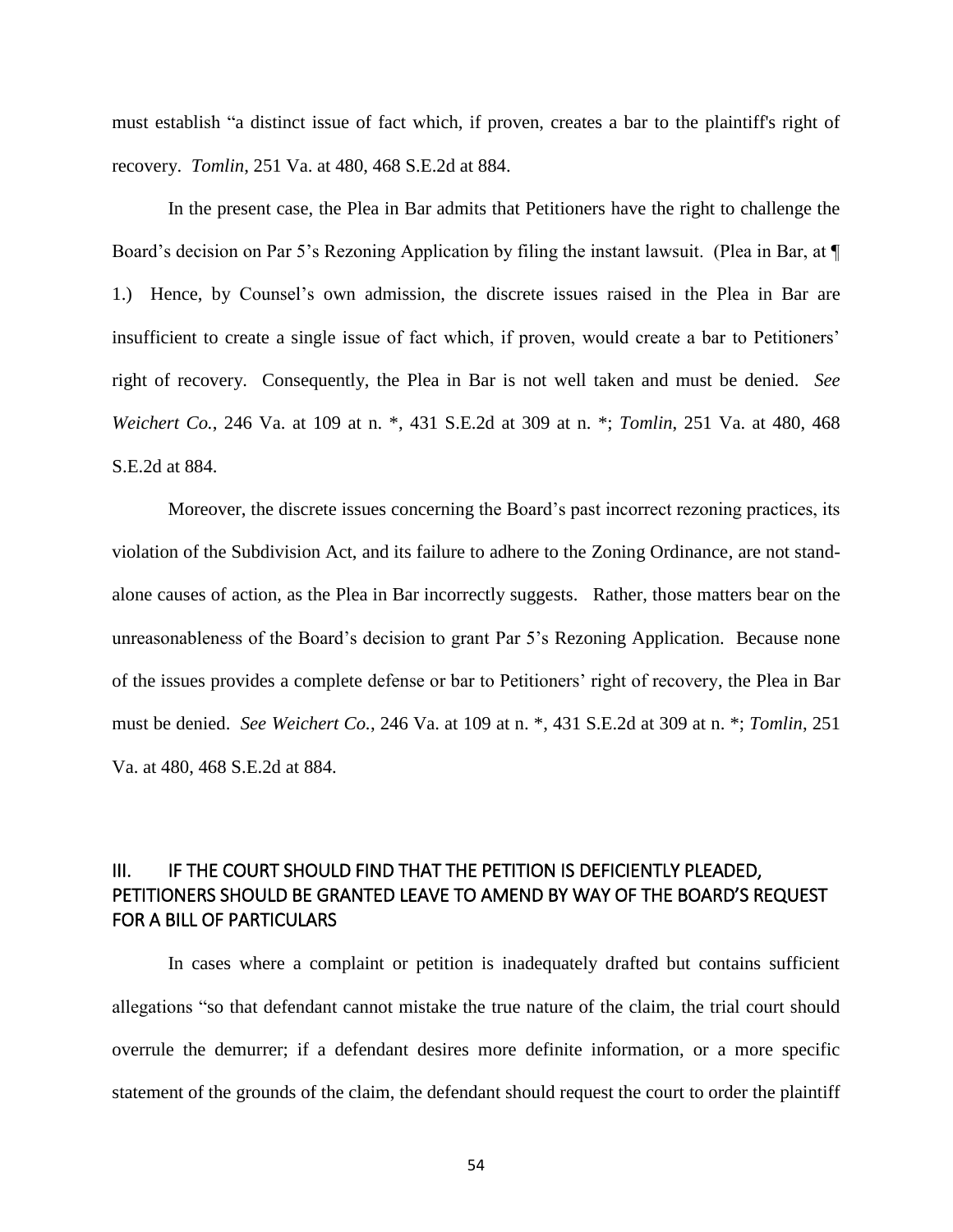must establish "a distinct issue of fact which, if proven, creates a bar to the plaintiff's right of recovery. *Tomlin*, 251 Va. at 480, 468 S.E.2d at 884.

In the present case, the Plea in Bar admits that Petitioners have the right to challenge the Board's decision on Par 5's Rezoning Application by filing the instant lawsuit. (Plea in Bar, at ¶ 1.) Hence, by Counsel's own admission, the discrete issues raised in the Plea in Bar are insufficient to create a single issue of fact which, if proven, would create a bar to Petitioners' right of recovery. Consequently, the Plea in Bar is not well taken and must be denied. *See Weichert Co.*, 246 Va. at 109 at n. *, 431 S.E.2d at 309 at n. *; *Tomlin*, 251 Va. at 480, 468 S.E.2d at 884.

Moreover, the discrete issues concerning the Board's past incorrect rezoning practices, its violation of the Subdivision Act, and its failure to adhere to the Zoning Ordinance, are not stand-alone causes of action, as the Plea in Bar incorrectly suggests. Rather, those matters bear on the unreasonableness of the Board's decision to grant Par 5's Rezoning Application. Because none of the issues provides a complete defense or bar to Petitioners' right of recovery, the Plea in Bar must be denied. *See Weichert Co.*, 246 Va. at 109 at n. *, 431 S.E.2d at 309 at n. *; *Tomlin*, 251 Va. at 480, 468 S.E.2d at 884.

## III. IF THE COURT SHOULD FIND THAT THE PETITION IS DEFICIENTLY PLEADED, PETITIONERS SHOULD BE GRANTED LEAVE TO AMEND BY WAY OF THE BOARD'S REQUEST FOR A BILL OF PARTICULARS

In cases where a complaint or petition is inadequately drafted but contains sufficient allegations "so that defendant cannot mistake the true nature of the claim, the trial court should overrule the demurrer; if a defendant desires more definite information, or a more specific statement of the grounds of the claim, the defendant should request the court to order the plaintiff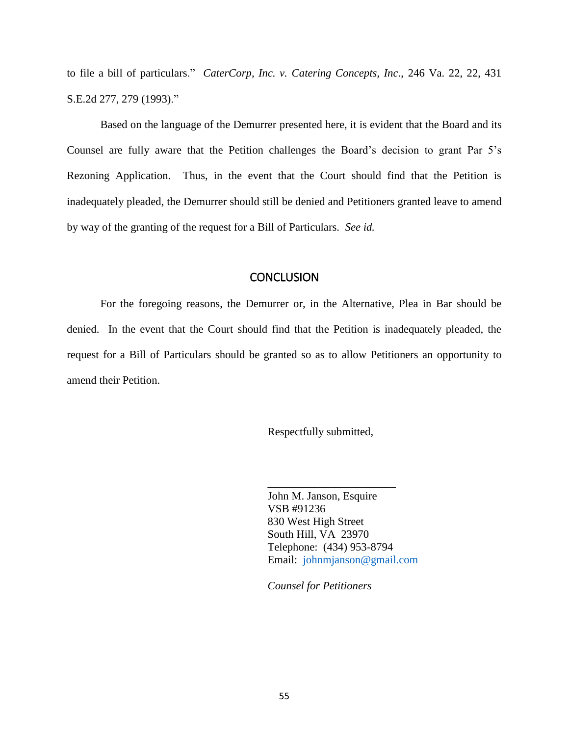to file a bill of particulars." *CaterCorp, Inc. v. Catering Concepts, Inc*., 246 Va. 22, 22, 431 S.E.2d 277, 279 (1993)."

Based on the language of the Demurrer presented here, it is evident that the Board and its Counsel are fully aware that the Petition challenges the Board's decision to grant Par 5's Rezoning Application. Thus, in the event that the Court should find that the Petition is inadequately pleaded, the Demurrer should still be denied and Petitioners granted leave to amend by way of the granting of the request for a Bill of Particulars. *See id.*

## CONCLUSION

For the foregoing reasons, the Demurrer or, in the Alternative, Plea in Bar should be denied. In the event that the Court should find that the Petition is inadequately pleaded, the request for a Bill of Particulars should be granted so as to allow Petitioners an opportunity to amend their Petition.

Respectfully submitted,

\_\_\_\_\_\_\_\_\_\_\_\_\_\_\_\_\_\_\_\_\_\_\_\_

John M. Janson, Esquire
VSB #91236
830 West High Street
South Hill, VA 23970
Telephone: (434) 953-8794
Email: johnmjanson@gmail.com

*Counsel for Petitioners*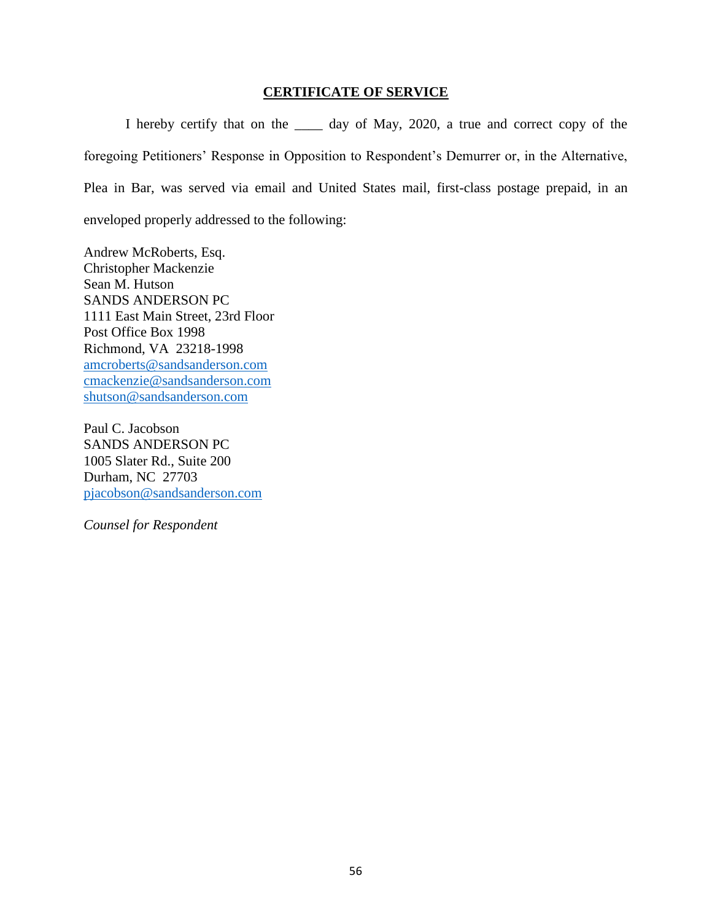## **CERTIFICATE OF SERVICE**

I hereby certify that on the ____ day of May, 2020, a true and correct copy of the foregoing Petitioners' Response in Opposition to Respondent's Demurrer or, in the Alternative, Plea in Bar, was served via email and United States mail, first-class postage prepaid, in an enveloped properly addressed to the following:

Andrew McRoberts, Esq.  
Christopher Mackenzie  
Sean M. Hutson  
SANDS ANDERSON PC  
1111 East Main Street, 23rd Floor  
Post Office Box 1998  
Richmond, VA 23218-1998  
amcroberts@sandsanderson.com  
cmackenzie@sandsanderson.com  
shutson@sandsanderson.com

Paul C. Jacobson  
SANDS ANDERSON PC  
1005 Slater Rd., Suite 200  
Durham, NC 27703  
pjacobson@sandsanderson.com

*Counsel for Respondent*